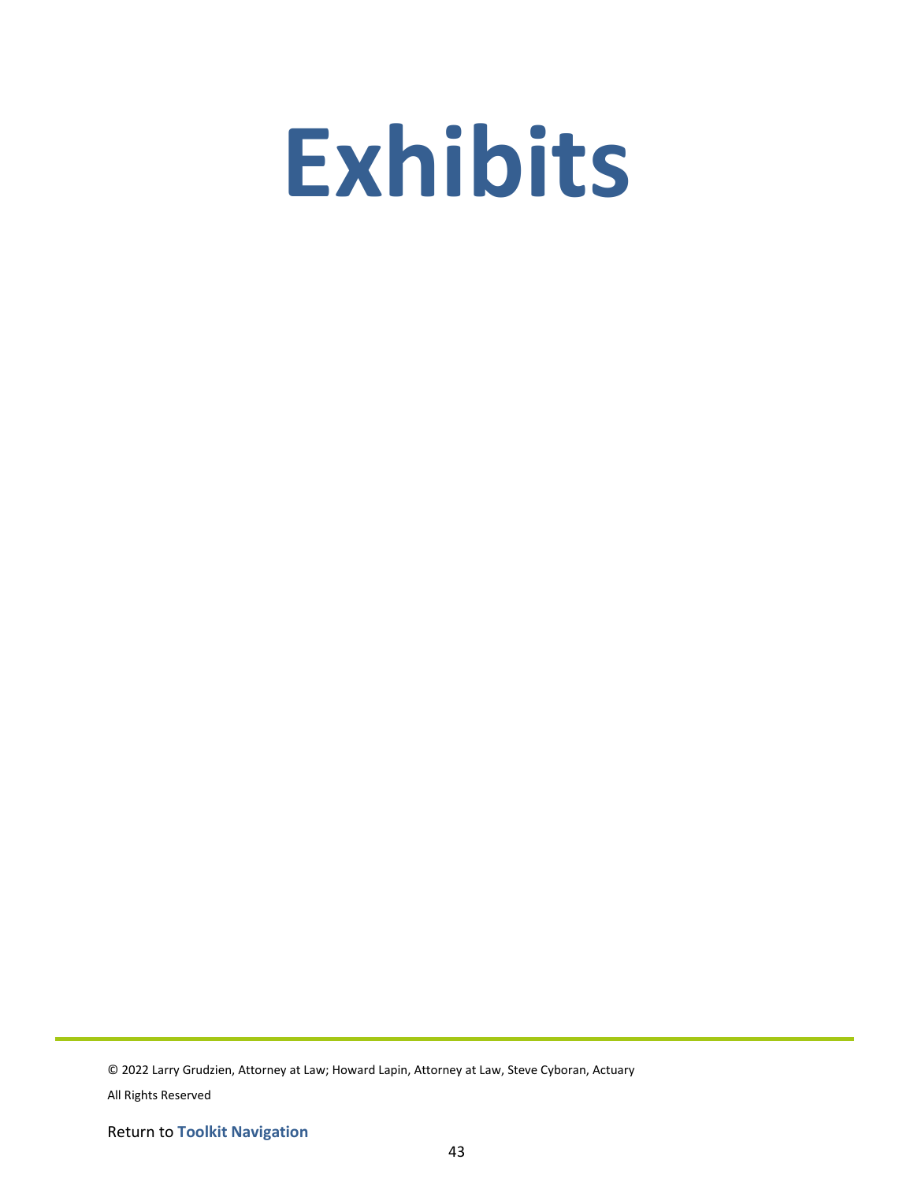# Exhibits

© 2022 Larry Grudzien, Attorney at Law; Howard Lapin, Attorney at Law, Steve Cyboran, Actuary

All Rights Reserved

Return to **Toolkit Navigation**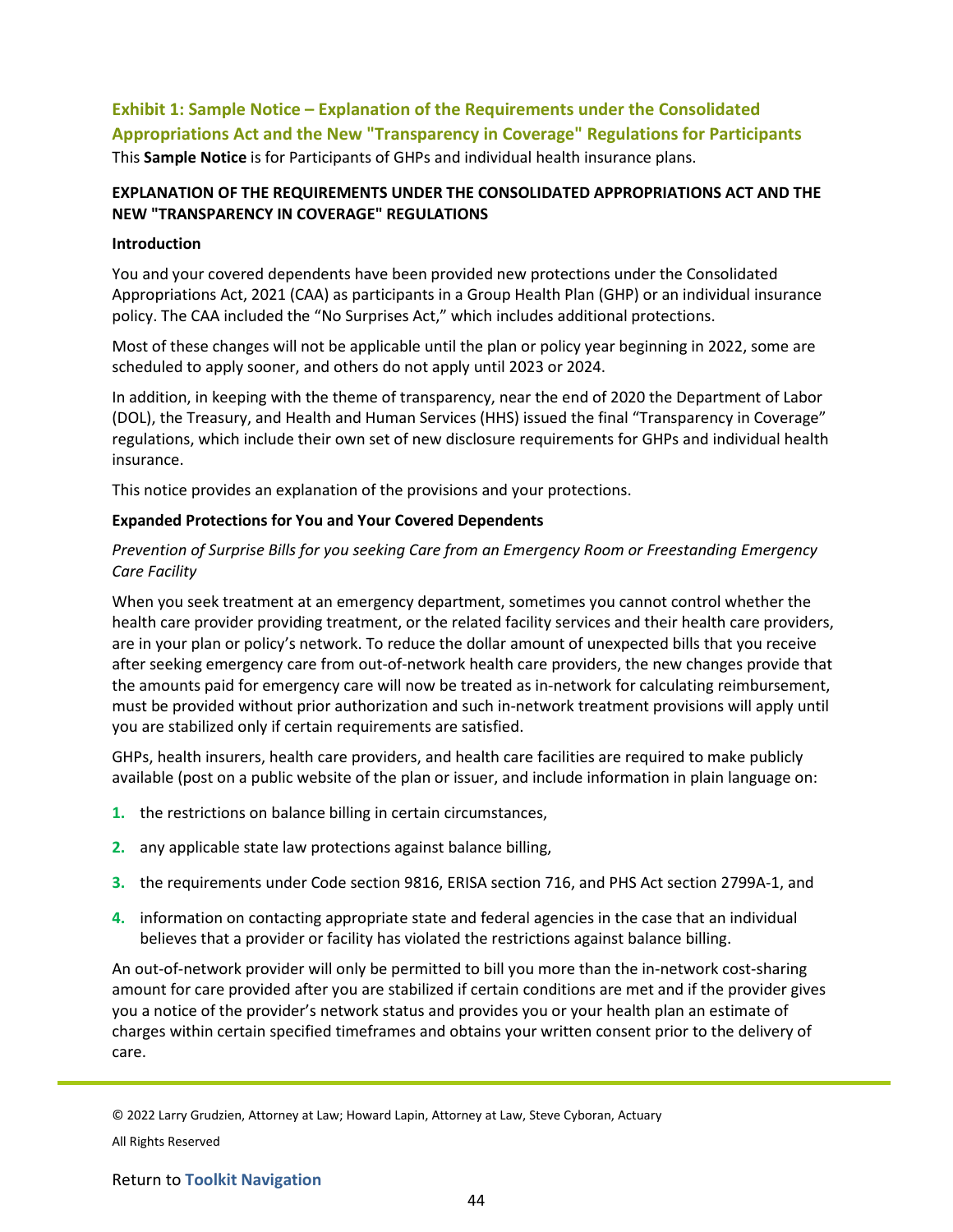## Exhibit 1: Sample Notice – Explanation of the Requirements under the Consolidated Appropriations Act and the New "Transparency in Coverage" Regulations for Participants

This **Sample Notice** is for Participants of GHPs and individual health insurance plans.

**EXPLANATION OF THE REQUIREMENTS UNDER THE CONSOLIDATED APPROPRIATIONS ACT AND THE NEW "TRANSPARENCY IN COVERAGE" REGULATIONS**

**Introduction**

You and your covered dependents have been provided new protections under the Consolidated Appropriations Act, 2021 (CAA) as participants in a Group Health Plan (GHP) or an individual insurance policy. The CAA included the "No Surprises Act," which includes additional protections.

Most of these changes will not be applicable until the plan or policy year beginning in 2022, some are scheduled to apply sooner, and others do not apply until 2023 or 2024.

In addition, in keeping with the theme of transparency, near the end of 2020 the Department of Labor (DOL), the Treasury, and Health and Human Services (HHS) issued the final "Transparency in Coverage" regulations, which include their own set of new disclosure requirements for GHPs and individual health insurance.

This notice provides an explanation of the provisions and your protections.

**Expanded Protections for You and Your Covered Dependents**

*Prevention of Surprise Bills for you seeking Care from an Emergency Room or Freestanding Emergency Care Facility*

When you seek treatment at an emergency department, sometimes you cannot control whether the health care provider providing treatment, or the related facility services and their health care providers, are in your plan or policy's network. To reduce the dollar amount of unexpected bills that you receive after seeking emergency care from out-of-network health care providers, the new changes provide that the amounts paid for emergency care will now be treated as in-network for calculating reimbursement, must be provided without prior authorization and such in-network treatment provisions will apply until you are stabilized only if certain requirements are satisfied.

GHPs, health insurers, health care providers, and health care facilities are required to make publicly available (post on a public website of the plan or issuer, and include information in plain language on:

1. the restrictions on balance billing in certain circumstances,
2. any applicable state law protections against balance billing,
3. the requirements under Code section 9816, ERISA section 716, and PHS Act section 2799A-1, and
4. information on contacting appropriate state and federal agencies in the case that an individual believes that a provider or facility has violated the restrictions against balance billing.

An out-of-network provider will only be permitted to bill you more than the in-network cost-sharing amount for care provided after you are stabilized if certain conditions are met and if the provider gives you a notice of the provider's network status and provides you or your health plan an estimate of charges within certain specified timeframes and obtains your written consent prior to the delivery of care.

© 2022 Larry Grudzien, Attorney at Law; Howard Lapin, Attorney at Law, Steve Cyboran, Actuary

All Rights Reserved

Return to **Toolkit Navigation**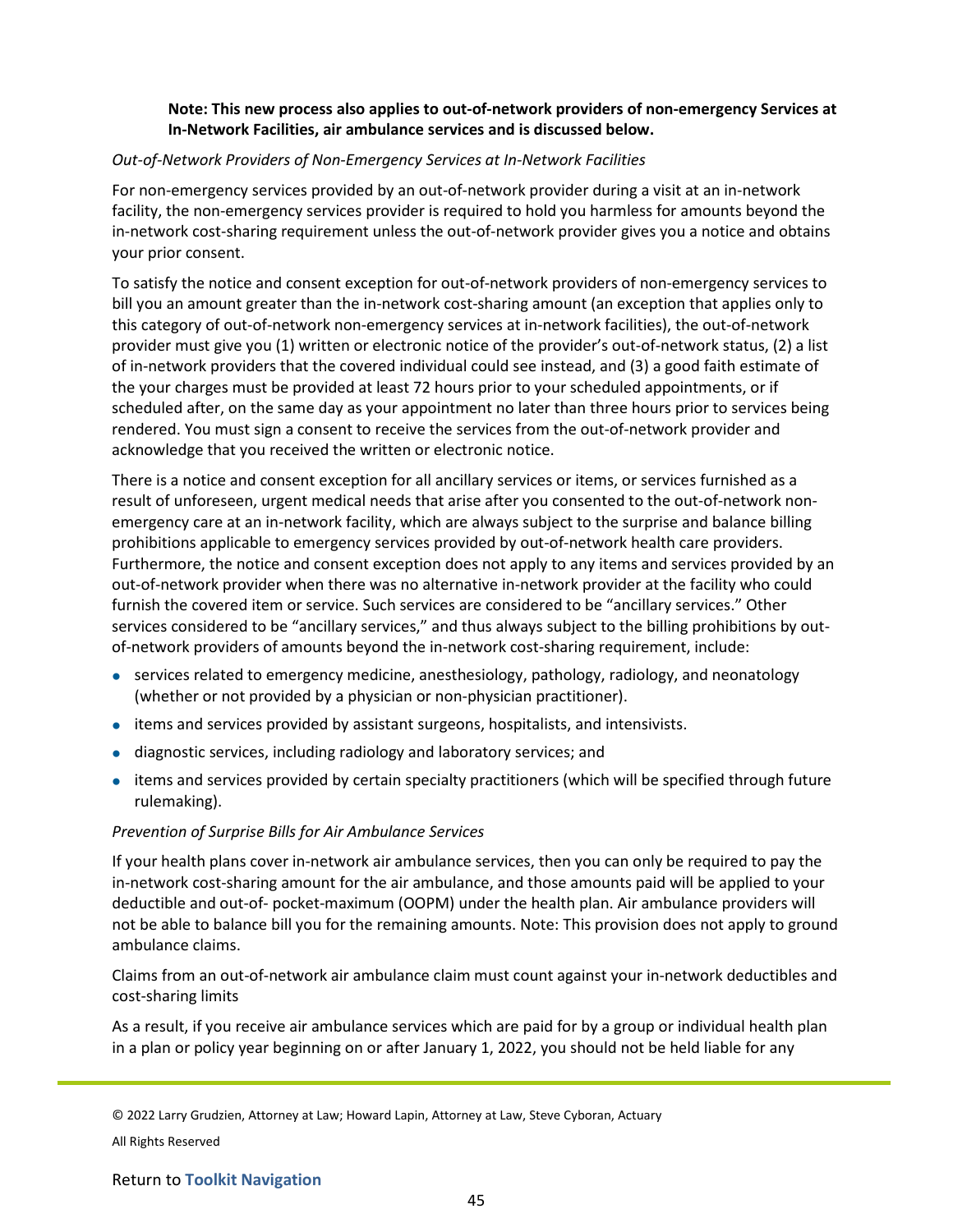**Note: This new process also applies to out-of-network providers of non-emergency Services at In-Network Facilities, air ambulance services and is discussed below.**

*Out-of-Network Providers of Non-Emergency Services at In-Network Facilities*

For non-emergency services provided by an out-of-network provider during a visit at an in-network facility, the non-emergency services provider is required to hold you harmless for amounts beyond the in-network cost-sharing requirement unless the out-of-network provider gives you a notice and obtains your prior consent.

To satisfy the notice and consent exception for out-of-network providers of non-emergency services to bill you an amount greater than the in-network cost-sharing amount (an exception that applies only to this category of out-of-network non-emergency services at in-network facilities), the out-of-network provider must give you (1) written or electronic notice of the provider's out-of-network status, (2) a list of in-network providers that the covered individual could see instead, and (3) a good faith estimate of the your charges must be provided at least 72 hours prior to your scheduled appointments, or if scheduled after, on the same day as your appointment no later than three hours prior to services being rendered. You must sign a consent to receive the services from the out-of-network provider and acknowledge that you received the written or electronic notice.

There is a notice and consent exception for all ancillary services or items, or services furnished as a result of unforeseen, urgent medical needs that arise after you consented to the out-of-network non-emergency care at an in-network facility, which are always subject to the surprise and balance billing prohibitions applicable to emergency services provided by out-of-network health care providers. Furthermore, the notice and consent exception does not apply to any items and services provided by an out-of-network provider when there was no alternative in-network provider at the facility who could furnish the covered item or service. Such services are considered to be "ancillary services." Other services considered to be "ancillary services," and thus always subject to the billing prohibitions by out-of-network providers of amounts beyond the in-network cost-sharing requirement, include:

- services related to emergency medicine, anesthesiology, pathology, radiology, and neonatology (whether or not provided by a physician or non-physician practitioner).
- items and services provided by assistant surgeons, hospitalists, and intensivists.
- diagnostic services, including radiology and laboratory services; and
- items and services provided by certain specialty practitioners (which will be specified through future rulemaking).

*Prevention of Surprise Bills for Air Ambulance Services*

If your health plans cover in-network air ambulance services, then you can only be required to pay the in-network cost-sharing amount for the air ambulance, and those amounts paid will be applied to your deductible and out-of- pocket-maximum (OOPM) under the health plan. Air ambulance providers will not be able to balance bill you for the remaining amounts. Note: This provision does not apply to ground ambulance claims.

Claims from an out-of-network air ambulance claim must count against your in-network deductibles and cost-sharing limits

As a result, if you receive air ambulance services which are paid for by a group or individual health plan in a plan or policy year beginning on or after January 1, 2022, you should not be held liable for any

© 2022 Larry Grudzien, Attorney at Law; Howard Lapin, Attorney at Law, Steve Cyboran, Actuary

All Rights Reserved

Return to **Toolkit Navigation**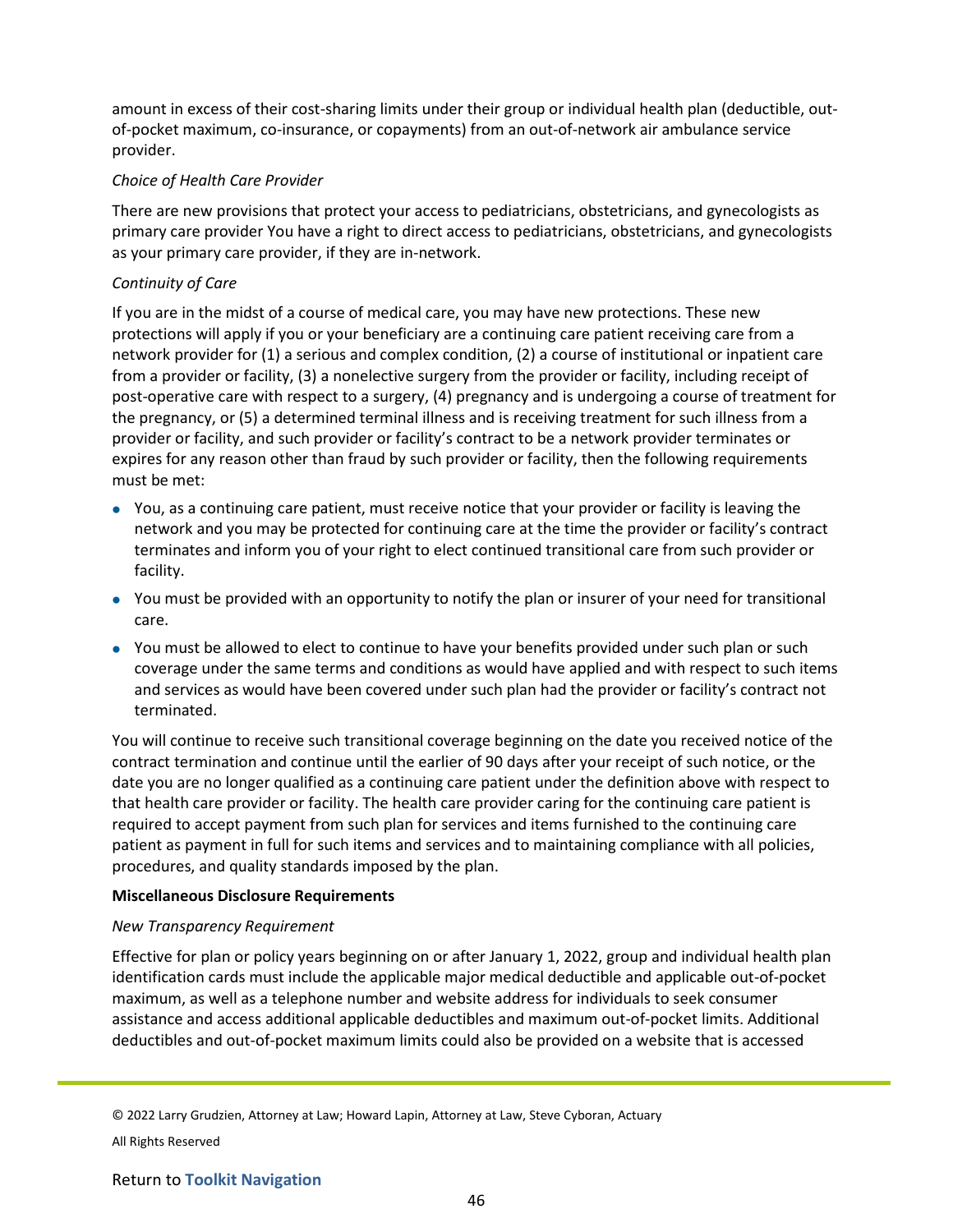amount in excess of their cost-sharing limits under their group or individual health plan (deductible, out-of-pocket maximum, co-insurance, or copayments) from an out-of-network air ambulance service provider.

*Choice of Health Care Provider*

There are new provisions that protect your access to pediatricians, obstetricians, and gynecologists as primary care provider You have a right to direct access to pediatricians, obstetricians, and gynecologists as your primary care provider, if they are in-network.

*Continuity of Care*

If you are in the midst of a course of medical care, you may have new protections. These new protections will apply if you or your beneficiary are a continuing care patient receiving care from a network provider for (1) a serious and complex condition, (2) a course of institutional or inpatient care from a provider or facility, (3) a nonelective surgery from the provider or facility, including receipt of post-operative care with respect to a surgery, (4) pregnancy and is undergoing a course of treatment for the pregnancy, or (5) a determined terminal illness and is receiving treatment for such illness from a provider or facility, and such provider or facility's contract to be a network provider terminates or expires for any reason other than fraud by such provider or facility, then the following requirements must be met:

- You, as a continuing care patient, must receive notice that your provider or facility is leaving the network and you may be protected for continuing care at the time the provider or facility's contract terminates and inform you of your right to elect continued transitional care from such provider or facility.
- You must be provided with an opportunity to notify the plan or insurer of your need for transitional care.
- You must be allowed to elect to continue to have your benefits provided under such plan or such coverage under the same terms and conditions as would have applied and with respect to such items and services as would have been covered under such plan had the provider or facility's contract not terminated.

You will continue to receive such transitional coverage beginning on the date you received notice of the contract termination and continue until the earlier of 90 days after your receipt of such notice, or the date you are no longer qualified as a continuing care patient under the definition above with respect to that health care provider or facility. The health care provider caring for the continuing care patient is required to accept payment from such plan for services and items furnished to the continuing care patient as payment in full for such items and services and to maintaining compliance with all policies, procedures, and quality standards imposed by the plan.

**Miscellaneous Disclosure Requirements**

*New Transparency Requirement*

Effective for plan or policy years beginning on or after January 1, 2022, group and individual health plan identification cards must include the applicable major medical deductible and applicable out-of-pocket maximum, as well as a telephone number and website address for individuals to seek consumer assistance and access additional applicable deductibles and maximum out-of-pocket limits. Additional deductibles and out-of-pocket maximum limits could also be provided on a website that is accessed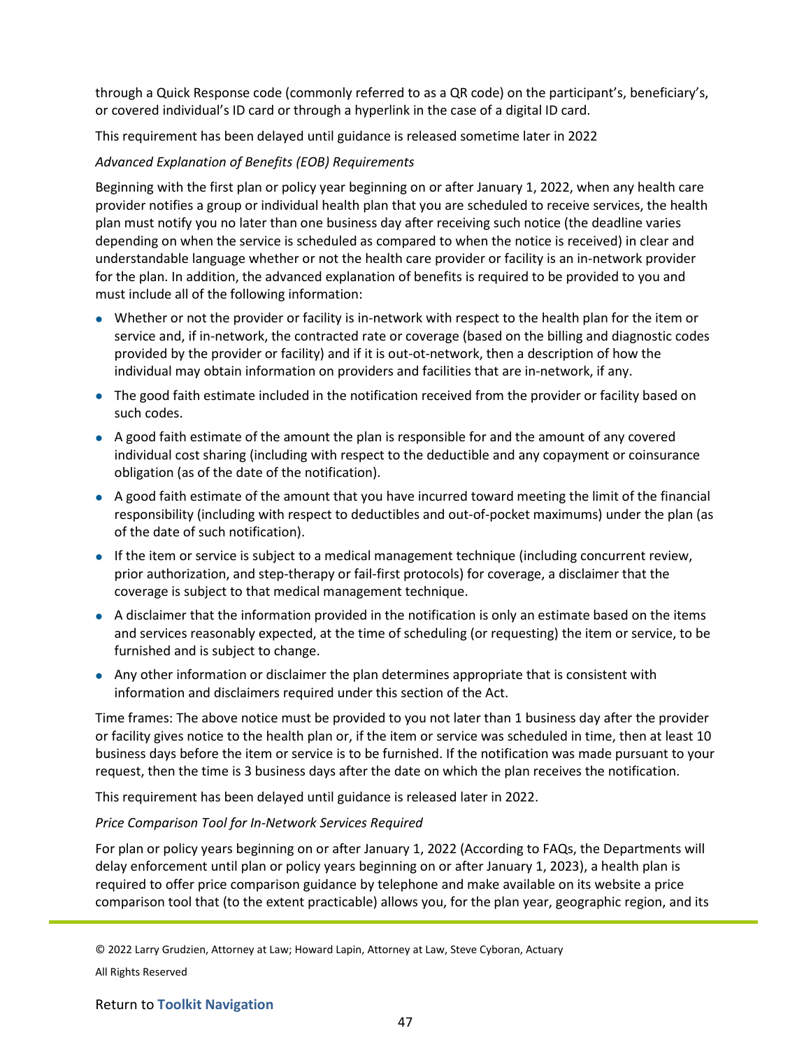through a Quick Response code (commonly referred to as a QR code) on the participant's, beneficiary's, or covered individual's ID card or through a hyperlink in the case of a digital ID card.

This requirement has been delayed until guidance is released sometime later in 2022

*Advanced Explanation of Benefits (EOB) Requirements*

Beginning with the first plan or policy year beginning on or after January 1, 2022, when any health care provider notifies a group or individual health plan that you are scheduled to receive services, the health plan must notify you no later than one business day after receiving such notice (the deadline varies depending on when the service is scheduled as compared to when the notice is received) in clear and understandable language whether or not the health care provider or facility is an in-network provider for the plan. In addition, the advanced explanation of benefits is required to be provided to you and must include all of the following information:

- Whether or not the provider or facility is in-network with respect to the health plan for the item or service and, if in-network, the contracted rate or coverage (based on the billing and diagnostic codes provided by the provider or facility) and if it is out-ot-network, then a description of how the individual may obtain information on providers and facilities that are in-network, if any.
- The good faith estimate included in the notification received from the provider or facility based on such codes.
- A good faith estimate of the amount the plan is responsible for and the amount of any covered individual cost sharing (including with respect to the deductible and any copayment or coinsurance obligation (as of the date of the notification).
- A good faith estimate of the amount that you have incurred toward meeting the limit of the financial responsibility (including with respect to deductibles and out-of-pocket maximums) under the plan (as of the date of such notification).
- If the item or service is subject to a medical management technique (including concurrent review, prior authorization, and step-therapy or fail-first protocols) for coverage, a disclaimer that the coverage is subject to that medical management technique.
- A disclaimer that the information provided in the notification is only an estimate based on the items and services reasonably expected, at the time of scheduling (or requesting) the item or service, to be furnished and is subject to change.
- Any other information or disclaimer the plan determines appropriate that is consistent with information and disclaimers required under this section of the Act.

Time frames: The above notice must be provided to you not later than 1 business day after the provider or facility gives notice to the health plan or, if the item or service was scheduled in time, then at least 10 business days before the item or service is to be furnished. If the notification was made pursuant to your request, then the time is 3 business days after the date on which the plan receives the notification.

This requirement has been delayed until guidance is released later in 2022.

*Price Comparison Tool for In-Network Services Required*

For plan or policy years beginning on or after January 1, 2022 (According to FAQs, the Departments will delay enforcement until plan or policy years beginning on or after January 1, 2023), a health plan is required to offer price comparison guidance by telephone and make available on its website a price comparison tool that (to the extent practicable) allows you, for the plan year, geographic region, and its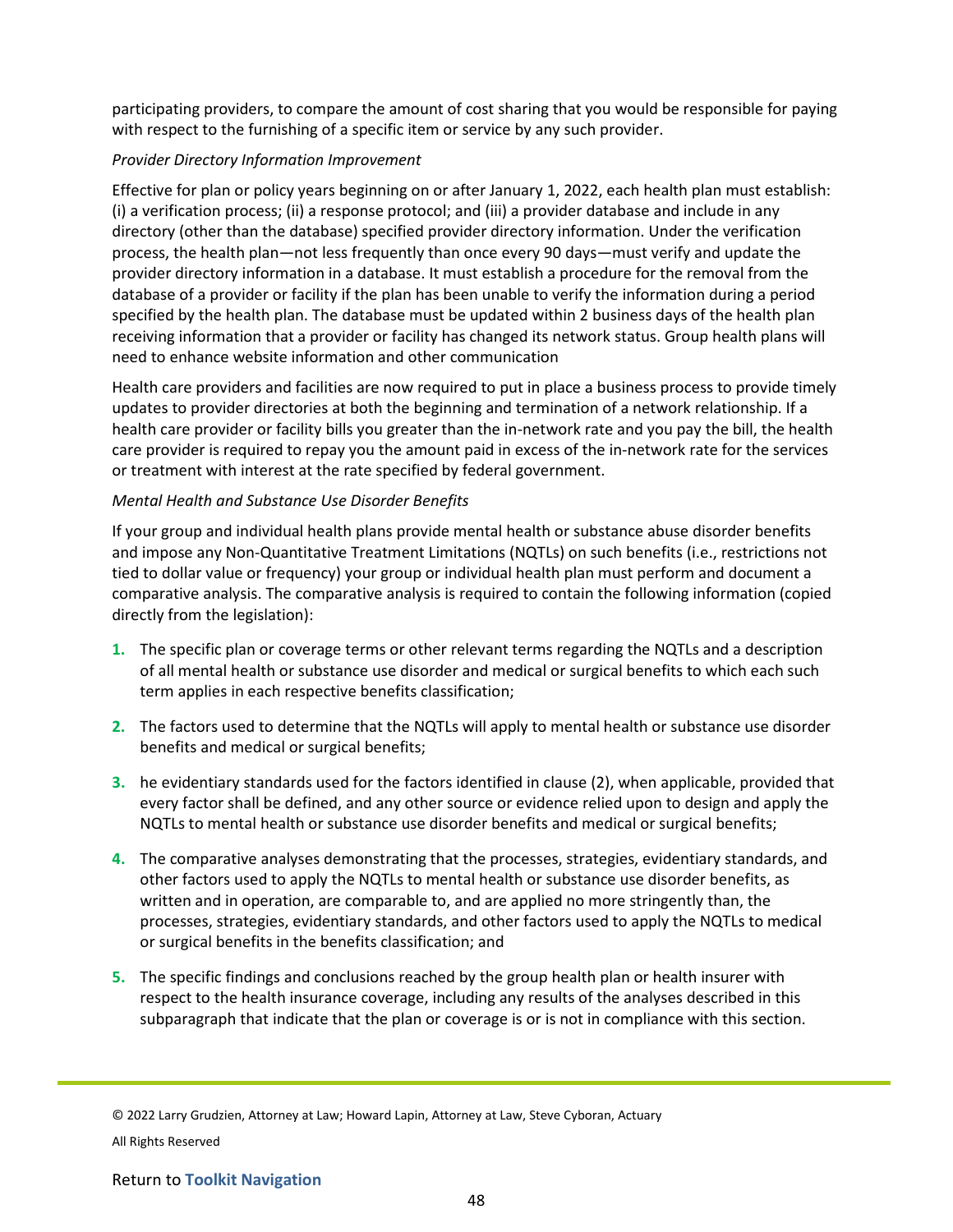participating providers, to compare the amount of cost sharing that you would be responsible for paying with respect to the furnishing of a specific item or service by any such provider.

*Provider Directory Information Improvement*

Effective for plan or policy years beginning on or after January 1, 2022, each health plan must establish: (i) a verification process; (ii) a response protocol; and (iii) a provider database and include in any directory (other than the database) specified provider directory information. Under the verification process, the health plan—not less frequently than once every 90 days—must verify and update the provider directory information in a database. It must establish a procedure for the removal from the database of a provider or facility if the plan has been unable to verify the information during a period specified by the health plan. The database must be updated within 2 business days of the health plan receiving information that a provider or facility has changed its network status. Group health plans will need to enhance website information and other communication

Health care providers and facilities are now required to put in place a business process to provide timely updates to provider directories at both the beginning and termination of a network relationship. If a health care provider or facility bills you greater than the in-network rate and you pay the bill, the health care provider is required to repay you the amount paid in excess of the in-network rate for the services or treatment with interest at the rate specified by federal government.

*Mental Health and Substance Use Disorder Benefits*

If your group and individual health plans provide mental health or substance abuse disorder benefits and impose any Non-Quantitative Treatment Limitations (NQTLs) on such benefits (i.e., restrictions not tied to dollar value or frequency) your group or individual health plan must perform and document a comparative analysis. The comparative analysis is required to contain the following information (copied directly from the legislation):

1. The specific plan or coverage terms or other relevant terms regarding the NQTLs and a description of all mental health or substance use disorder and medical or surgical benefits to which each such term applies in each respective benefits classification;
2. The factors used to determine that the NQTLs will apply to mental health or substance use disorder benefits and medical or surgical benefits;
3. he evidentiary standards used for the factors identified in clause (2), when applicable, provided that every factor shall be defined, and any other source or evidence relied upon to design and apply the NQTLs to mental health or substance use disorder benefits and medical or surgical benefits;
4. The comparative analyses demonstrating that the processes, strategies, evidentiary standards, and other factors used to apply the NQTLs to mental health or substance use disorder benefits, as written and in operation, are comparable to, and are applied no more stringently than, the processes, strategies, evidentiary standards, and other factors used to apply the NQTLs to medical or surgical benefits in the benefits classification; and
5. The specific findings and conclusions reached by the group health plan or health insurer with respect to the health insurance coverage, including any results of the analyses described in this subparagraph that indicate that the plan or coverage is or is not in compliance with this section.

© 2022 Larry Grudzien, Attorney at Law; Howard Lapin, Attorney at Law, Steve Cyboran, Actuary

All Rights Reserved

Return to **Toolkit Navigation**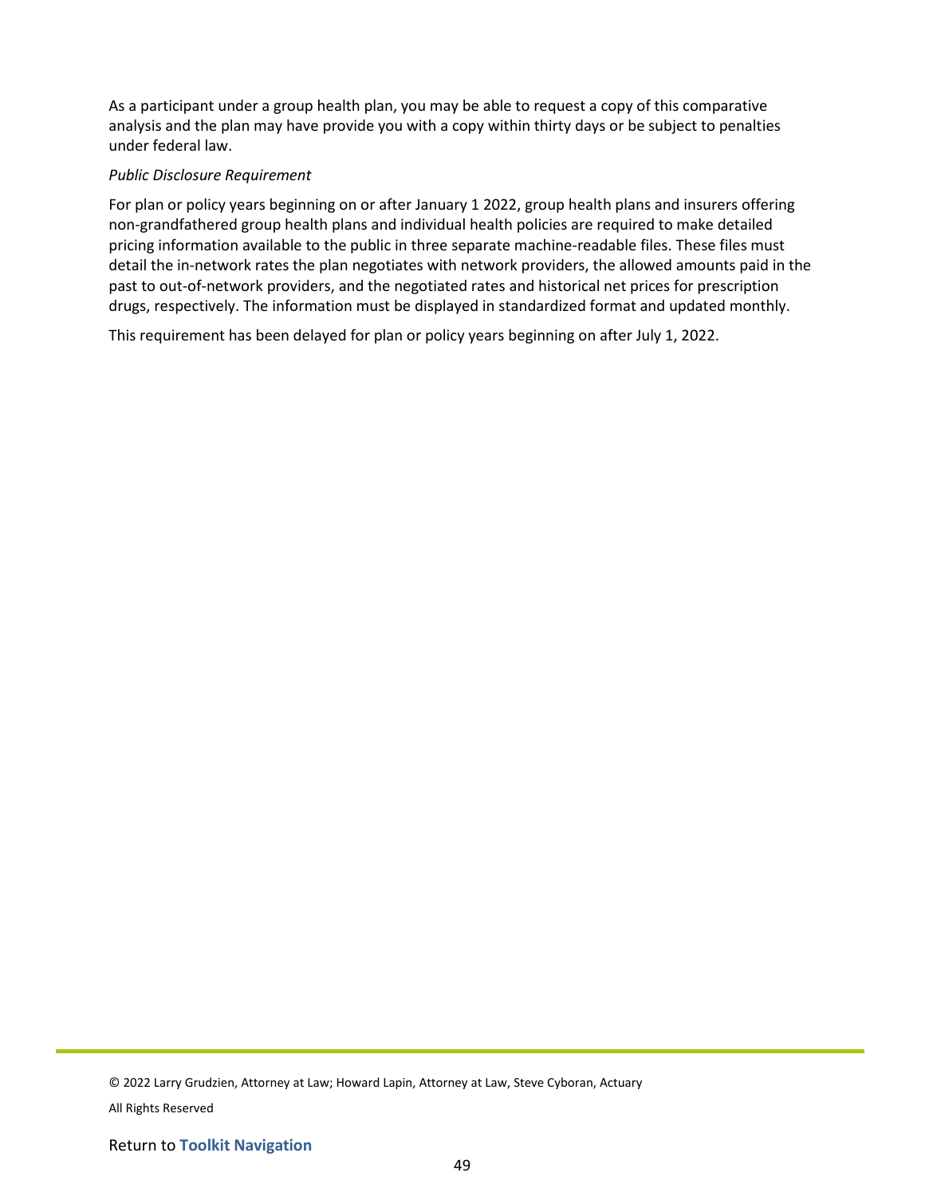As a participant under a group health plan, you may be able to request a copy of this comparative analysis and the plan may have provide you with a copy within thirty days or be subject to penalties under federal law.

*Public Disclosure Requirement*

For plan or policy years beginning on or after January 1 2022, group health plans and insurers offering non-grandfathered group health plans and individual health policies are required to make detailed pricing information available to the public in three separate machine-readable files. These files must detail the in-network rates the plan negotiates with network providers, the allowed amounts paid in the past to out-of-network providers, and the negotiated rates and historical net prices for prescription drugs, respectively. The information must be displayed in standardized format and updated monthly.

This requirement has been delayed for plan or policy years beginning on after July 1, 2022.

© 2022 Larry Grudzien, Attorney at Law; Howard Lapin, Attorney at Law, Steve Cyboran, Actuary

All Rights Reserved

Return to **Toolkit Navigation**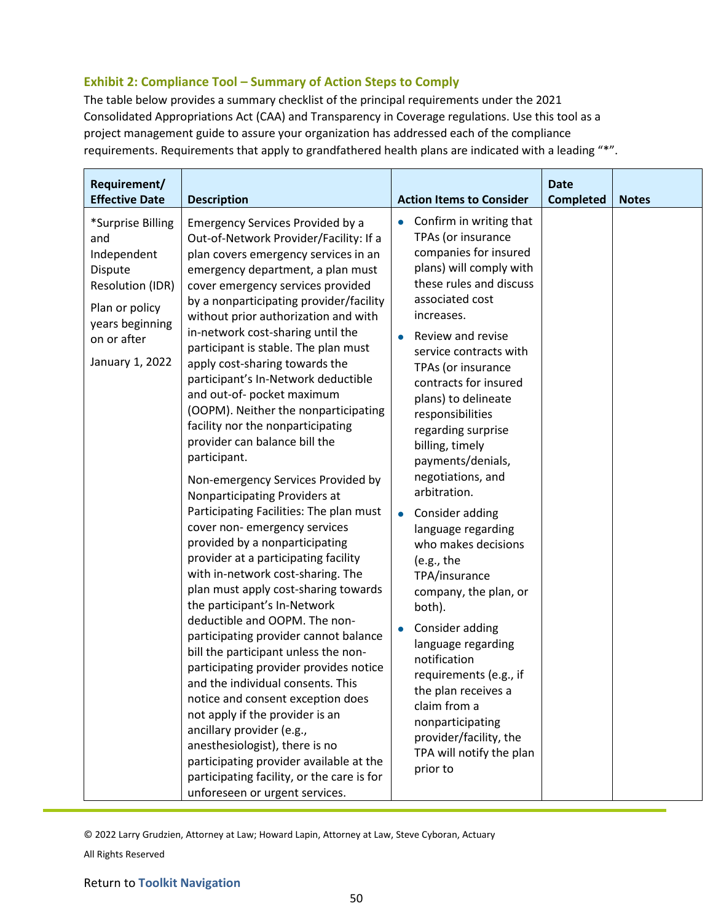### Exhibit 2: Compliance Tool – Summary of Action Steps to Comply

The table below provides a summary checklist of the principal requirements under the 2021 Consolidated Appropriations Act (CAA) and Transparency in Coverage regulations. Use this tool as a project management guide to assure your organization has addressed each of the compliance requirements. Requirements that apply to grandfathered health plans are indicated with a leading "*".

| Requirement/ Effective Date | Description | Action Items to Consider | Date Completed | Notes |
|---|---|---|---|---|
| *Surprise Billing and Independent Dispute Resolution (IDR)<br><br>Plan or policy years beginning on or after<br><br>January 1, 2022 | Emergency Services Provided by a Out-of-Network Provider/Facility: If a plan covers emergency services in an emergency department, a plan must cover emergency services provided by a nonparticipating provider/facility without prior authorization and with in-network cost-sharing until the participant is stable. The plan must apply cost-sharing towards the participant's In-Network deductible and out-of- pocket maximum (OOPM). Neither the nonparticipating facility nor the nonparticipating provider can balance bill the participant.<br><br>Non-emergency Services Provided by Nonparticipating Providers at Participating Facilities: The plan must cover non- emergency services provided by a nonparticipating provider at a participating facility with in-network cost-sharing. The plan must apply cost-sharing towards the participant's In-Network deductible and OOPM. The non-participating provider cannot balance bill the participant unless the non-participating provider provides notice and the individual consents. This notice and consent exception does not apply if the provider is an ancillary provider (e.g., anesthesiologist), there is no participating provider available at the participating facility, or the care is for unforeseen or urgent services. | • Confirm in writing that TPAs (or insurance companies for insured plans) will comply with these rules and discuss associated cost increases.<br>• Review and revise service contracts with TPAs (or insurance contracts for insured plans) to delineate responsibilities regarding surprise billing, timely payments/denials, negotiations, and arbitration.<br>• Consider adding language regarding who makes decisions (e.g., the TPA/insurance company, the plan, or both).<br>• Consider adding language regarding notification requirements (e.g., if the plan receives a claim from a nonparticipating provider/facility, the TPA will notify the plan prior to | | |

© 2022 Larry Grudzien, Attorney at Law; Howard Lapin, Attorney at Law, Steve Cyboran, Actuary

All Rights Reserved

Return to **Toolkit Navigation**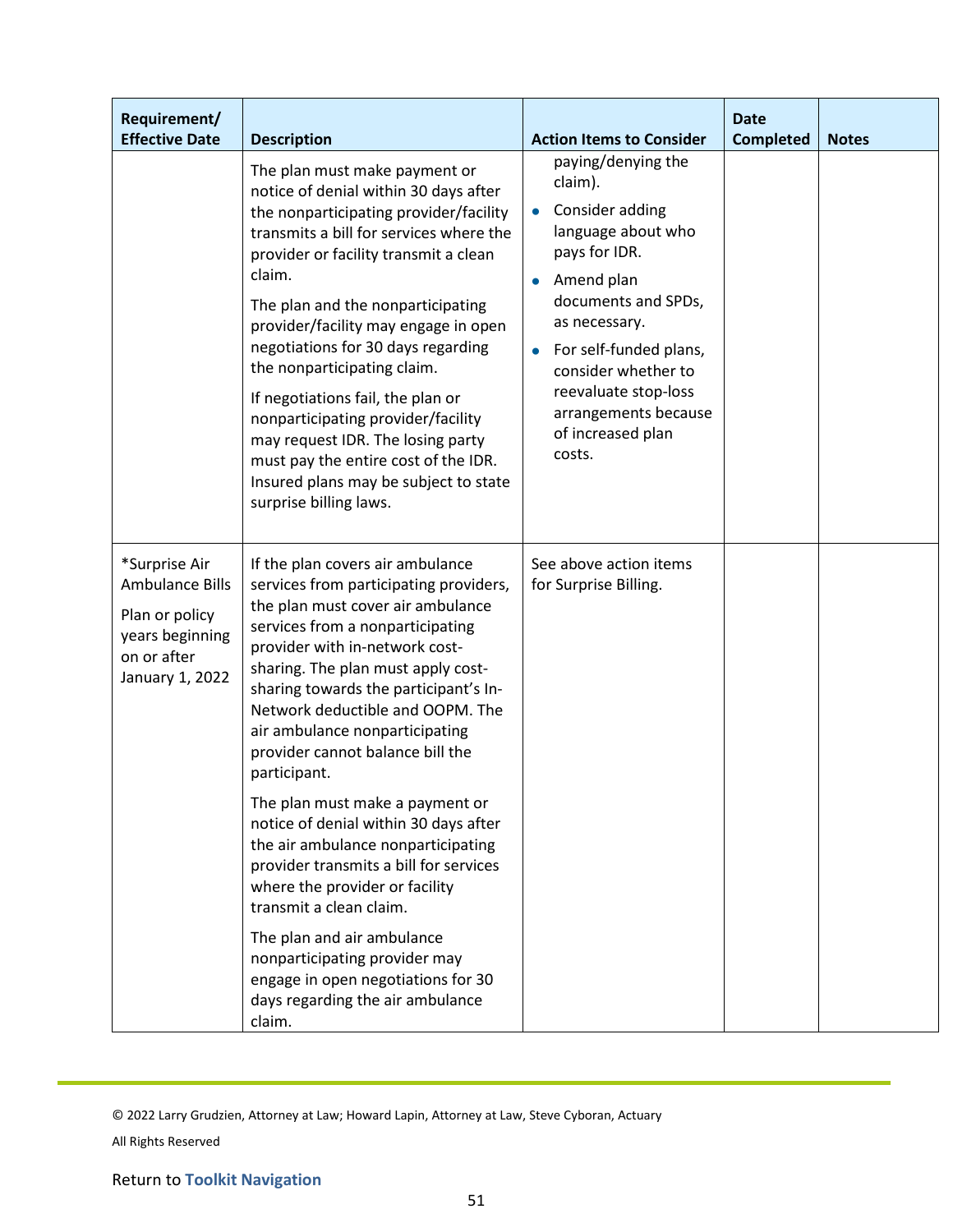| Requirement/ Effective Date | Description | Action Items to Consider | Date Completed | Notes |
|---|---|---|---|---|
| | The plan must make payment or notice of denial within 30 days after the nonparticipating provider/facility transmits a bill for services where the provider or facility transmit a clean claim.<br><br>The plan and the nonparticipating provider/facility may engage in open negotiations for 30 days regarding the nonparticipating claim.<br><br>If negotiations fail, the plan or nonparticipating provider/facility may request IDR. The losing party must pay the entire cost of the IDR. Insured plans may be subject to state surprise billing laws. | paying/denying the claim).<br>• Consider adding language about who pays for IDR.<br>• Amend plan documents and SPDs, as necessary.<br>• For self-funded plans, consider whether to reevaluate stop-loss arrangements because of increased plan costs. | | |
| *Surprise Air Ambulance Bills<br><br>Plan or policy years beginning on or after January 1, 2022 | If the plan covers air ambulance services from participating providers, the plan must cover air ambulance services from a nonparticipating provider with in-network cost-sharing. The plan must apply cost-sharing towards the participant's In-Network deductible and OOPM. The air ambulance nonparticipating provider cannot balance bill the participant.<br><br>The plan must make a payment or notice of denial within 30 days after the air ambulance nonparticipating provider transmits a bill for services where the provider or facility transmit a clean claim.<br><br>The plan and air ambulance nonparticipating provider may engage in open negotiations for 30 days regarding the air ambulance claim. | See above action items for Surprise Billing. | | |

© 2022 Larry Grudzien, Attorney at Law; Howard Lapin, Attorney at Law, Steve Cyboran, Actuary

All Rights Reserved

Return to **Toolkit Navigation**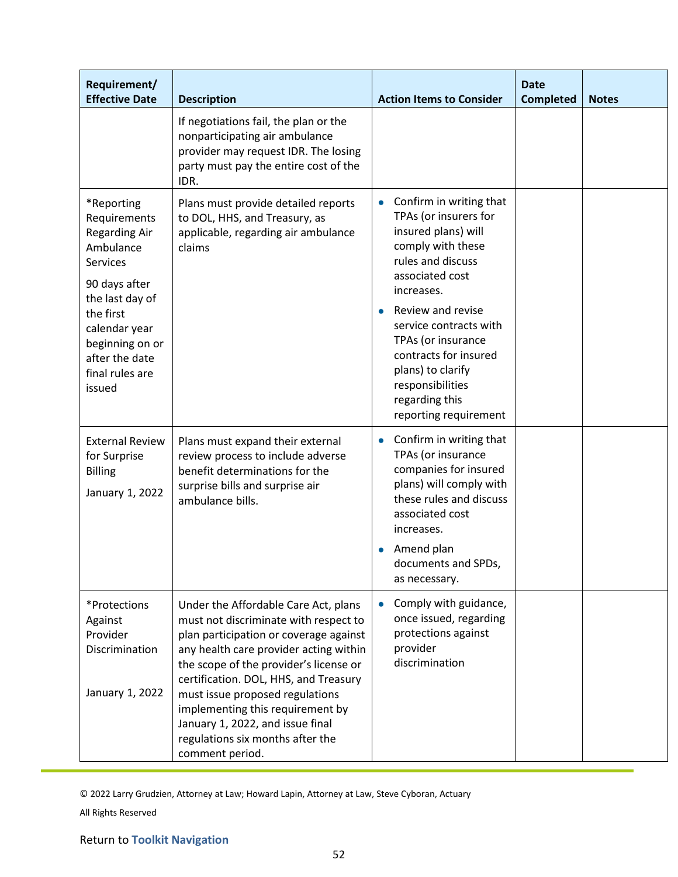| Requirement/ Effective Date | Description | Action Items to Consider | Date Completed | Notes |
|---|---|---|---|---|
| | If negotiations fail, the plan or the nonparticipating air ambulance provider may request IDR. The losing party must pay the entire cost of the IDR. | | | |
| *Reporting Requirements Regarding Air Ambulance Services<br><br>90 days after the last day of the first calendar year beginning on or after the date final rules are issued | Plans must provide detailed reports to DOL, HHS, and Treasury, as applicable, regarding air ambulance claims | • Confirm in writing that TPAs (or insurers for insured plans) will comply with these rules and discuss associated cost increases.<br>• Review and revise service contracts with TPAs (or insurance contracts for insured plans) to clarify responsibilities regarding this reporting requirement | | |
| External Review for Surprise Billing<br><br>January 1, 2022 | Plans must expand their external review process to include adverse benefit determinations for the surprise bills and surprise air ambulance bills. | • Confirm in writing that TPAs (or insurance companies for insured plans) will comply with these rules and discuss associated cost increases.<br>• Amend plan documents and SPDs, as necessary. | | |
| *Protections Against Provider Discrimination<br><br>January 1, 2022 | Under the Affordable Care Act, plans must not discriminate with respect to plan participation or coverage against any health care provider acting within the scope of the provider's license or certification. DOL, HHS, and Treasury must issue proposed regulations implementing this requirement by January 1, 2022, and issue final regulations six months after the comment period. | • Comply with guidance, once issued, regarding protections against provider discrimination | | |

© 2022 Larry Grudzien, Attorney at Law; Howard Lapin, Attorney at Law, Steve Cyboran, Actuary

All Rights Reserved

Return to **Toolkit Navigation**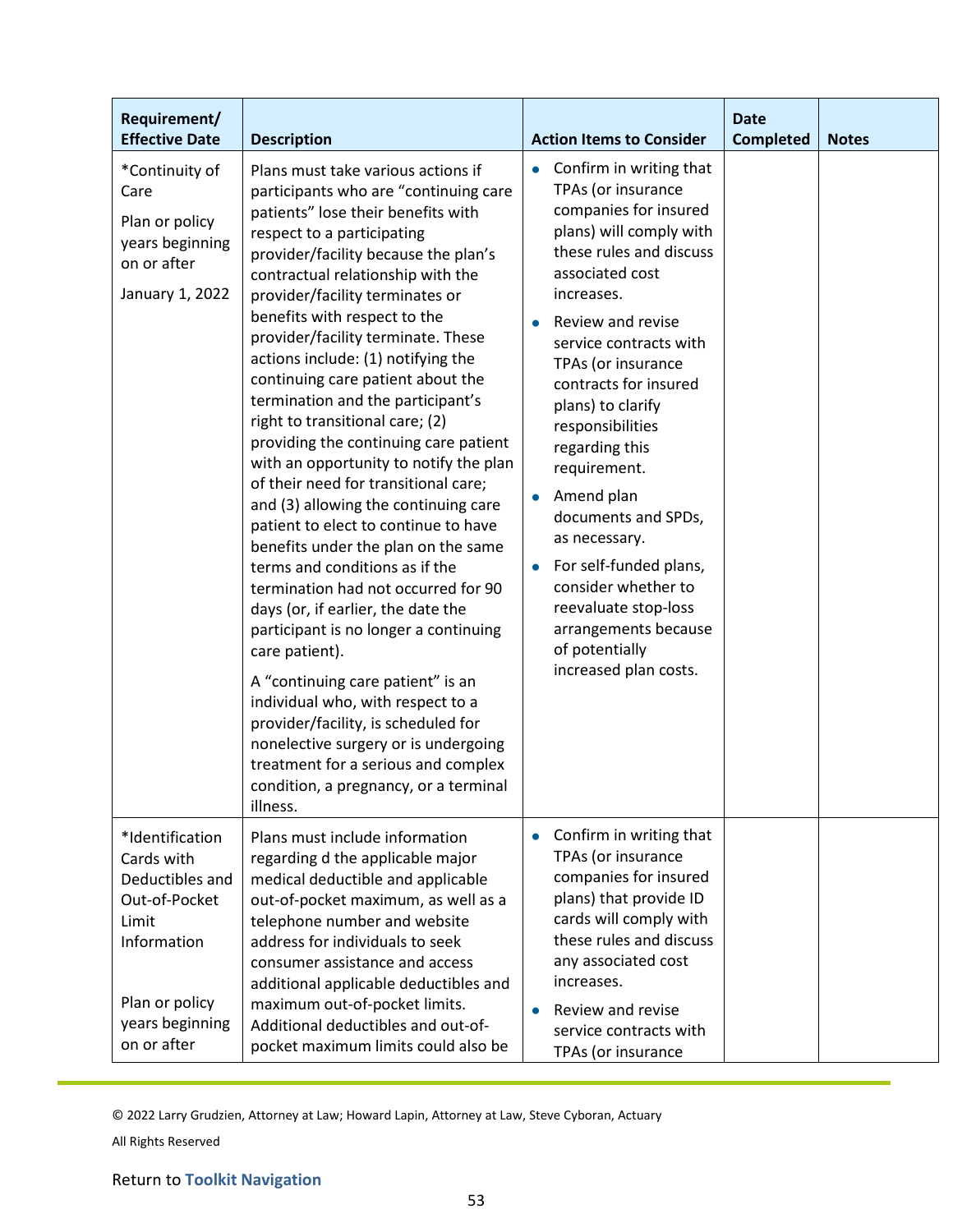| Requirement/ Effective Date | Description | Action Items to Consider | Date Completed | Notes |
|---|---|---|---|---|
| *Continuity of Care<br><br>Plan or policy years beginning on or after<br><br>January 1, 2022 | Plans must take various actions if participants who are "continuing care patients" lose their benefits with respect to a participating provider/facility because the plan's contractual relationship with the provider/facility terminates or benefits with respect to the provider/facility terminate. These actions include: (1) notifying the continuing care patient about the termination and the participant's right to transitional care; (2) providing the continuing care patient with an opportunity to notify the plan of their need for transitional care; and (3) allowing the continuing care patient to elect to continue to have benefits under the plan on the same terms and conditions as if the termination had not occurred for 90 days (or, if earlier, the date the participant is no longer a continuing care patient).<br><br>A "continuing care patient" is an individual who, with respect to a provider/facility, is scheduled for nonelective surgery or is undergoing treatment for a serious and complex condition, a pregnancy, or a terminal illness. | • Confirm in writing that TPAs (or insurance companies for insured plans) will comply with these rules and discuss associated cost increases.<br>• Review and revise service contracts with TPAs (or insurance contracts for insured plans) to clarify responsibilities regarding this requirement.<br>• Amend plan documents and SPDs, as necessary.<br>• For self-funded plans, consider whether to reevaluate stop-loss arrangements because of potentially increased plan costs. | | |
| *Identification Cards with Deductibles and Out-of-Pocket Limit Information<br><br>Plan or policy years beginning on or after | Plans must include information regarding d the applicable major medical deductible and applicable out-of-pocket maximum, as well as a telephone number and website address for individuals to seek consumer assistance and access additional applicable deductibles and maximum out-of-pocket limits. Additional deductibles and out-of-pocket maximum limits could also be | • Confirm in writing that TPAs (or insurance companies for insured plans) that provide ID cards will comply with these rules and discuss any associated cost increases.<br>• Review and revise service contracts with TPAs (or insurance | | |

© 2022 Larry Grudzien, Attorney at Law; Howard Lapin, Attorney at Law, Steve Cyboran, Actuary

All Rights Reserved

Return to **Toolkit Navigation**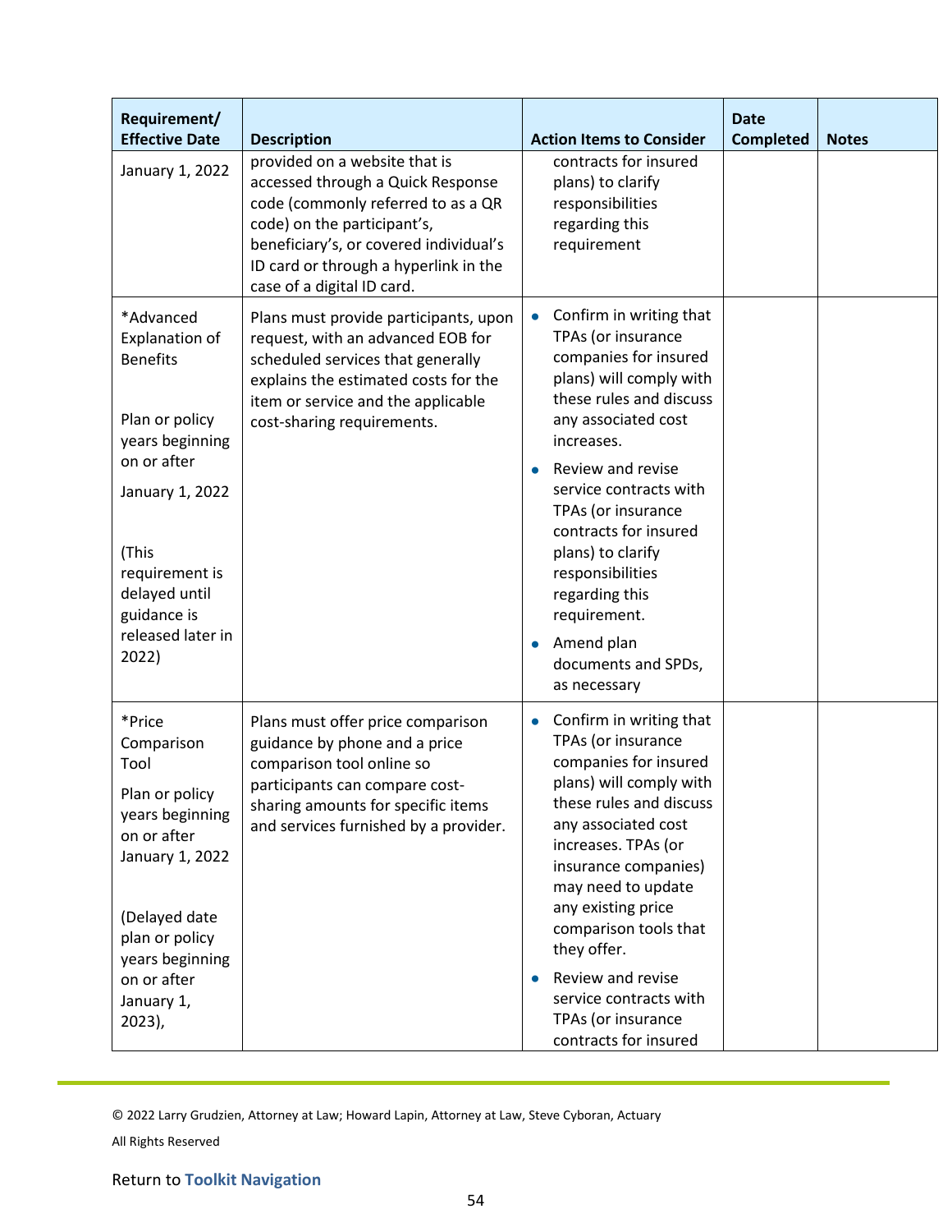| Requirement/ Effective Date | Description | Action Items to Consider | Date Completed | Notes |
|---|---|---|---|---|
| January 1, 2022 | provided on a website that is accessed through a Quick Response code (commonly referred to as a QR code) on the participant's, beneficiary's, or covered individual's ID card or through a hyperlink in the case of a digital ID card. | contracts for insured plans) to clarify responsibilities regarding this requirement | | |
| *Advanced Explanation of Benefits<br><br>Plan or policy years beginning on or after<br><br>January 1, 2022<br><br>(This requirement is delayed until guidance is released later in 2022) | Plans must provide participants, upon request, with an advanced EOB for scheduled services that generally explains the estimated costs for the item or service and the applicable cost-sharing requirements. | • Confirm in writing that TPAs (or insurance companies for insured plans) will comply with these rules and discuss any associated cost increases.<br>• Review and revise service contracts with TPAs (or insurance contracts for insured plans) to clarify responsibilities regarding this requirement.<br>• Amend plan documents and SPDs, as necessary | | |
| *Price Comparison Tool<br><br>Plan or policy years beginning on or after January 1, 2022<br><br>(Delayed date plan or policy years beginning on or after January 1, 2023), | Plans must offer price comparison guidance by phone and a price comparison tool online so participants can compare cost-sharing amounts for specific items and services furnished by a provider. | • Confirm in writing that TPAs (or insurance companies for insured plans) will comply with these rules and discuss any associated cost increases. TPAs (or insurance companies) may need to update any existing price comparison tools that they offer.<br>• Review and revise service contracts with TPAs (or insurance contracts for insured | | |

© 2022 Larry Grudzien, Attorney at Law; Howard Lapin, Attorney at Law, Steve Cyboran, Actuary

All Rights Reserved

Return to **Toolkit Navigation**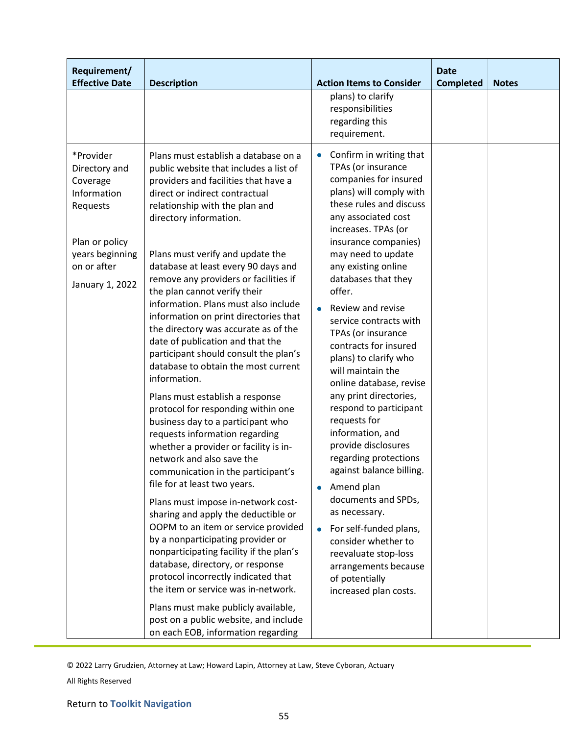| Requirement/ Effective Date | Description | Action Items to Consider | Date Completed | Notes |
|---|---|---|---|---|
| | | plans) to clarify responsibilities regarding this requirement. | | |
| *Provider Directory and Coverage Information Requests<br><br>Plan or policy years beginning on or after<br><br>January 1, 2022 | Plans must establish a database on a public website that includes a list of providers and facilities that have a direct or indirect contractual relationship with the plan and directory information.<br><br>Plans must verify and update the database at least every 90 days and remove any providers or facilities if the plan cannot verify their information. Plans must also include information on print directories that the directory was accurate as of the date of publication and that the participant should consult the plan's database to obtain the most current information.<br><br>Plans must establish a response protocol for responding within one business day to a participant who requests information regarding whether a provider or facility is in-network and also save the communication in the participant's file for at least two years.<br><br>Plans must impose in-network cost-sharing and apply the deductible or OOPM to an item or service provided by a nonparticipating provider or nonparticipating facility if the plan's database, directory, or response protocol incorrectly indicated that the item or service was in-network.<br><br>Plans must make publicly available, post on a public website, and include on each EOB, information regarding | • Confirm in writing that TPAs (or insurance companies for insured plans) will comply with these rules and discuss any associated cost increases. TPAs (or insurance companies) may need to update any existing online databases that they offer.<br>• Review and revise service contracts with TPAs (or insurance contracts for insured plans) to clarify who will maintain the online database, revise any print directories, respond to participant requests for information, and provide disclosures regarding protections against balance billing.<br>• Amend plan documents and SPDs, as necessary.<br>• For self-funded plans, consider whether to reevaluate stop-loss arrangements because of potentially increased plan costs. | | |

© 2022 Larry Grudzien, Attorney at Law; Howard Lapin, Attorney at Law, Steve Cyboran, Actuary

All Rights Reserved

Return to **Toolkit Navigation**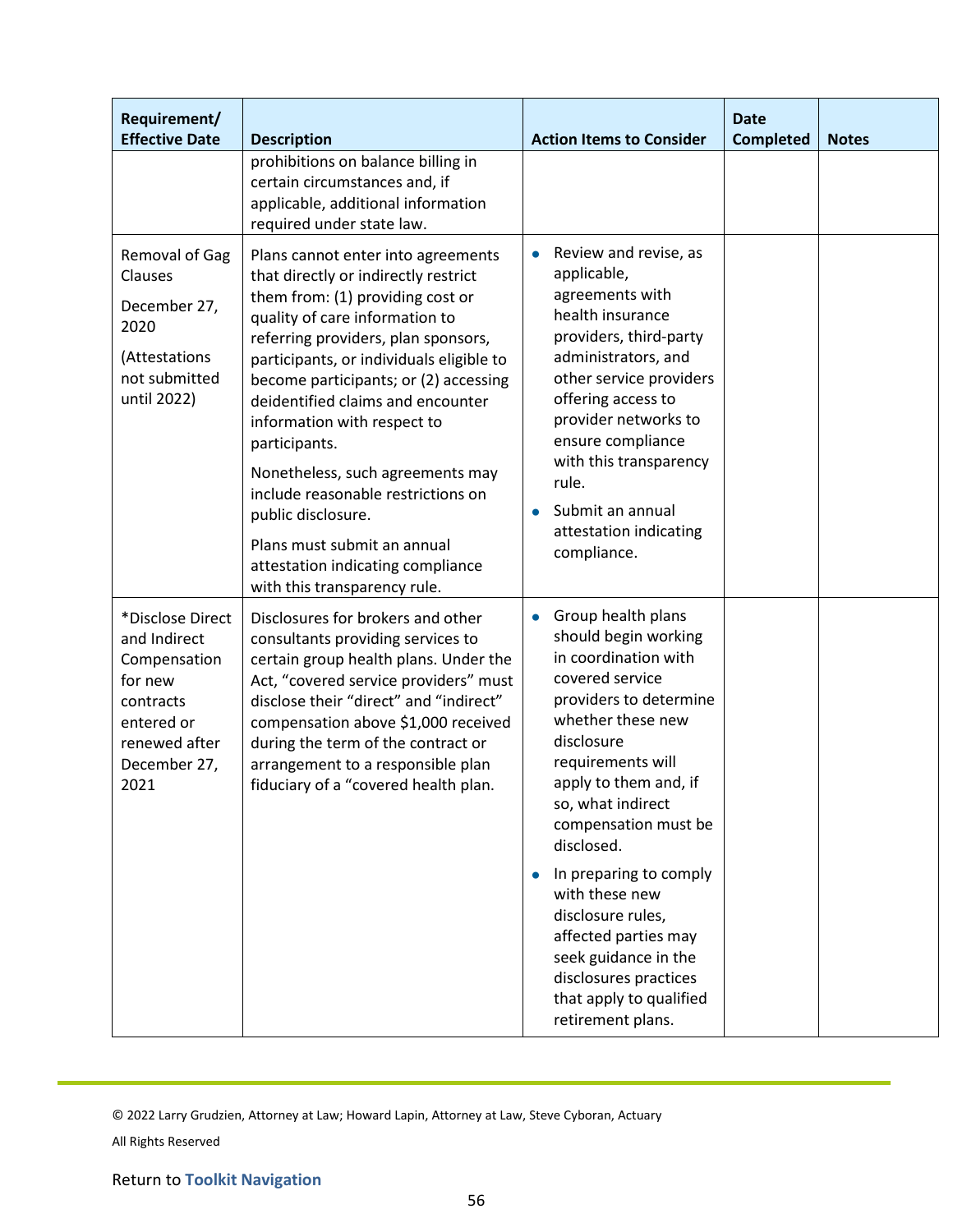| Requirement/ Effective Date | Description | Action Items to Consider | Date Completed | Notes |
|---|---|---|---|---|
| | prohibitions on balance billing in certain circumstances and, if applicable, additional information required under state law. | | | |
| Removal of Gag Clauses<br><br>December 27, 2020<br><br>(Attestations not submitted until 2022) | Plans cannot enter into agreements that directly or indirectly restrict them from: (1) providing cost or quality of care information to referring providers, plan sponsors, participants, or individuals eligible to become participants; or (2) accessing deidentified claims and encounter information with respect to participants.<br><br>Nonetheless, such agreements may include reasonable restrictions on public disclosure.<br><br>Plans must submit an annual attestation indicating compliance with this transparency rule. | • Review and revise, as applicable, agreements with health insurance providers, third-party administrators, and other service providers offering access to provider networks to ensure compliance with this transparency rule.<br>• Submit an annual attestation indicating compliance. | | |
| *Disclose Direct and Indirect Compensation for new contracts entered or renewed after December 27, 2021 | Disclosures for brokers and other consultants providing services to certain group health plans. Under the Act, "covered service providers" must disclose their "direct" and "indirect" compensation above $1,000 received during the term of the contract or arrangement to a responsible plan fiduciary of a "covered health plan. | • Group health plans should begin working in coordination with covered service providers to determine whether these new disclosure requirements will apply to them and, if so, what indirect compensation must be disclosed.<br>• In preparing to comply with these new disclosure rules, affected parties may seek guidance in the disclosures practices that apply to qualified retirement plans. | | |

© 2022 Larry Grudzien, Attorney at Law; Howard Lapin, Attorney at Law, Steve Cyboran, Actuary

All Rights Reserved

Return to **Toolkit Navigation**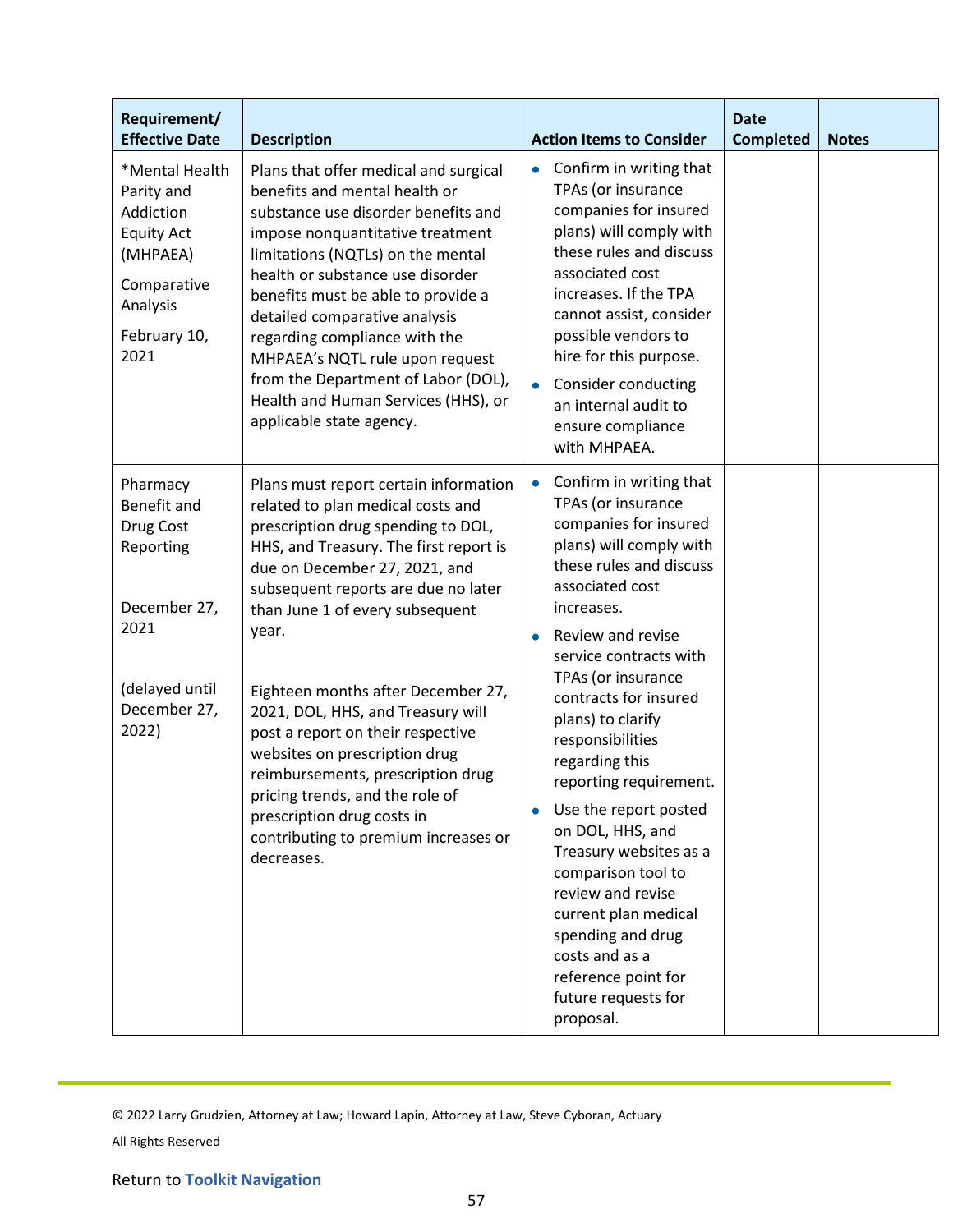| Requirement/ Effective Date | Description | Action Items to Consider | Date Completed | Notes |
|---|---|---|---|---|
| *Mental Health Parity and Addiction Equity Act (MHPAEA) Comparative Analysis<br><br>February 10, 2021 | Plans that offer medical and surgical benefits and mental health or substance use disorder benefits and impose nonquantitative treatment limitations (NQTLs) on the mental health or substance use disorder benefits must be able to provide a detailed comparative analysis regarding compliance with the MHPAEA's NQTL rule upon request from the Department of Labor (DOL), Health and Human Services (HHS), or applicable state agency. | • Confirm in writing that TPAs (or insurance companies for insured plans) will comply with these rules and discuss associated cost increases. If the TPA cannot assist, consider possible vendors to hire for this purpose.<br>• Consider conducting an internal audit to ensure compliance with MHPAEA. | | |
| Pharmacy Benefit and Drug Cost Reporting<br><br>December 27, 2021<br><br>(delayed until December 27, 2022) | Plans must report certain information related to plan medical costs and prescription drug spending to DOL, HHS, and Treasury. The first report is due on December 27, 2021, and subsequent reports are due no later than June 1 of every subsequent year.<br><br>Eighteen months after December 27, 2021, DOL, HHS, and Treasury will post a report on their respective websites on prescription drug reimbursements, prescription drug pricing trends, and the role of prescription drug costs in contributing to premium increases or decreases. | • Confirm in writing that TPAs (or insurance companies for insured plans) will comply with these rules and discuss associated cost increases.<br>• Review and revise service contracts with TPAs (or insurance contracts for insured plans) to clarify responsibilities regarding this reporting requirement.<br>• Use the report posted on DOL, HHS, and Treasury websites as a comparison tool to review and revise current plan medical spending and drug costs and as a reference point for future requests for proposal. | | |

© 2022 Larry Grudzien, Attorney at Law; Howard Lapin, Attorney at Law, Steve Cyboran, Actuary

All Rights Reserved

Return to **Toolkit Navigation**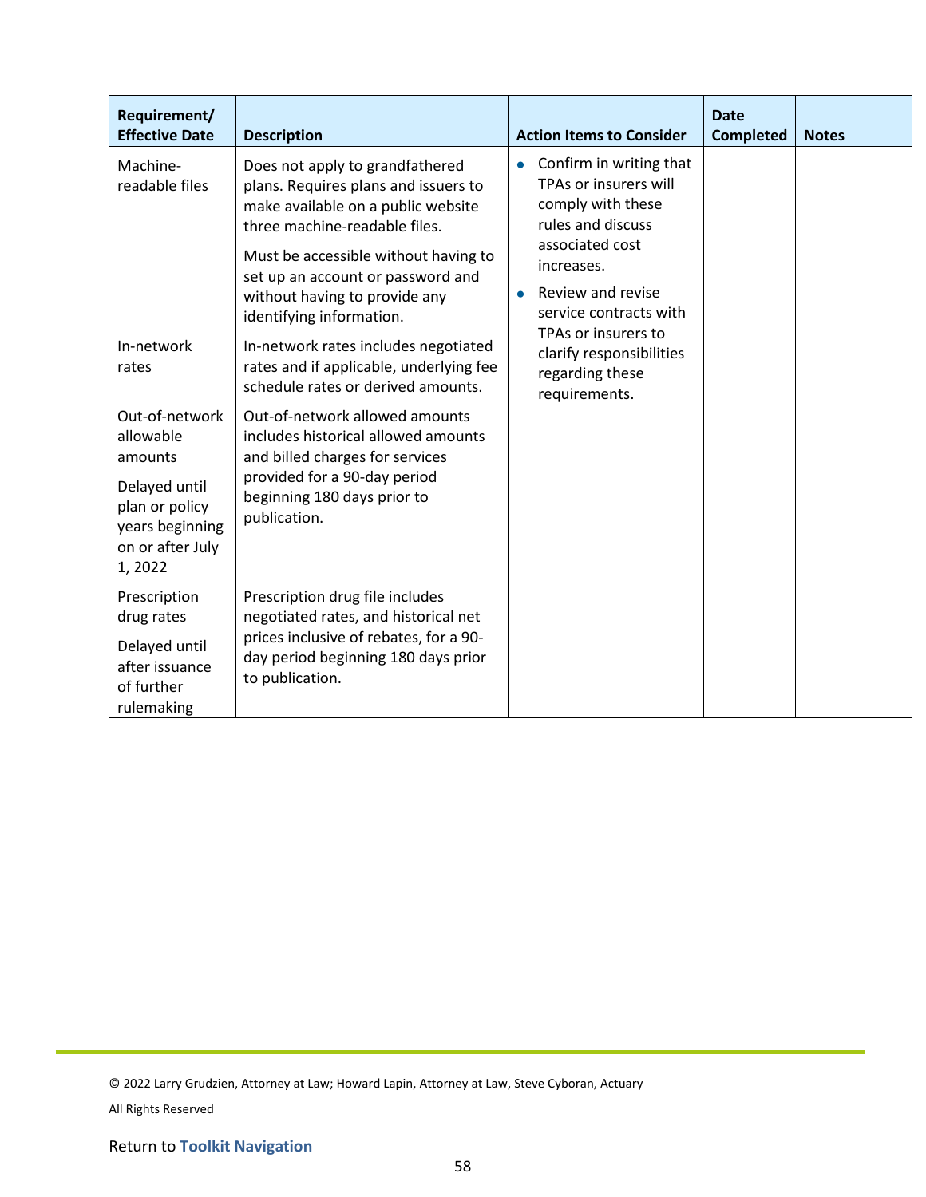| Requirement/ Effective Date | Description | Action Items to Consider | Date Completed | Notes |
|---|---|---|---|---|
| Machine-readable files | Does not apply to grandfathered plans. Requires plans and issuers to make available on a public website three machine-readable files.<br><br>Must be accessible without having to set up an account or password and without having to provide any identifying information. | • Confirm in writing that TPAs or insurers will comply with these rules and discuss associated cost increases.<br>• Review and revise service contracts with TPAs or insurers to clarify responsibilities regarding these requirements. | | |
| In-network rates | In-network rates includes negotiated rates and if applicable, underlying fee schedule rates or derived amounts. | | | |
| Out-of-network allowable amounts<br><br>Delayed until plan or policy years beginning on or after July 1, 2022 | Out-of-network allowed amounts includes historical allowed amounts and billed charges for services provided for a 90-day period beginning 180 days prior to publication. | | | |
| Prescription drug rates<br><br>Delayed until after issuance of further rulemaking | Prescription drug file includes negotiated rates, and historical net prices inclusive of rebates, for a 90-day period beginning 180 days prior to publication. | | | |

© 2022 Larry Grudzien, Attorney at Law; Howard Lapin, Attorney at Law, Steve Cyboran, Actuary

All Rights Reserved

Return to **Toolkit Navigation**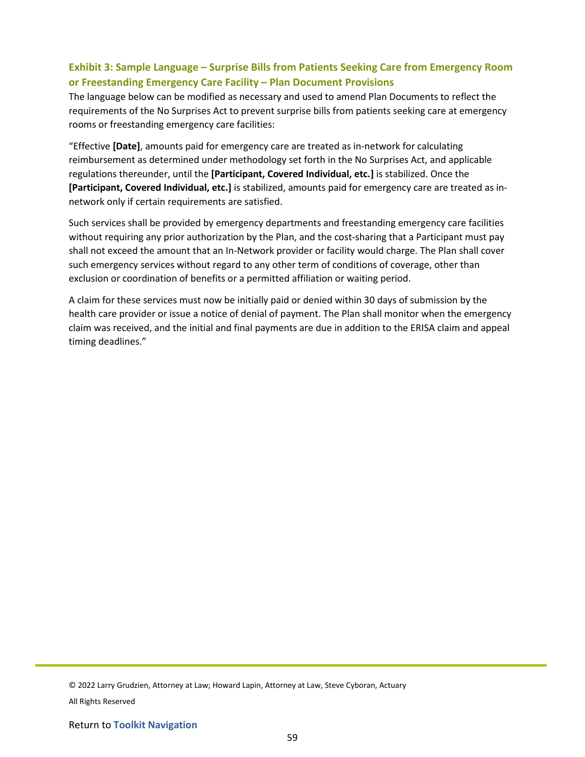### Exhibit 3: Sample Language – Surprise Bills from Patients Seeking Care from Emergency Room or Freestanding Emergency Care Facility – Plan Document Provisions

The language below can be modified as necessary and used to amend Plan Documents to reflect the requirements of the No Surprises Act to prevent surprise bills from patients seeking care at emergency rooms or freestanding emergency care facilities:

"Effective **[Date]**, amounts paid for emergency care are treated as in-network for calculating reimbursement as determined under methodology set forth in the No Surprises Act, and applicable regulations thereunder, until the **[Participant, Covered Individual, etc.]** is stabilized. Once the **[Participant, Covered Individual, etc.]** is stabilized, amounts paid for emergency care are treated as in-network only if certain requirements are satisfied.

Such services shall be provided by emergency departments and freestanding emergency care facilities without requiring any prior authorization by the Plan, and the cost-sharing that a Participant must pay shall not exceed the amount that an In-Network provider or facility would charge. The Plan shall cover such emergency services without regard to any other term of conditions of coverage, other than exclusion or coordination of benefits or a permitted affiliation or waiting period.

A claim for these services must now be initially paid or denied within 30 days of submission by the health care provider or issue a notice of denial of payment. The Plan shall monitor when the emergency claim was received, and the initial and final payments are due in addition to the ERISA claim and appeal timing deadlines."

© 2022 Larry Grudzien, Attorney at Law; Howard Lapin, Attorney at Law, Steve Cyboran, Actuary

All Rights Reserved

Return to **Toolkit Navigation**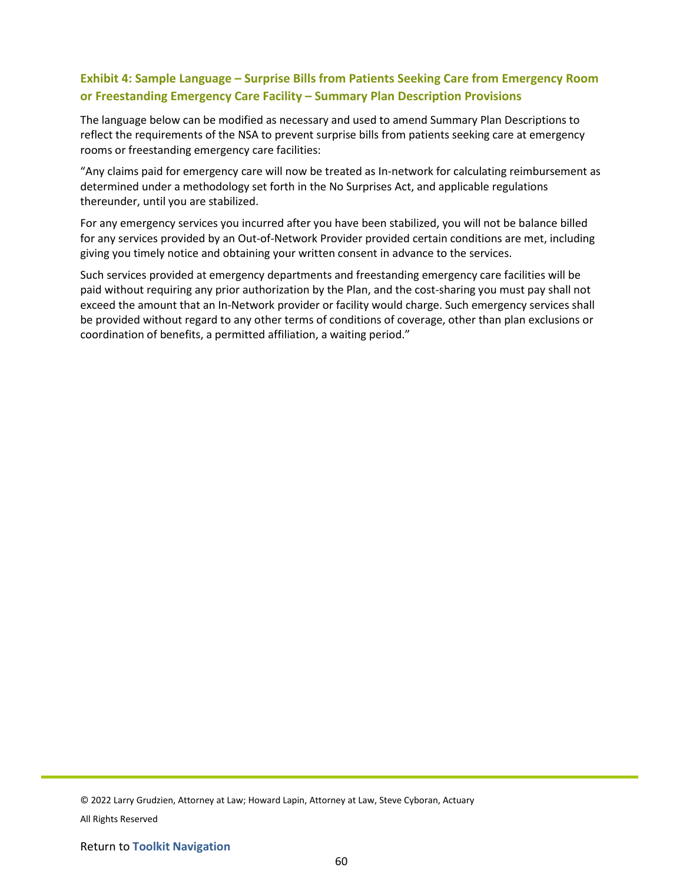### Exhibit 4: Sample Language – Surprise Bills from Patients Seeking Care from Emergency Room or Freestanding Emergency Care Facility – Summary Plan Description Provisions

The language below can be modified as necessary and used to amend Summary Plan Descriptions to reflect the requirements of the NSA to prevent surprise bills from patients seeking care at emergency rooms or freestanding emergency care facilities:

"Any claims paid for emergency care will now be treated as In-network for calculating reimbursement as determined under a methodology set forth in the No Surprises Act, and applicable regulations thereunder, until you are stabilized.

For any emergency services you incurred after you have been stabilized, you will not be balance billed for any services provided by an Out-of-Network Provider provided certain conditions are met, including giving you timely notice and obtaining your written consent in advance to the services.

Such services provided at emergency departments and freestanding emergency care facilities will be paid without requiring any prior authorization by the Plan, and the cost-sharing you must pay shall not exceed the amount that an In-Network provider or facility would charge. Such emergency services shall be provided without regard to any other terms of conditions of coverage, other than plan exclusions or coordination of benefits, a permitted affiliation, a waiting period."

© 2022 Larry Grudzien, Attorney at Law; Howard Lapin, Attorney at Law, Steve Cyboran, Actuary

All Rights Reserved

Return to **Toolkit Navigation**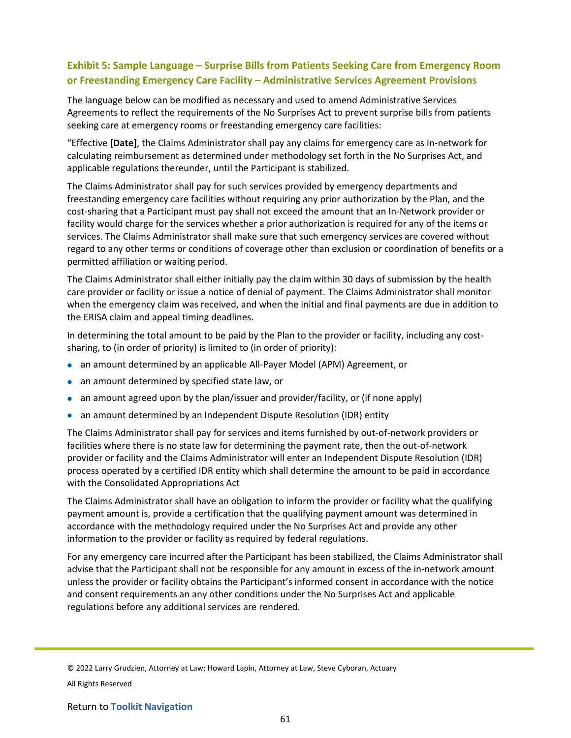## Exhibit 5: Sample Language – Surprise Bills from Patients Seeking Care from Emergency Room or Freestanding Emergency Care Facility – Administrative Services Agreement Provisions

The language below can be modified as necessary and used to amend Administrative Services Agreements to reflect the requirements of the No Surprises Act to prevent surprise bills from patients seeking care at emergency rooms or freestanding emergency care facilities:

"Effective **[Date]**, the Claims Administrator shall pay any claims for emergency care as In-network for calculating reimbursement as determined under methodology set forth in the No Surprises Act, and applicable regulations thereunder, until the Participant is stabilized.

The Claims Administrator shall pay for such services provided by emergency departments and freestanding emergency care facilities without requiring any prior authorization by the Plan, and the cost-sharing that a Participant must pay shall not exceed the amount that an In-Network provider or facility would charge for the services whether a prior authorization is required for any of the items or services. The Claims Administrator shall make sure that such emergency services are covered without regard to any other terms or conditions of coverage other than exclusion or coordination of benefits or a permitted affiliation or waiting period.

The Claims Administrator shall either initially pay the claim within 30 days of submission by the health care provider or facility or issue a notice of denial of payment. The Claims Administrator shall monitor when the emergency claim was received, and when the initial and final payments are due in addition to the ERISA claim and appeal timing deadlines.

In determining the total amount to be paid by the Plan to the provider or facility, including any cost-sharing, to (in order of priority) is limited to (in order of priority):

- an amount determined by an applicable All-Payer Model (APM) Agreement, or
- an amount determined by specified state law, or
- an amount agreed upon by the plan/issuer and provider/facility, or (if none apply)
- an amount determined by an Independent Dispute Resolution (IDR) entity

The Claims Administrator shall pay for services and items furnished by out-of-network providers or facilities where there is no state law for determining the payment rate, then the out-of-network provider or facility and the Claims Administrator will enter an Independent Dispute Resolution (IDR) process operated by a certified IDR entity which shall determine the amount to be paid in accordance with the Consolidated Appropriations Act

The Claims Administrator shall have an obligation to inform the provider or facility what the qualifying payment amount is, provide a certification that the qualifying payment amount was determined in accordance with the methodology required under the No Surprises Act and provide any other information to the provider or facility as required by federal regulations.

For any emergency care incurred after the Participant has been stabilized, the Claims Administrator shall advise that the Participant shall not be responsible for any amount in excess of the in-network amount unless the provider or facility obtains the Participant's informed consent in accordance with the notice and consent requirements an any other conditions under the No Surprises Act and applicable regulations before any additional services are rendered.

© 2022 Larry Grudzien, Attorney at Law; Howard Lapin, Attorney at Law, Steve Cyboran, Actuary

All Rights Reserved

Return to **Toolkit Navigation**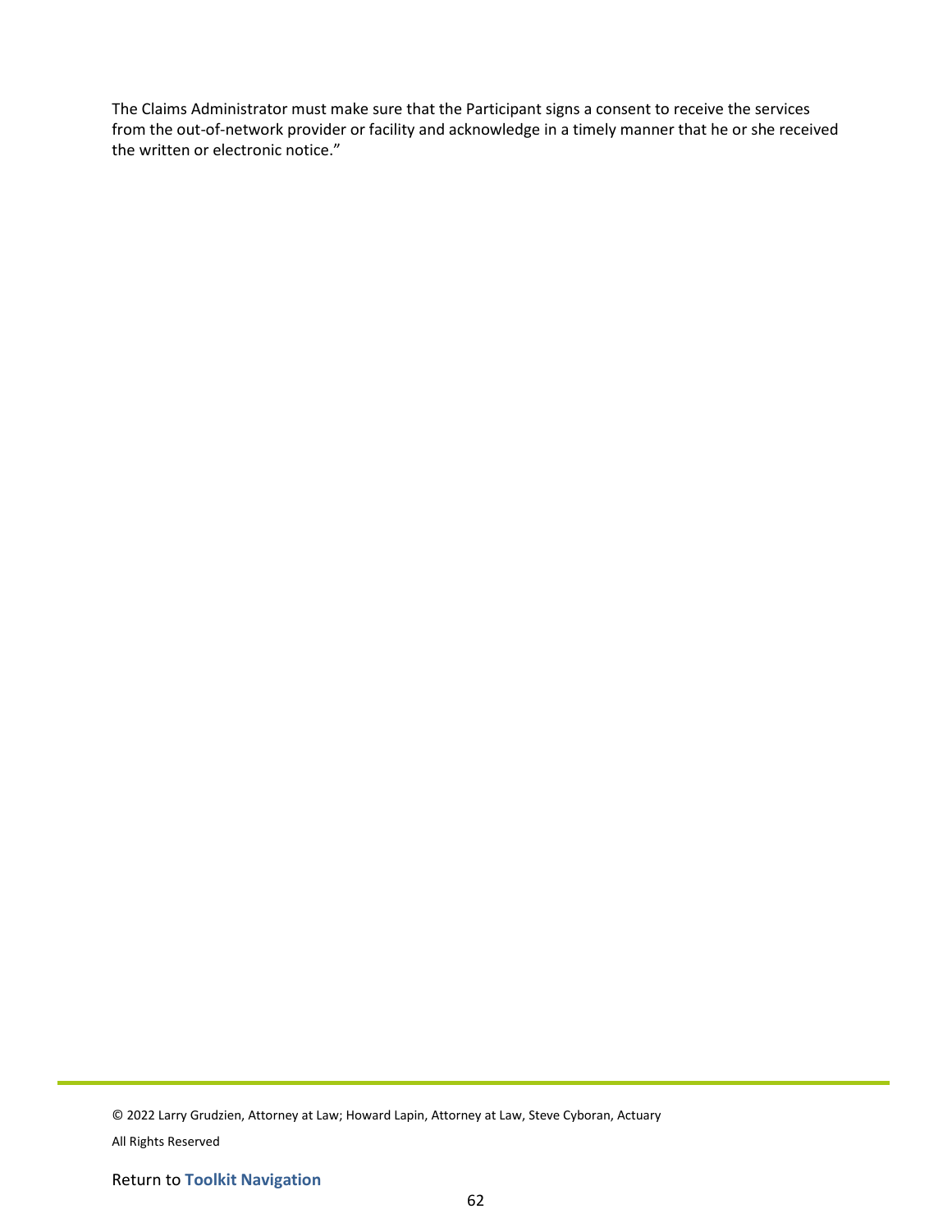The Claims Administrator must make sure that the Participant signs a consent to receive the services from the out-of-network provider or facility and acknowledge in a timely manner that he or she received the written or electronic notice."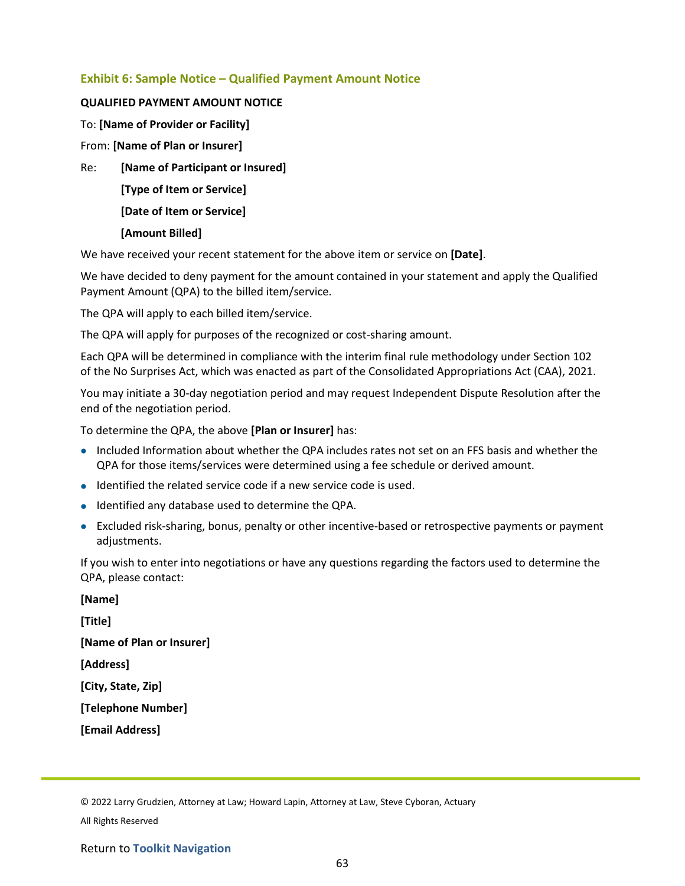### Exhibit 6: Sample Notice – Qualified Payment Amount Notice

**QUALIFIED PAYMENT AMOUNT NOTICE**

To: **[Name of Provider or Facility]**

From: **[Name of Plan or Insurer]**

Re: **[Name of Participant or Insured]**

**[Type of Item or Service]**

**[Date of Item or Service]**

**[Amount Billed]**

We have received your recent statement for the above item or service on **[Date]**.

We have decided to deny payment for the amount contained in your statement and apply the Qualified Payment Amount (QPA) to the billed item/service.

The QPA will apply to each billed item/service.

The QPA will apply for purposes of the recognized or cost-sharing amount.

Each QPA will be determined in compliance with the interim final rule methodology under Section 102 of the No Surprises Act, which was enacted as part of the Consolidated Appropriations Act (CAA), 2021.

You may initiate a 30-day negotiation period and may request Independent Dispute Resolution after the end of the negotiation period.

To determine the QPA, the above **[Plan or Insurer]** has:

- Included Information about whether the QPA includes rates not set on an FFS basis and whether the QPA for those items/services were determined using a fee schedule or derived amount.
- Identified the related service code if a new service code is used.
- Identified any database used to determine the QPA.
- Excluded risk-sharing, bonus, penalty or other incentive-based or retrospective payments or payment adjustments.

If you wish to enter into negotiations or have any questions regarding the factors used to determine the QPA, please contact:

**[Name]**

**[Title]**

**[Name of Plan or Insurer]**

**[Address]**

**[City, State, Zip]**

**[Telephone Number]**

**[Email Address]**

© 2022 Larry Grudzien, Attorney at Law; Howard Lapin, Attorney at Law, Steve Cyboran, Actuary

All Rights Reserved

Return to **Toolkit Navigation**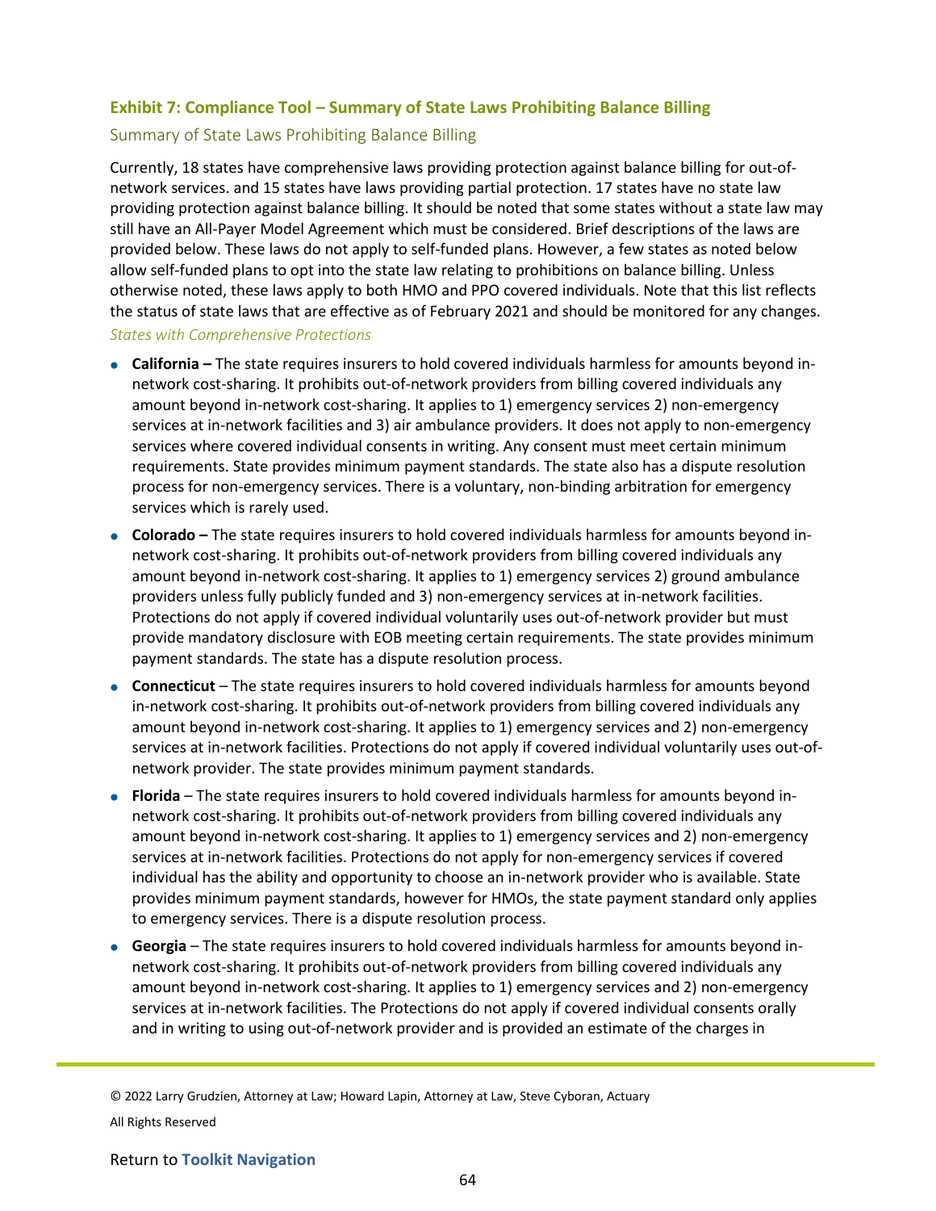### Exhibit 7: Compliance Tool – Summary of State Laws Prohibiting Balance Billing

#### Summary of State Laws Prohibiting Balance Billing

Currently, 18 states have comprehensive laws providing protection against balance billing for out-of-network services. and 15 states have laws providing partial protection. 17 states have no state law providing protection against balance billing. It should be noted that some states without a state law may still have an All-Payer Model Agreement which must be considered. Brief descriptions of the laws are provided below. These laws do not apply to self-funded plans. However, a few states as noted below allow self-funded plans to opt into the state law relating to prohibitions on balance billing. Unless otherwise noted, these laws apply to both HMO and PPO covered individuals. Note that this list reflects the status of state laws that are effective as of February 2021 and should be monitored for any changes.

*States with Comprehensive Protections*

- **California –** The state requires insurers to hold covered individuals harmless for amounts beyond in-network cost-sharing. It prohibits out-of-network providers from billing covered individuals any amount beyond in-network cost-sharing. It applies to 1) emergency services 2) non-emergency services at in-network facilities and 3) air ambulance providers. It does not apply to non-emergency services where covered individual consents in writing. Any consent must meet certain minimum requirements. State provides minimum payment standards. The state also has a dispute resolution process for non-emergency services. There is a voluntary, non-binding arbitration for emergency services which is rarely used.
- **Colorado –** The state requires insurers to hold covered individuals harmless for amounts beyond in-network cost-sharing. It prohibits out-of-network providers from billing covered individuals any amount beyond in-network cost-sharing. It applies to 1) emergency services 2) ground ambulance providers unless fully publicly funded and 3) non-emergency services at in-network facilities. Protections do not apply if covered individual voluntarily uses out-of-network provider but must provide mandatory disclosure with EOB meeting certain requirements. The state provides minimum payment standards. The state has a dispute resolution process.
- **Connecticut** – The state requires insurers to hold covered individuals harmless for amounts beyond in-network cost-sharing. It prohibits out-of-network providers from billing covered individuals any amount beyond in-network cost-sharing. It applies to 1) emergency services and 2) non-emergency services at in-network facilities. Protections do not apply if covered individual voluntarily uses out-of-network provider. The state provides minimum payment standards.
- **Florida** – The state requires insurers to hold covered individuals harmless for amounts beyond in-network cost-sharing. It prohibits out-of-network providers from billing covered individuals any amount beyond in-network cost-sharing. It applies to 1) emergency services and 2) non-emergency services at in-network facilities. Protections do not apply for non-emergency services if covered individual has the ability and opportunity to choose an in-network provider who is available. State provides minimum payment standards, however for HMOs, the state payment standard only applies to emergency services. There is a dispute resolution process.
- **Georgia** – The state requires insurers to hold covered individuals harmless for amounts beyond in-network cost-sharing. It prohibits out-of-network providers from billing covered individuals any amount beyond in-network cost-sharing. It applies to 1) emergency services and 2) non-emergency services at in-network facilities. The Protections do not apply if covered individual consents orally and in writing to using out-of-network provider and is provided an estimate of the charges in

© 2022 Larry Grudzien, Attorney at Law; Howard Lapin, Attorney at Law, Steve Cyboran, Actuary

All Rights Reserved

Return to **Toolkit Navigation**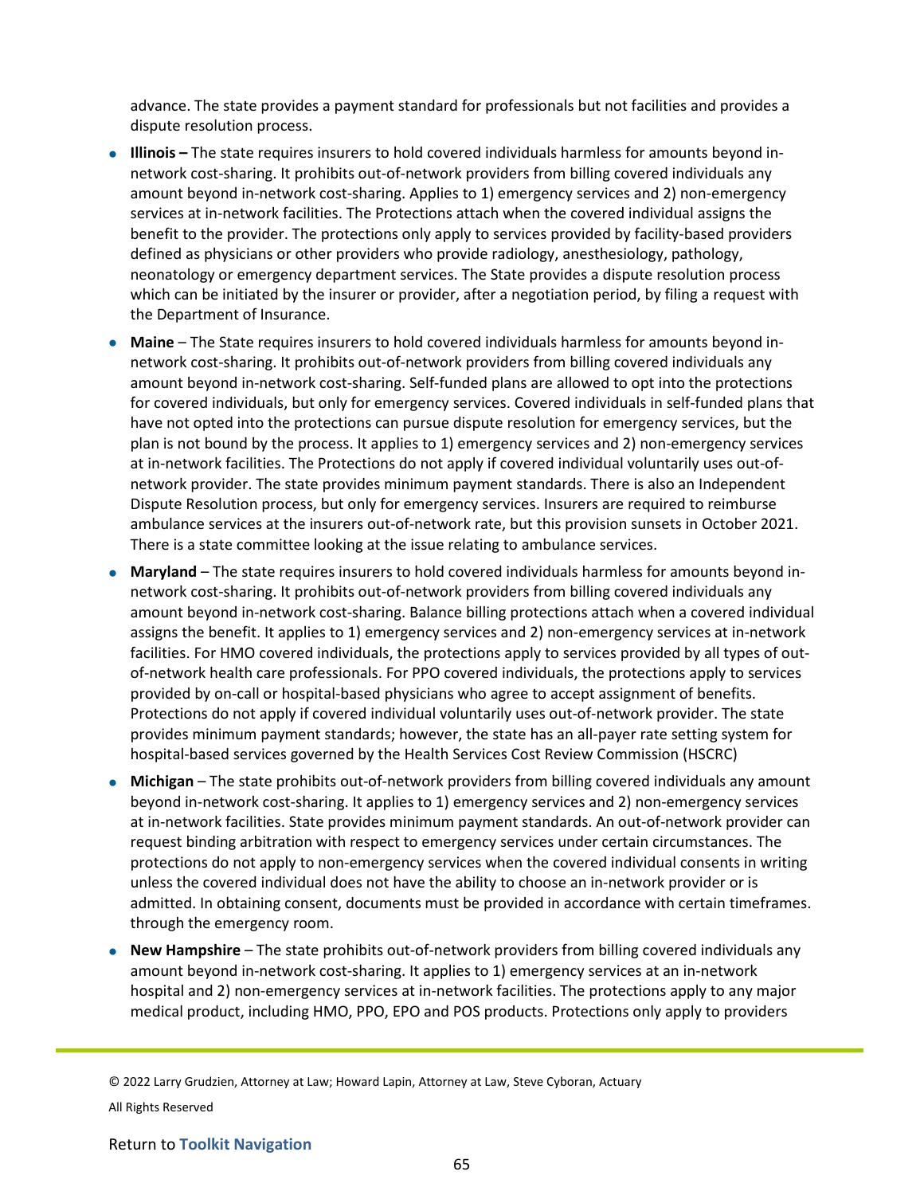advance. The state provides a payment standard for professionals but not facilities and provides a dispute resolution process.

- **Illinois –** The state requires insurers to hold covered individuals harmless for amounts beyond in-network cost-sharing. It prohibits out-of-network providers from billing covered individuals any amount beyond in-network cost-sharing. Applies to 1) emergency services and 2) non-emergency services at in-network facilities. The Protections attach when the covered individual assigns the benefit to the provider. The protections only apply to services provided by facility-based providers defined as physicians or other providers who provide radiology, anesthesiology, pathology, neonatology or emergency department services. The State provides a dispute resolution process which can be initiated by the insurer or provider, after a negotiation period, by filing a request with the Department of Insurance.
- **Maine** – The State requires insurers to hold covered individuals harmless for amounts beyond in-network cost-sharing. It prohibits out-of-network providers from billing covered individuals any amount beyond in-network cost-sharing. Self-funded plans are allowed to opt into the protections for covered individuals, but only for emergency services. Covered individuals in self-funded plans that have not opted into the protections can pursue dispute resolution for emergency services, but the plan is not bound by the process. It applies to 1) emergency services and 2) non-emergency services at in-network facilities. The Protections do not apply if covered individual voluntarily uses out-of-network provider. The state provides minimum payment standards. There is also an Independent Dispute Resolution process, but only for emergency services. Insurers are required to reimburse ambulance services at the insurers out-of-network rate, but this provision sunsets in October 2021. There is a state committee looking at the issue relating to ambulance services.
- **Maryland** – The state requires insurers to hold covered individuals harmless for amounts beyond in-network cost-sharing. It prohibits out-of-network providers from billing covered individuals any amount beyond in-network cost-sharing. Balance billing protections attach when a covered individual assigns the benefit. It applies to 1) emergency services and 2) non-emergency services at in-network facilities. For HMO covered individuals, the protections apply to services provided by all types of out-of-network health care professionals. For PPO covered individuals, the protections apply to services provided by on-call or hospital-based physicians who agree to accept assignment of benefits. Protections do not apply if covered individual voluntarily uses out-of-network provider. The state provides minimum payment standards; however, the state has an all-payer rate setting system for hospital-based services governed by the Health Services Cost Review Commission (HSCRC)
- **Michigan** – The state prohibits out-of-network providers from billing covered individuals any amount beyond in-network cost-sharing. It applies to 1) emergency services and 2) non-emergency services at in-network facilities. State provides minimum payment standards. An out-of-network provider can request binding arbitration with respect to emergency services under certain circumstances. The protections do not apply to non-emergency services when the covered individual consents in writing unless the covered individual does not have the ability to choose an in-network provider or is admitted. In obtaining consent, documents must be provided in accordance with certain timeframes. through the emergency room.
- **New Hampshire** – The state prohibits out-of-network providers from billing covered individuals any amount beyond in-network cost-sharing. It applies to 1) emergency services at an in-network hospital and 2) non-emergency services at in-network facilities. The protections apply to any major medical product, including HMO, PPO, EPO and POS products. Protections only apply to providers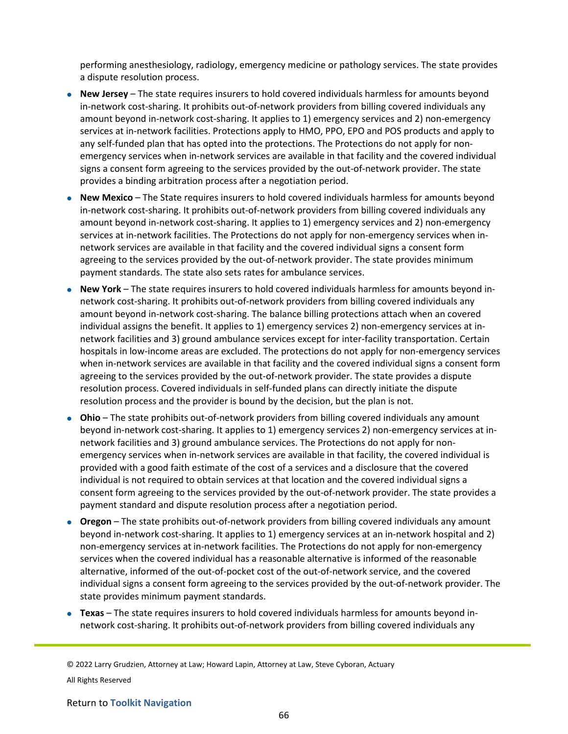performing anesthesiology, radiology, emergency medicine or pathology services. The state provides a dispute resolution process.

- **New Jersey** – The state requires insurers to hold covered individuals harmless for amounts beyond in-network cost-sharing. It prohibits out-of-network providers from billing covered individuals any amount beyond in-network cost-sharing. It applies to 1) emergency services and 2) non-emergency services at in-network facilities. Protections apply to HMO, PPO, EPO and POS products and apply to any self-funded plan that has opted into the protections. The Protections do not apply for non-emergency services when in-network services are available in that facility and the covered individual signs a consent form agreeing to the services provided by the out-of-network provider. The state provides a binding arbitration process after a negotiation period.
- **New Mexico** – The State requires insurers to hold covered individuals harmless for amounts beyond in-network cost-sharing. It prohibits out-of-network providers from billing covered individuals any amount beyond in-network cost-sharing. It applies to 1) emergency services and 2) non-emergency services at in-network facilities. The Protections do not apply for non-emergency services when in-network services are available in that facility and the covered individual signs a consent form agreeing to the services provided by the out-of-network provider. The state provides minimum payment standards. The state also sets rates for ambulance services.
- **New York** – The state requires insurers to hold covered individuals harmless for amounts beyond in-network cost-sharing. It prohibits out-of-network providers from billing covered individuals any amount beyond in-network cost-sharing. The balance billing protections attach when an covered individual assigns the benefit. It applies to 1) emergency services 2) non-emergency services at in-network facilities and 3) ground ambulance services except for inter-facility transportation. Certain hospitals in low-income areas are excluded. The protections do not apply for non-emergency services when in-network services are available in that facility and the covered individual signs a consent form agreeing to the services provided by the out-of-network provider. The state provides a dispute resolution process. Covered individuals in self-funded plans can directly initiate the dispute resolution process and the provider is bound by the decision, but the plan is not.
- **Ohio** – The state prohibits out-of-network providers from billing covered individuals any amount beyond in-network cost-sharing. It applies to 1) emergency services 2) non-emergency services at in-network facilities and 3) ground ambulance services. The Protections do not apply for non-emergency services when in-network services are available in that facility, the covered individual is provided with a good faith estimate of the cost of a services and a disclosure that the covered individual is not required to obtain services at that location and the covered individual signs a consent form agreeing to the services provided by the out-of-network provider. The state provides a payment standard and dispute resolution process after a negotiation period.
- **Oregon** – The state prohibits out-of-network providers from billing covered individuals any amount beyond in-network cost-sharing. It applies to 1) emergency services at an in-network hospital and 2) non-emergency services at in-network facilities. The Protections do not apply for non-emergency services when the covered individual has a reasonable alternative is informed of the reasonable alternative, informed of the out-of-pocket cost of the out-of-network service, and the covered individual signs a consent form agreeing to the services provided by the out-of-network provider. The state provides minimum payment standards.
- **Texas** – The state requires insurers to hold covered individuals harmless for amounts beyond in-network cost-sharing. It prohibits out-of-network providers from billing covered individuals any

© 2022 Larry Grudzien, Attorney at Law; Howard Lapin, Attorney at Law, Steve Cyboran, Actuary

All Rights Reserved

Return to **Toolkit Navigation**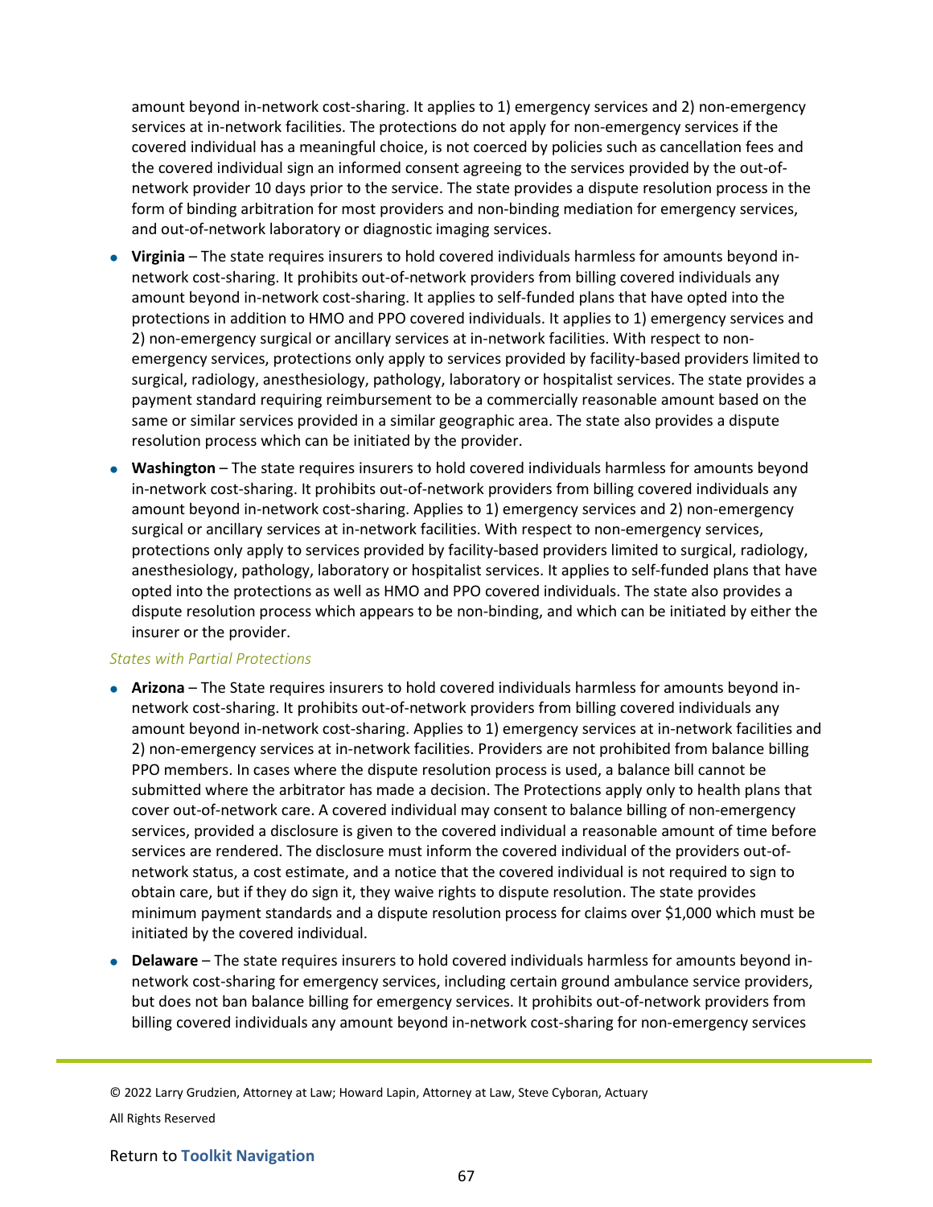amount beyond in-network cost-sharing. It applies to 1) emergency services and 2) non-emergency services at in-network facilities. The protections do not apply for non-emergency services if the covered individual has a meaningful choice, is not coerced by policies such as cancellation fees and the covered individual sign an informed consent agreeing to the services provided by the out-of-network provider 10 days prior to the service. The state provides a dispute resolution process in the form of binding arbitration for most providers and non-binding mediation for emergency services, and out-of-network laboratory or diagnostic imaging services.

- **Virginia** – The state requires insurers to hold covered individuals harmless for amounts beyond in-network cost-sharing. It prohibits out-of-network providers from billing covered individuals any amount beyond in-network cost-sharing. It applies to self-funded plans that have opted into the protections in addition to HMO and PPO covered individuals. It applies to 1) emergency services and 2) non-emergency surgical or ancillary services at in-network facilities. With respect to non-emergency services, protections only apply to services provided by facility-based providers limited to surgical, radiology, anesthesiology, pathology, laboratory or hospitalist services. The state provides a payment standard requiring reimbursement to be a commercially reasonable amount based on the same or similar services provided in a similar geographic area. The state also provides a dispute resolution process which can be initiated by the provider.
- **Washington** – The state requires insurers to hold covered individuals harmless for amounts beyond in-network cost-sharing. It prohibits out-of-network providers from billing covered individuals any amount beyond in-network cost-sharing. Applies to 1) emergency services and 2) non-emergency surgical or ancillary services at in-network facilities. With respect to non-emergency services, protections only apply to services provided by facility-based providers limited to surgical, radiology, anesthesiology, pathology, laboratory or hospitalist services. It applies to self-funded plans that have opted into the protections as well as HMO and PPO covered individuals. The state also provides a dispute resolution process which appears to be non-binding, and which can be initiated by either the insurer or the provider.

*States with Partial Protections*

- **Arizona** – The State requires insurers to hold covered individuals harmless for amounts beyond in-network cost-sharing. It prohibits out-of-network providers from billing covered individuals any amount beyond in-network cost-sharing. Applies to 1) emergency services at in-network facilities and 2) non-emergency services at in-network facilities. Providers are not prohibited from balance billing PPO members. In cases where the dispute resolution process is used, a balance bill cannot be submitted where the arbitrator has made a decision. The Protections apply only to health plans that cover out-of-network care. A covered individual may consent to balance billing of non-emergency services, provided a disclosure is given to the covered individual a reasonable amount of time before services are rendered. The disclosure must inform the covered individual of the providers out-of-network status, a cost estimate, and a notice that the covered individual is not required to sign to obtain care, but if they do sign it, they waive rights to dispute resolution. The state provides minimum payment standards and a dispute resolution process for claims over $1,000 which must be initiated by the covered individual.
- **Delaware** – The state requires insurers to hold covered individuals harmless for amounts beyond in-network cost-sharing for emergency services, including certain ground ambulance service providers, but does not ban balance billing for emergency services. It prohibits out-of-network providers from billing covered individuals any amount beyond in-network cost-sharing for non-emergency services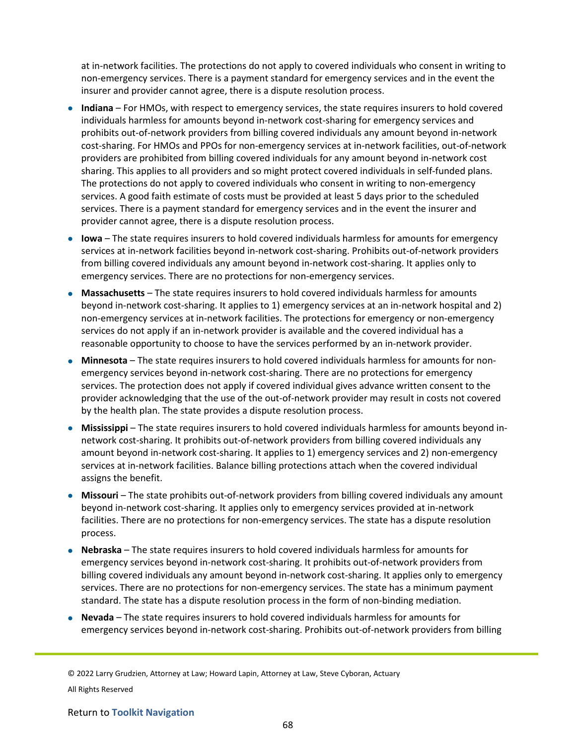at in-network facilities. The protections do not apply to covered individuals who consent in writing to non-emergency services. There is a payment standard for emergency services and in the event the insurer and provider cannot agree, there is a dispute resolution process.

- **Indiana** – For HMOs, with respect to emergency services, the state requires insurers to hold covered individuals harmless for amounts beyond in-network cost-sharing for emergency services and prohibits out-of-network providers from billing covered individuals any amount beyond in-network cost-sharing. For HMOs and PPOs for non-emergency services at in-network facilities, out-of-network providers are prohibited from billing covered individuals for any amount beyond in-network cost sharing. This applies to all providers and so might protect covered individuals in self-funded plans. The protections do not apply to covered individuals who consent in writing to non-emergency services. A good faith estimate of costs must be provided at least 5 days prior to the scheduled services. There is a payment standard for emergency services and in the event the insurer and provider cannot agree, there is a dispute resolution process.
- **Iowa** – The state requires insurers to hold covered individuals harmless for amounts for emergency services at in-network facilities beyond in-network cost-sharing. Prohibits out-of-network providers from billing covered individuals any amount beyond in-network cost-sharing. It applies only to emergency services. There are no protections for non-emergency services.
- **Massachusetts** – The state requires insurers to hold covered individuals harmless for amounts beyond in-network cost-sharing. It applies to 1) emergency services at an in-network hospital and 2) non-emergency services at in-network facilities. The protections for emergency or non-emergency services do not apply if an in-network provider is available and the covered individual has a reasonable opportunity to choose to have the services performed by an in-network provider.
- **Minnesota** – The state requires insurers to hold covered individuals harmless for amounts for non-emergency services beyond in-network cost-sharing. There are no protections for emergency services. The protection does not apply if covered individual gives advance written consent to the provider acknowledging that the use of the out-of-network provider may result in costs not covered by the health plan. The state provides a dispute resolution process.
- **Mississippi** – The state requires insurers to hold covered individuals harmless for amounts beyond in-network cost-sharing. It prohibits out-of-network providers from billing covered individuals any amount beyond in-network cost-sharing. It applies to 1) emergency services and 2) non-emergency services at in-network facilities. Balance billing protections attach when the covered individual assigns the benefit.
- **Missouri** – The state prohibits out-of-network providers from billing covered individuals any amount beyond in-network cost-sharing. It applies only to emergency services provided at in-network facilities. There are no protections for non-emergency services. The state has a dispute resolution process.
- **Nebraska** – The state requires insurers to hold covered individuals harmless for amounts for emergency services beyond in-network cost-sharing. It prohibits out-of-network providers from billing covered individuals any amount beyond in-network cost-sharing. It applies only to emergency services. There are no protections for non-emergency services. The state has a minimum payment standard. The state has a dispute resolution process in the form of non-binding mediation.
- **Nevada** – The state requires insurers to hold covered individuals harmless for amounts for emergency services beyond in-network cost-sharing. Prohibits out-of-network providers from billing

© 2022 Larry Grudzien, Attorney at Law; Howard Lapin, Attorney at Law, Steve Cyboran, Actuary

All Rights Reserved

Return to **Toolkit Navigation**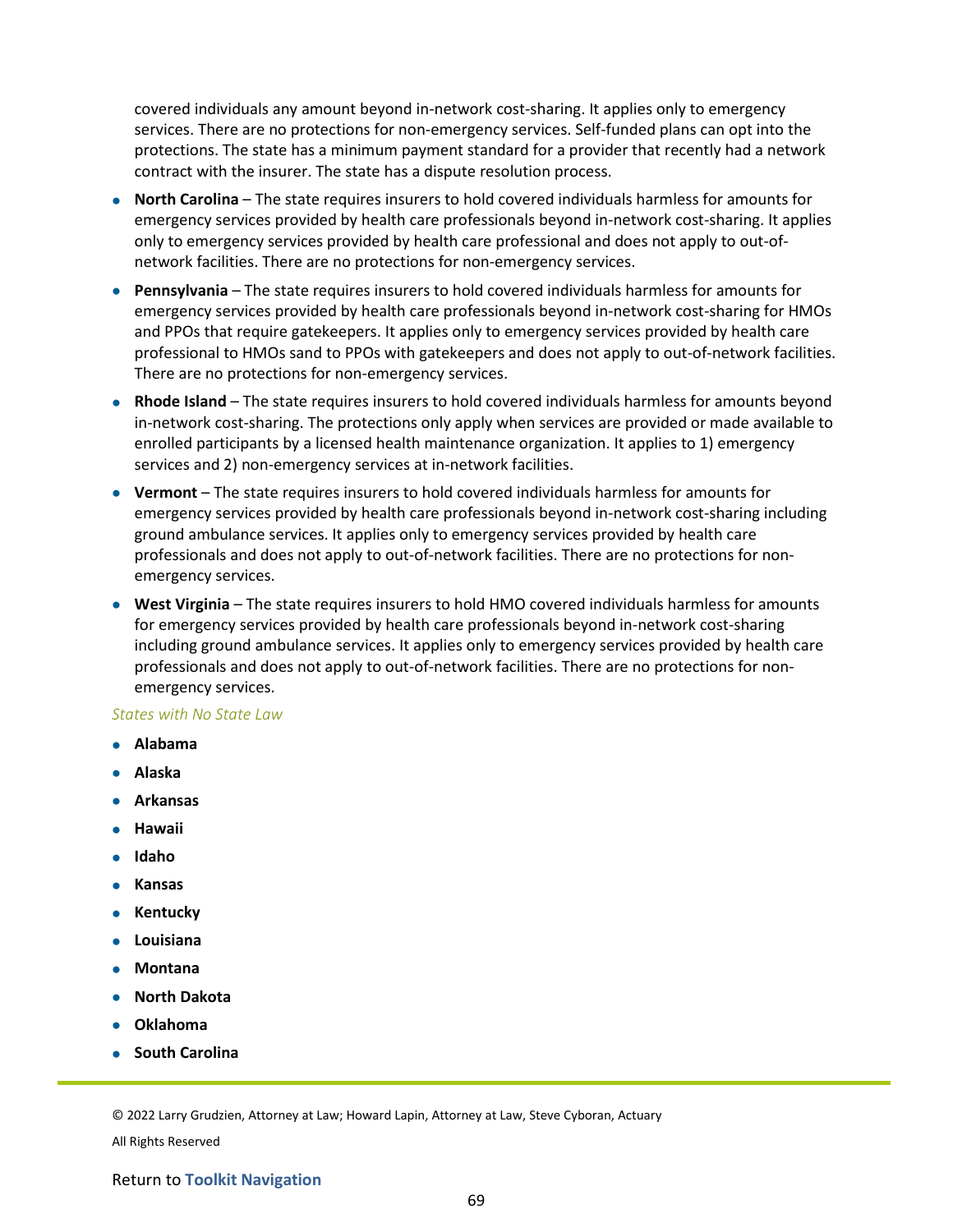covered individuals any amount beyond in-network cost-sharing. It applies only to emergency services. There are no protections for non-emergency services. Self-funded plans can opt into the protections. The state has a minimum payment standard for a provider that recently had a network contract with the insurer. The state has a dispute resolution process.

- **North Carolina** – The state requires insurers to hold covered individuals harmless for amounts for emergency services provided by health care professionals beyond in-network cost-sharing. It applies only to emergency services provided by health care professional and does not apply to out-of-network facilities. There are no protections for non-emergency services.
- **Pennsylvania** – The state requires insurers to hold covered individuals harmless for amounts for emergency services provided by health care professionals beyond in-network cost-sharing for HMOs and PPOs that require gatekeepers. It applies only to emergency services provided by health care professional to HMOs sand to PPOs with gatekeepers and does not apply to out-of-network facilities. There are no protections for non-emergency services.
- **Rhode Island** – The state requires insurers to hold covered individuals harmless for amounts beyond in-network cost-sharing. The protections only apply when services are provided or made available to enrolled participants by a licensed health maintenance organization. It applies to 1) emergency services and 2) non-emergency services at in-network facilities.
- **Vermont** – The state requires insurers to hold covered individuals harmless for amounts for emergency services provided by health care professionals beyond in-network cost-sharing including ground ambulance services. It applies only to emergency services provided by health care professionals and does not apply to out-of-network facilities. There are no protections for non-emergency services.
- **West Virginia** – The state requires insurers to hold HMO covered individuals harmless for amounts for emergency services provided by health care professionals beyond in-network cost-sharing including ground ambulance services. It applies only to emergency services provided by health care professionals and does not apply to out-of-network facilities. There are no protections for non-emergency services.

*States with No State Law*

- **Alabama**
- **Alaska**
- **Arkansas**
- **Hawaii**
- **Idaho**
- **Kansas**
- **Kentucky**
- **Louisiana**
- **Montana**
- **North Dakota**
- **Oklahoma**
- **South Carolina**

© 2022 Larry Grudzien, Attorney at Law; Howard Lapin, Attorney at Law, Steve Cyboran, Actuary

All Rights Reserved

Return to **Toolkit Navigation**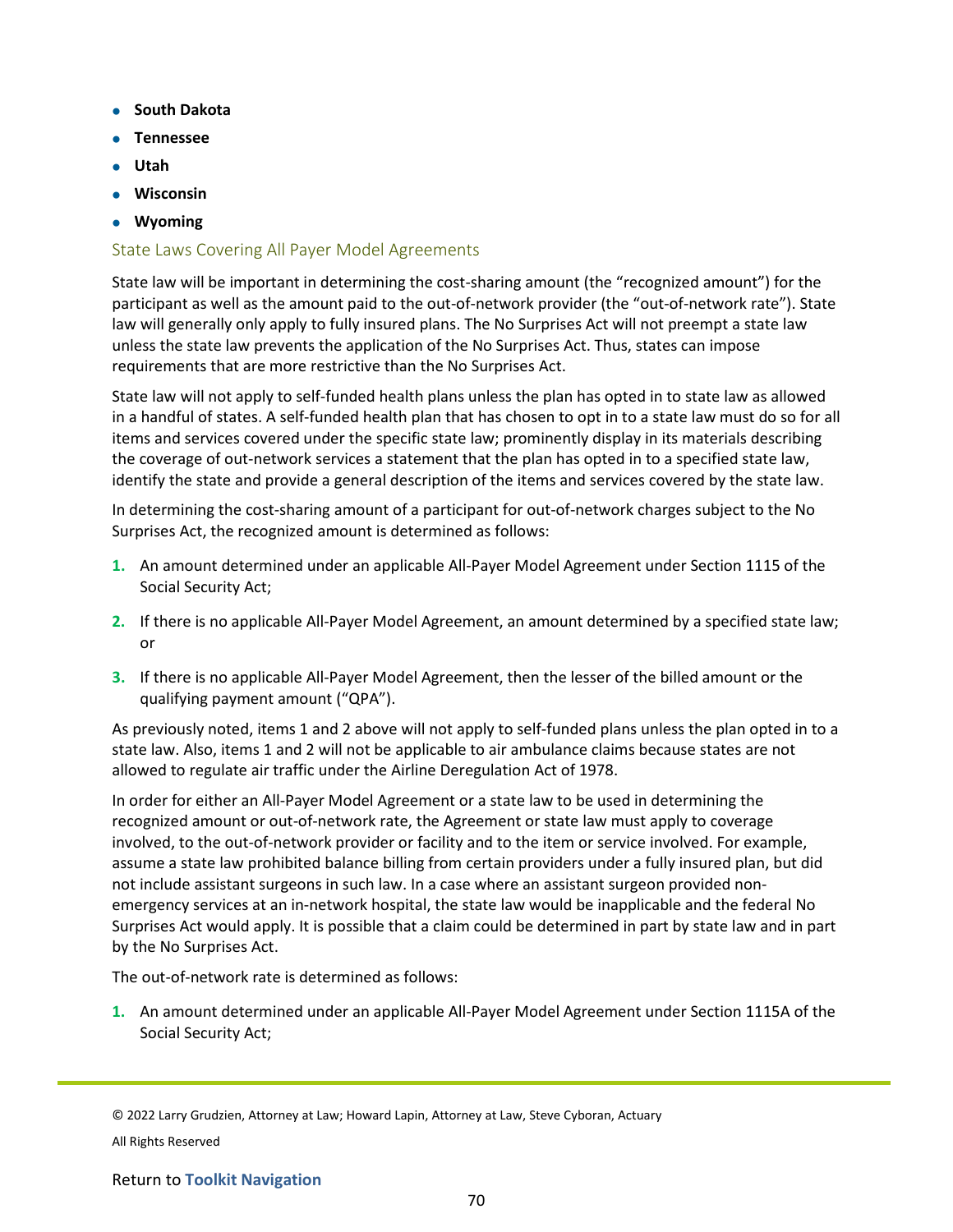- **South Dakota**
- **Tennessee**
- **Utah**
- **Wisconsin**
- **Wyoming**

## State Laws Covering All Payer Model Agreements

State law will be important in determining the cost-sharing amount (the "recognized amount") for the participant as well as the amount paid to the out-of-network provider (the "out-of-network rate"). State law will generally only apply to fully insured plans. The No Surprises Act will not preempt a state law unless the state law prevents the application of the No Surprises Act. Thus, states can impose requirements that are more restrictive than the No Surprises Act.

State law will not apply to self-funded health plans unless the plan has opted in to state law as allowed in a handful of states. A self-funded health plan that has chosen to opt in to a state law must do so for all items and services covered under the specific state law; prominently display in its materials describing the coverage of out-network services a statement that the plan has opted in to a specified state law, identify the state and provide a general description of the items and services covered by the state law.

In determining the cost-sharing amount of a participant for out-of-network charges subject to the No Surprises Act, the recognized amount is determined as follows:

1. An amount determined under an applicable All-Payer Model Agreement under Section 1115 of the Social Security Act;
2. If there is no applicable All-Payer Model Agreement, an amount determined by a specified state law; or
3. If there is no applicable All-Payer Model Agreement, then the lesser of the billed amount or the qualifying payment amount ("QPA").

As previously noted, items 1 and 2 above will not apply to self-funded plans unless the plan opted in to a state law. Also, items 1 and 2 will not be applicable to air ambulance claims because states are not allowed to regulate air traffic under the Airline Deregulation Act of 1978.

In order for either an All-Payer Model Agreement or a state law to be used in determining the recognized amount or out-of-network rate, the Agreement or state law must apply to coverage involved, to the out-of-network provider or facility and to the item or service involved. For example, assume a state law prohibited balance billing from certain providers under a fully insured plan, but did not include assistant surgeons in such law. In a case where an assistant surgeon provided non-emergency services at an in-network hospital, the state law would be inapplicable and the federal No Surprises Act would apply. It is possible that a claim could be determined in part by state law and in part by the No Surprises Act.

The out-of-network rate is determined as follows:

1. An amount determined under an applicable All-Payer Model Agreement under Section 1115A of the Social Security Act;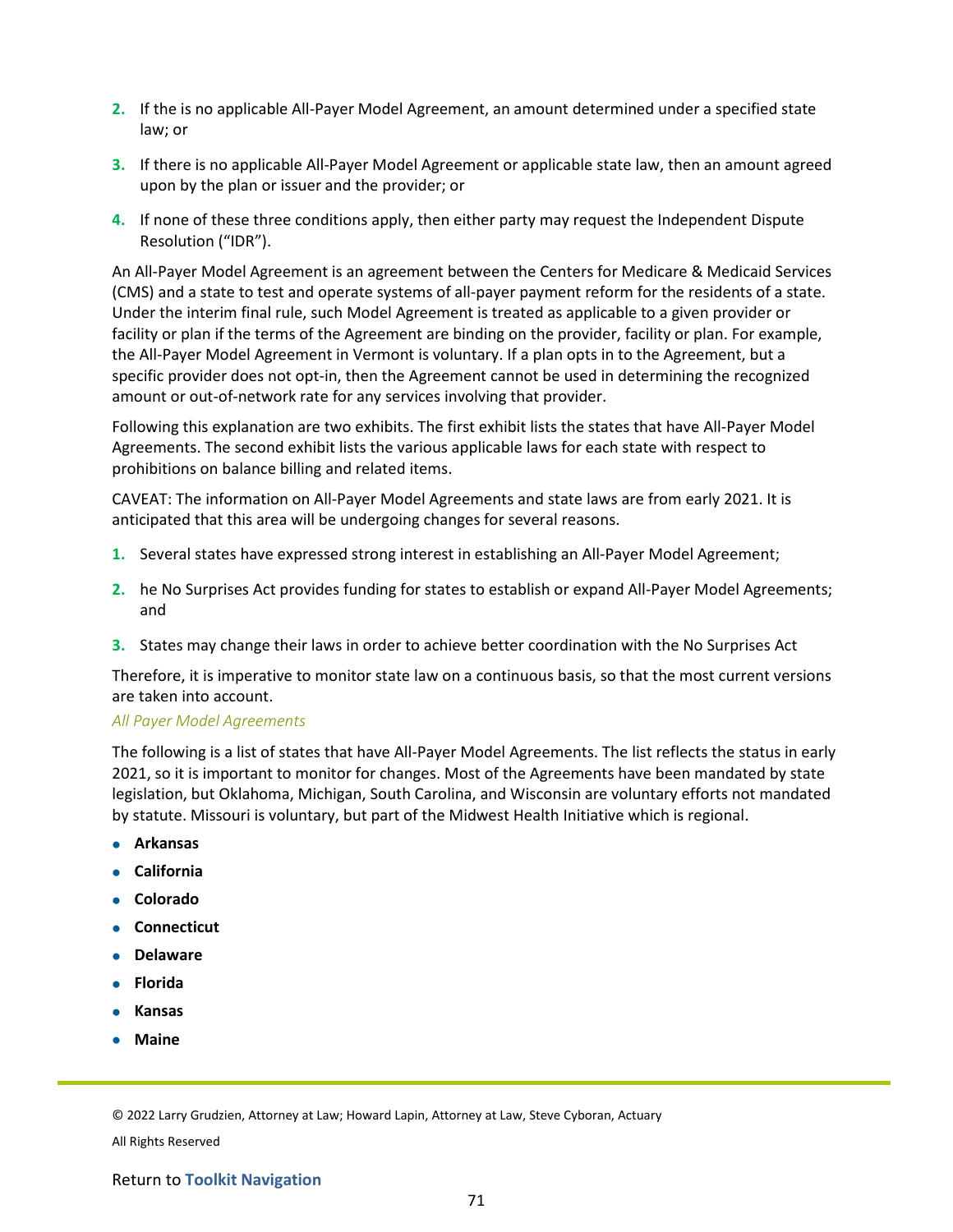2. If the is no applicable All-Payer Model Agreement, an amount determined under a specified state law; or
3. If there is no applicable All-Payer Model Agreement or applicable state law, then an amount agreed upon by the plan or issuer and the provider; or
4. If none of these three conditions apply, then either party may request the Independent Dispute Resolution ("IDR").

An All-Payer Model Agreement is an agreement between the Centers for Medicare & Medicaid Services (CMS) and a state to test and operate systems of all-payer payment reform for the residents of a state. Under the interim final rule, such Model Agreement is treated as applicable to a given provider or facility or plan if the terms of the Agreement are binding on the provider, facility or plan. For example, the All-Payer Model Agreement in Vermont is voluntary. If a plan opts in to the Agreement, but a specific provider does not opt-in, then the Agreement cannot be used in determining the recognized amount or out-of-network rate for any services involving that provider.

Following this explanation are two exhibits. The first exhibit lists the states that have All-Payer Model Agreements. The second exhibit lists the various applicable laws for each state with respect to prohibitions on balance billing and related items.

CAVEAT: The information on All-Payer Model Agreements and state laws are from early 2021. It is anticipated that this area will be undergoing changes for several reasons.

1. Several states have expressed strong interest in establishing an All-Payer Model Agreement;
2. he No Surprises Act provides funding for states to establish or expand All-Payer Model Agreements; and
3. States may change their laws in order to achieve better coordination with the No Surprises Act

Therefore, it is imperative to monitor state law on a continuous basis, so that the most current versions are taken into account.

*All Payer Model Agreements*

The following is a list of states that have All-Payer Model Agreements. The list reflects the status in early 2021, so it is important to monitor for changes. Most of the Agreements have been mandated by state legislation, but Oklahoma, Michigan, South Carolina, and Wisconsin are voluntary efforts not mandated by statute. Missouri is voluntary, but part of the Midwest Health Initiative which is regional.

- **Arkansas**
- **California**
- **Colorado**
- **Connecticut**
- **Delaware**
- **Florida**
- **Kansas**
- **Maine**

© 2022 Larry Grudzien, Attorney at Law; Howard Lapin, Attorney at Law, Steve Cyboran, Actuary

All Rights Reserved

Return to **Toolkit Navigation**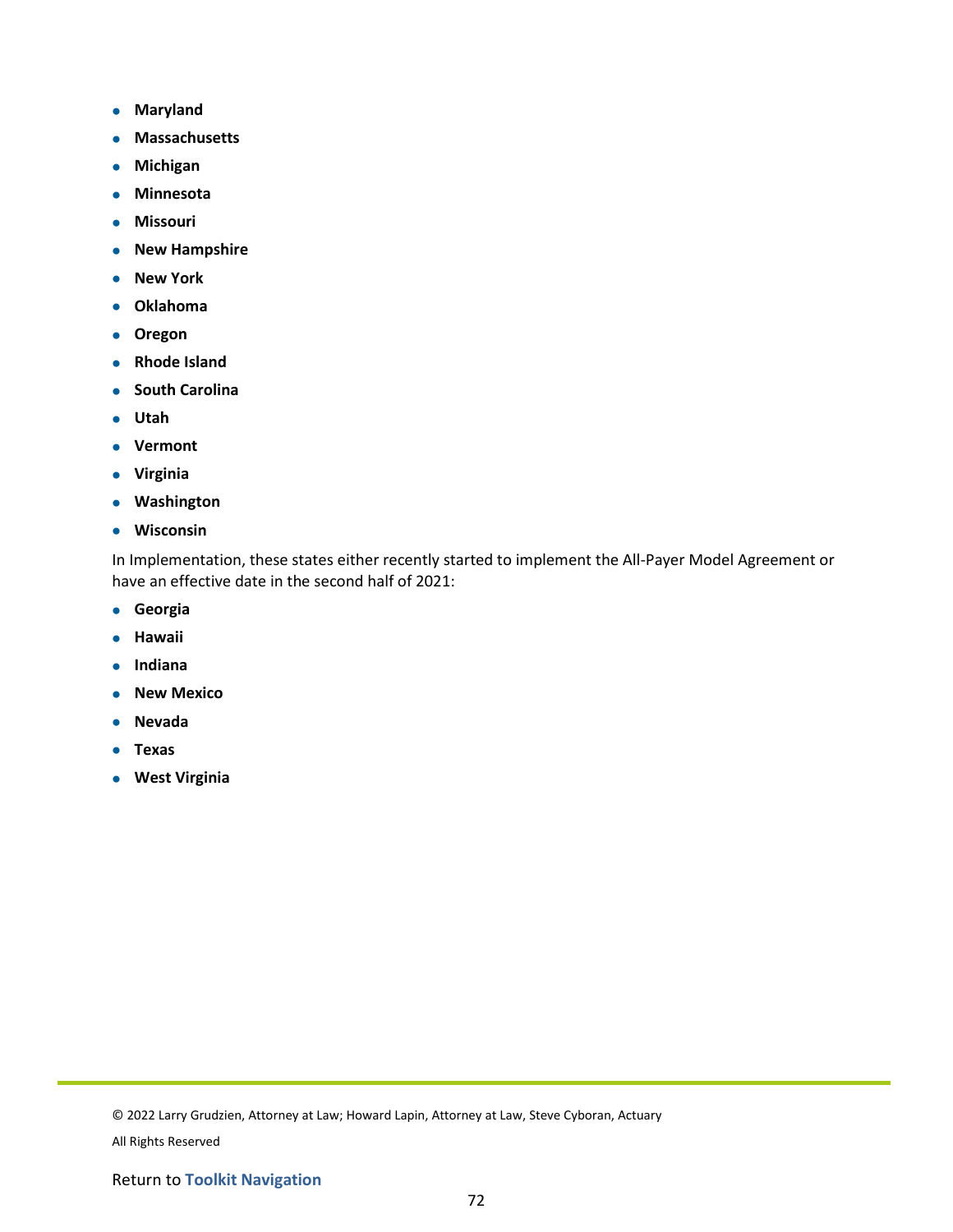- **Maryland**
- **Massachusetts**
- **Michigan**
- **Minnesota**
- **Missouri**
- **New Hampshire**
- **New York**
- **Oklahoma**
- **Oregon**
- **Rhode Island**
- **South Carolina**
- **Utah**
- **Vermont**
- **Virginia**
- **Washington**
- **Wisconsin**

In Implementation, these states either recently started to implement the All-Payer Model Agreement or have an effective date in the second half of 2021:

- **Georgia**
- **Hawaii**
- **Indiana**
- **New Mexico**
- **Nevada**
- **Texas**
- **West Virginia**

© 2022 Larry Grudzien, Attorney at Law; Howard Lapin, Attorney at Law, Steve Cyboran, Actuary

All Rights Reserved

Return to **Toolkit Navigation**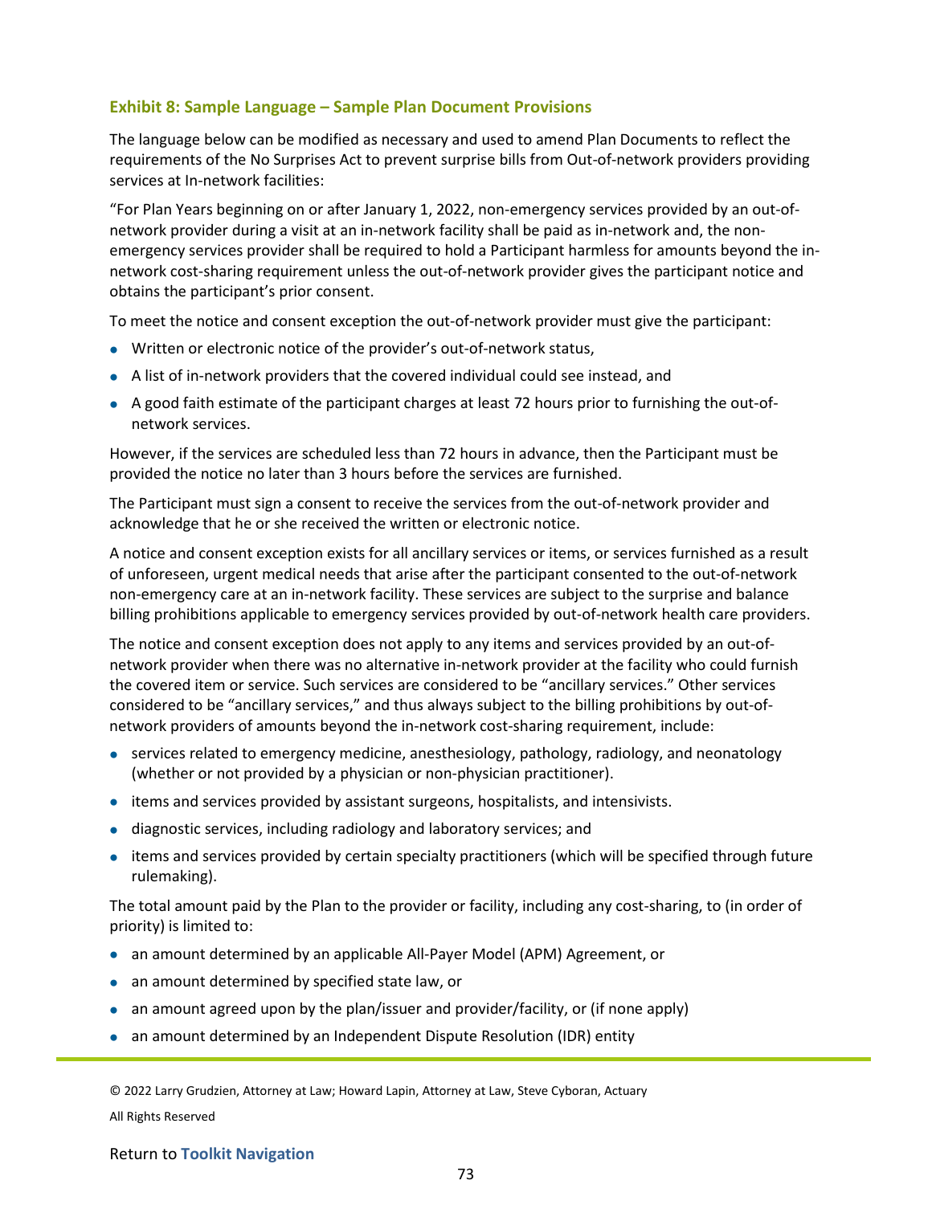### Exhibit 8: Sample Language – Sample Plan Document Provisions

The language below can be modified as necessary and used to amend Plan Documents to reflect the requirements of the No Surprises Act to prevent surprise bills from Out-of-network providers providing services at In-network facilities:

"For Plan Years beginning on or after January 1, 2022, non-emergency services provided by an out-of-network provider during a visit at an in-network facility shall be paid as in-network and, the non-emergency services provider shall be required to hold a Participant harmless for amounts beyond the in-network cost-sharing requirement unless the out-of-network provider gives the participant notice and obtains the participant's prior consent.

To meet the notice and consent exception the out-of-network provider must give the participant:

- Written or electronic notice of the provider's out-of-network status,
- A list of in-network providers that the covered individual could see instead, and
- A good faith estimate of the participant charges at least 72 hours prior to furnishing the out-of-network services.

However, if the services are scheduled less than 72 hours in advance, then the Participant must be provided the notice no later than 3 hours before the services are furnished.

The Participant must sign a consent to receive the services from the out-of-network provider and acknowledge that he or she received the written or electronic notice.

A notice and consent exception exists for all ancillary services or items, or services furnished as a result of unforeseen, urgent medical needs that arise after the participant consented to the out-of-network non-emergency care at an in-network facility. These services are subject to the surprise and balance billing prohibitions applicable to emergency services provided by out-of-network health care providers.

The notice and consent exception does not apply to any items and services provided by an out-of-network provider when there was no alternative in-network provider at the facility who could furnish the covered item or service. Such services are considered to be "ancillary services." Other services considered to be "ancillary services," and thus always subject to the billing prohibitions by out-of-network providers of amounts beyond the in-network cost-sharing requirement, include:

- services related to emergency medicine, anesthesiology, pathology, radiology, and neonatology (whether or not provided by a physician or non-physician practitioner).
- items and services provided by assistant surgeons, hospitalists, and intensivists.
- diagnostic services, including radiology and laboratory services; and
- items and services provided by certain specialty practitioners (which will be specified through future rulemaking).

The total amount paid by the Plan to the provider or facility, including any cost-sharing, to (in order of priority) is limited to:

- an amount determined by an applicable All-Payer Model (APM) Agreement, or
- an amount determined by specified state law, or
- an amount agreed upon by the plan/issuer and provider/facility, or (if none apply)
- an amount determined by an Independent Dispute Resolution (IDR) entity

© 2022 Larry Grudzien, Attorney at Law; Howard Lapin, Attorney at Law, Steve Cyboran, Actuary

All Rights Reserved

Return to **Toolkit Navigation**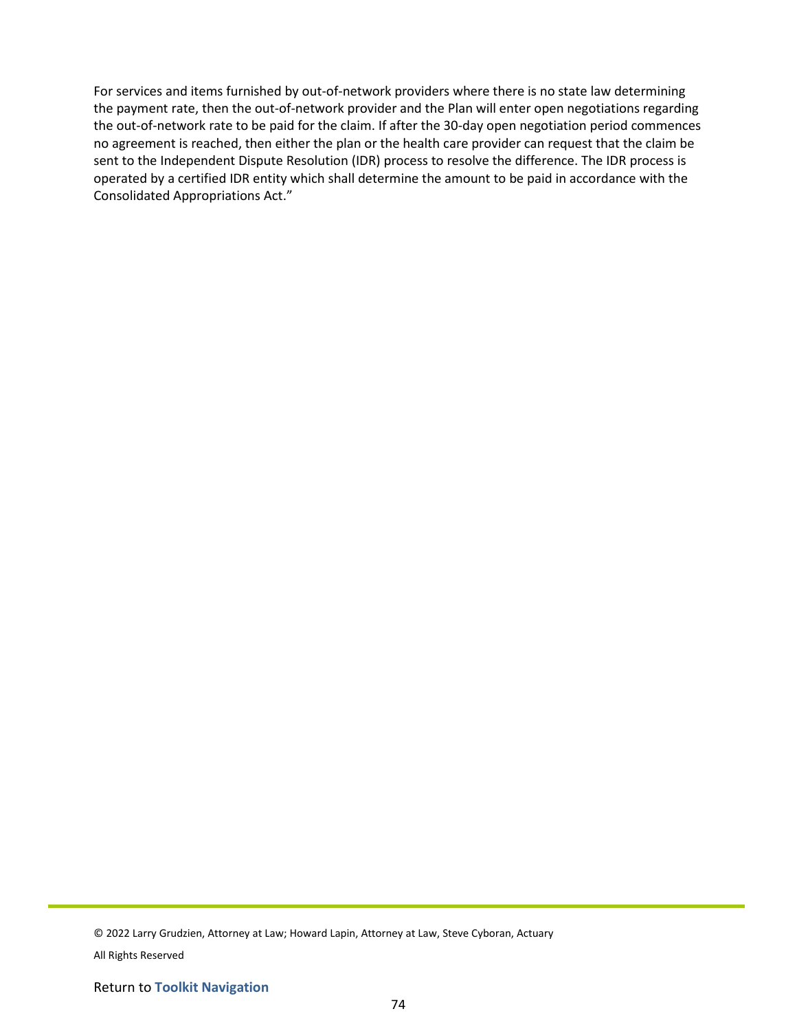For services and items furnished by out-of-network providers where there is no state law determining the payment rate, then the out-of-network provider and the Plan will enter open negotiations regarding the out-of-network rate to be paid for the claim. If after the 30-day open negotiation period commences no agreement is reached, then either the plan or the health care provider can request that the claim be sent to the Independent Dispute Resolution (IDR) process to resolve the difference. The IDR process is operated by a certified IDR entity which shall determine the amount to be paid in accordance with the Consolidated Appropriations Act."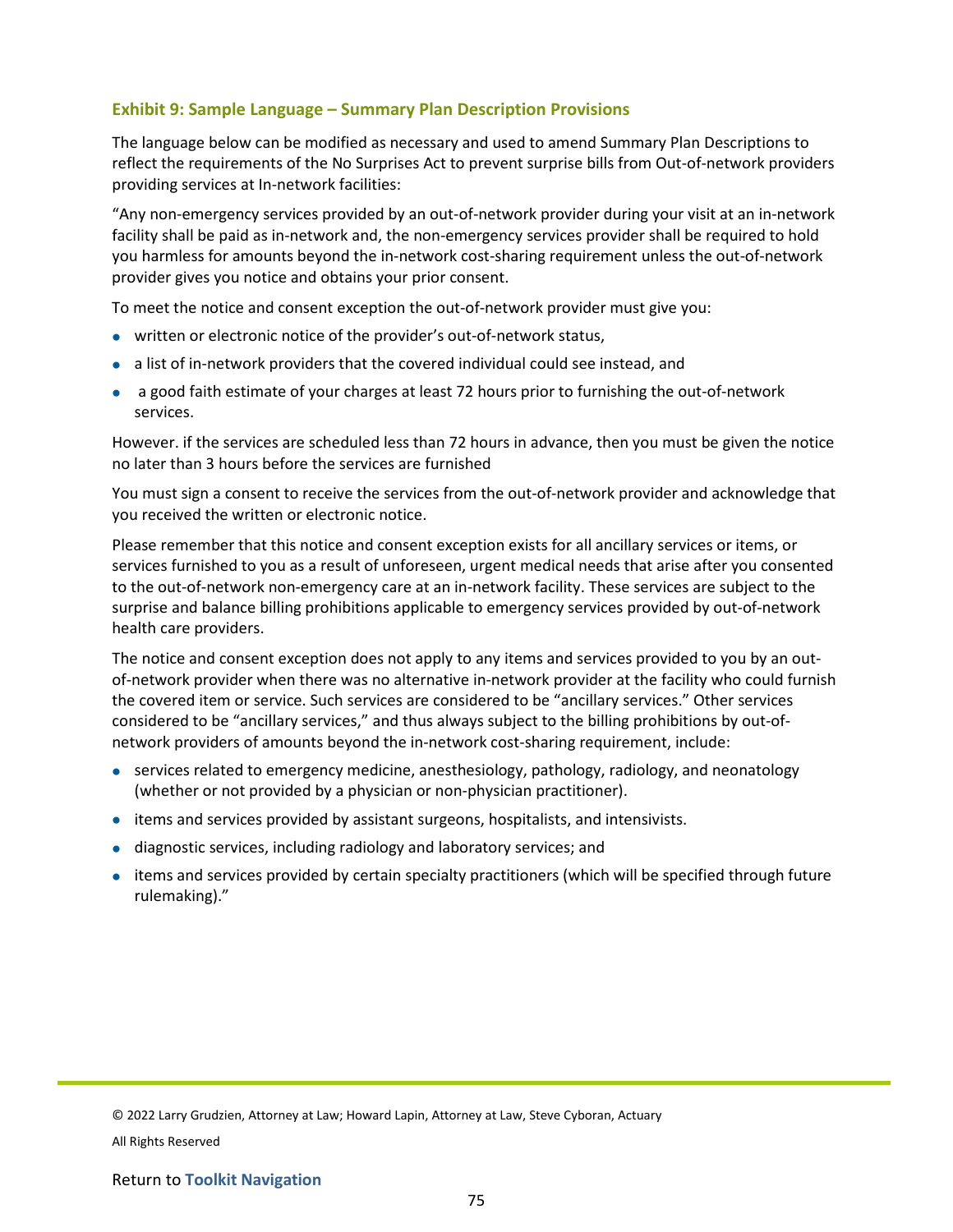### Exhibit 9: Sample Language – Summary Plan Description Provisions

The language below can be modified as necessary and used to amend Summary Plan Descriptions to reflect the requirements of the No Surprises Act to prevent surprise bills from Out-of-network providers providing services at In-network facilities:

"Any non-emergency services provided by an out-of-network provider during your visit at an in-network facility shall be paid as in-network and, the non-emergency services provider shall be required to hold you harmless for amounts beyond the in-network cost-sharing requirement unless the out-of-network provider gives you notice and obtains your prior consent.

To meet the notice and consent exception the out-of-network provider must give you:

- written or electronic notice of the provider's out-of-network status,
- a list of in-network providers that the covered individual could see instead, and
- a good faith estimate of your charges at least 72 hours prior to furnishing the out-of-network services.

However. if the services are scheduled less than 72 hours in advance, then you must be given the notice no later than 3 hours before the services are furnished

You must sign a consent to receive the services from the out-of-network provider and acknowledge that you received the written or electronic notice.

Please remember that this notice and consent exception exists for all ancillary services or items, or services furnished to you as a result of unforeseen, urgent medical needs that arise after you consented to the out-of-network non-emergency care at an in-network facility. These services are subject to the surprise and balance billing prohibitions applicable to emergency services provided by out-of-network health care providers.

The notice and consent exception does not apply to any items and services provided to you by an out-of-network provider when there was no alternative in-network provider at the facility who could furnish the covered item or service. Such services are considered to be "ancillary services." Other services considered to be "ancillary services," and thus always subject to the billing prohibitions by out-of-network providers of amounts beyond the in-network cost-sharing requirement, include:

- services related to emergency medicine, anesthesiology, pathology, radiology, and neonatology (whether or not provided by a physician or non-physician practitioner).
- items and services provided by assistant surgeons, hospitalists, and intensivists.
- diagnostic services, including radiology and laboratory services; and
- items and services provided by certain specialty practitioners (which will be specified through future rulemaking)."

© 2022 Larry Grudzien, Attorney at Law; Howard Lapin, Attorney at Law, Steve Cyboran, Actuary

All Rights Reserved

Return to **Toolkit Navigation**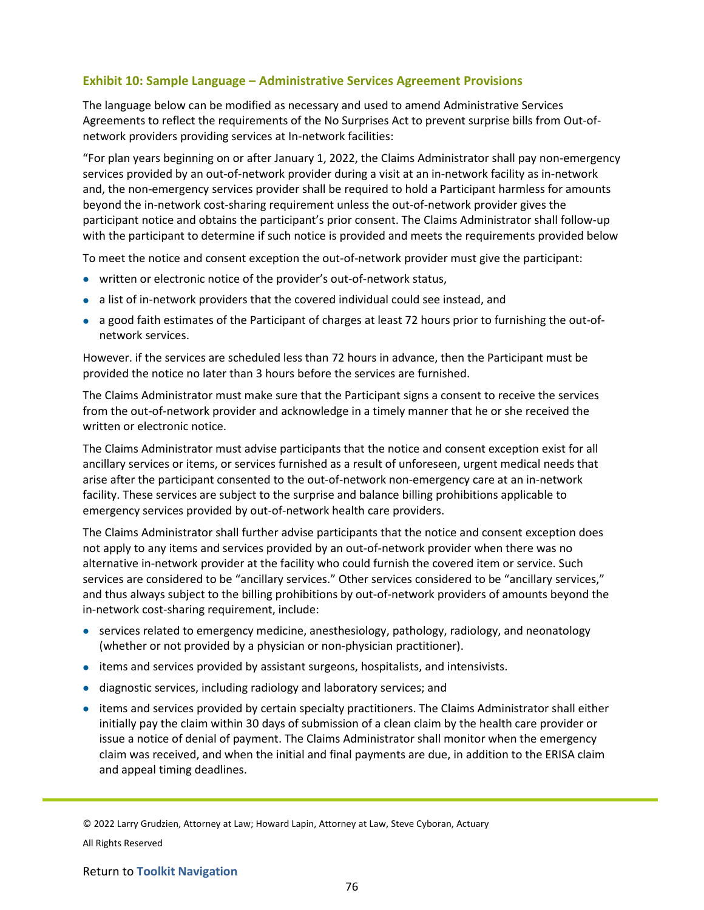### Exhibit 10: Sample Language – Administrative Services Agreement Provisions

The language below can be modified as necessary and used to amend Administrative Services Agreements to reflect the requirements of the No Surprises Act to prevent surprise bills from Out-of-network providers providing services at In-network facilities:

"For plan years beginning on or after January 1, 2022, the Claims Administrator shall pay non-emergency services provided by an out-of-network provider during a visit at an in-network facility as in-network and, the non-emergency services provider shall be required to hold a Participant harmless for amounts beyond the in-network cost-sharing requirement unless the out-of-network provider gives the participant notice and obtains the participant's prior consent. The Claims Administrator shall follow-up with the participant to determine if such notice is provided and meets the requirements provided below

To meet the notice and consent exception the out-of-network provider must give the participant:

- written or electronic notice of the provider's out-of-network status,
- a list of in-network providers that the covered individual could see instead, and
- a good faith estimates of the Participant of charges at least 72 hours prior to furnishing the out-of-network services.

However. if the services are scheduled less than 72 hours in advance, then the Participant must be provided the notice no later than 3 hours before the services are furnished.

The Claims Administrator must make sure that the Participant signs a consent to receive the services from the out-of-network provider and acknowledge in a timely manner that he or she received the written or electronic notice.

The Claims Administrator must advise participants that the notice and consent exception exist for all ancillary services or items, or services furnished as a result of unforeseen, urgent medical needs that arise after the participant consented to the out-of-network non-emergency care at an in-network facility. These services are subject to the surprise and balance billing prohibitions applicable to emergency services provided by out-of-network health care providers.

The Claims Administrator shall further advise participants that the notice and consent exception does not apply to any items and services provided by an out-of-network provider when there was no alternative in-network provider at the facility who could furnish the covered item or service. Such services are considered to be "ancillary services." Other services considered to be "ancillary services," and thus always subject to the billing prohibitions by out-of-network providers of amounts beyond the in-network cost-sharing requirement, include:

- services related to emergency medicine, anesthesiology, pathology, radiology, and neonatology (whether or not provided by a physician or non-physician practitioner).
- items and services provided by assistant surgeons, hospitalists, and intensivists.
- diagnostic services, including radiology and laboratory services; and
- items and services provided by certain specialty practitioners. The Claims Administrator shall either initially pay the claim within 30 days of submission of a clean claim by the health care provider or issue a notice of denial of payment. The Claims Administrator shall monitor when the emergency claim was received, and when the initial and final payments are due, in addition to the ERISA claim and appeal timing deadlines.

© 2022 Larry Grudzien, Attorney at Law; Howard Lapin, Attorney at Law, Steve Cyboran, Actuary

All Rights Reserved

Return to **Toolkit Navigation**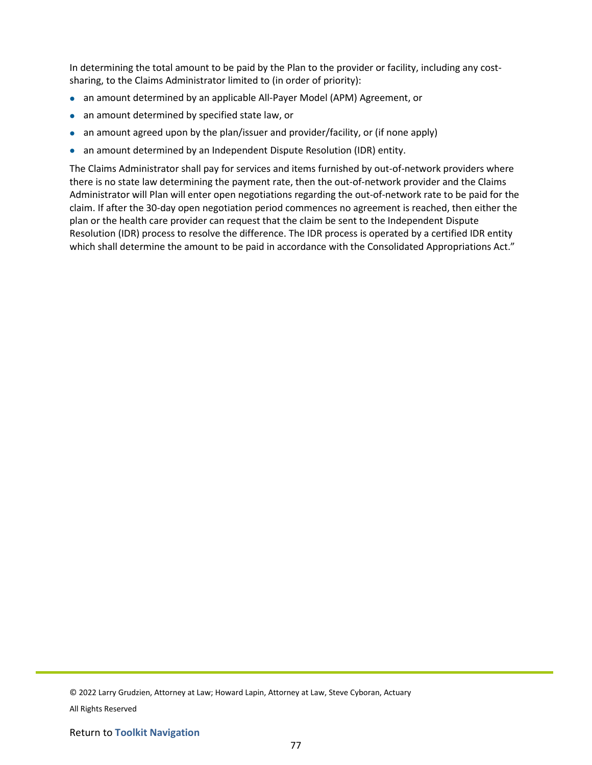In determining the total amount to be paid by the Plan to the provider or facility, including any cost-sharing, to the Claims Administrator limited to (in order of priority):

- an amount determined by an applicable All-Payer Model (APM) Agreement, or
- an amount determined by specified state law, or
- an amount agreed upon by the plan/issuer and provider/facility, or (if none apply)
- an amount determined by an Independent Dispute Resolution (IDR) entity.

The Claims Administrator shall pay for services and items furnished by out-of-network providers where there is no state law determining the payment rate, then the out-of-network provider and the Claims Administrator will Plan will enter open negotiations regarding the out-of-network rate to be paid for the claim. If after the 30-day open negotiation period commences no agreement is reached, then either the plan or the health care provider can request that the claim be sent to the Independent Dispute Resolution (IDR) process to resolve the difference. The IDR process is operated by a certified IDR entity which shall determine the amount to be paid in accordance with the Consolidated Appropriations Act."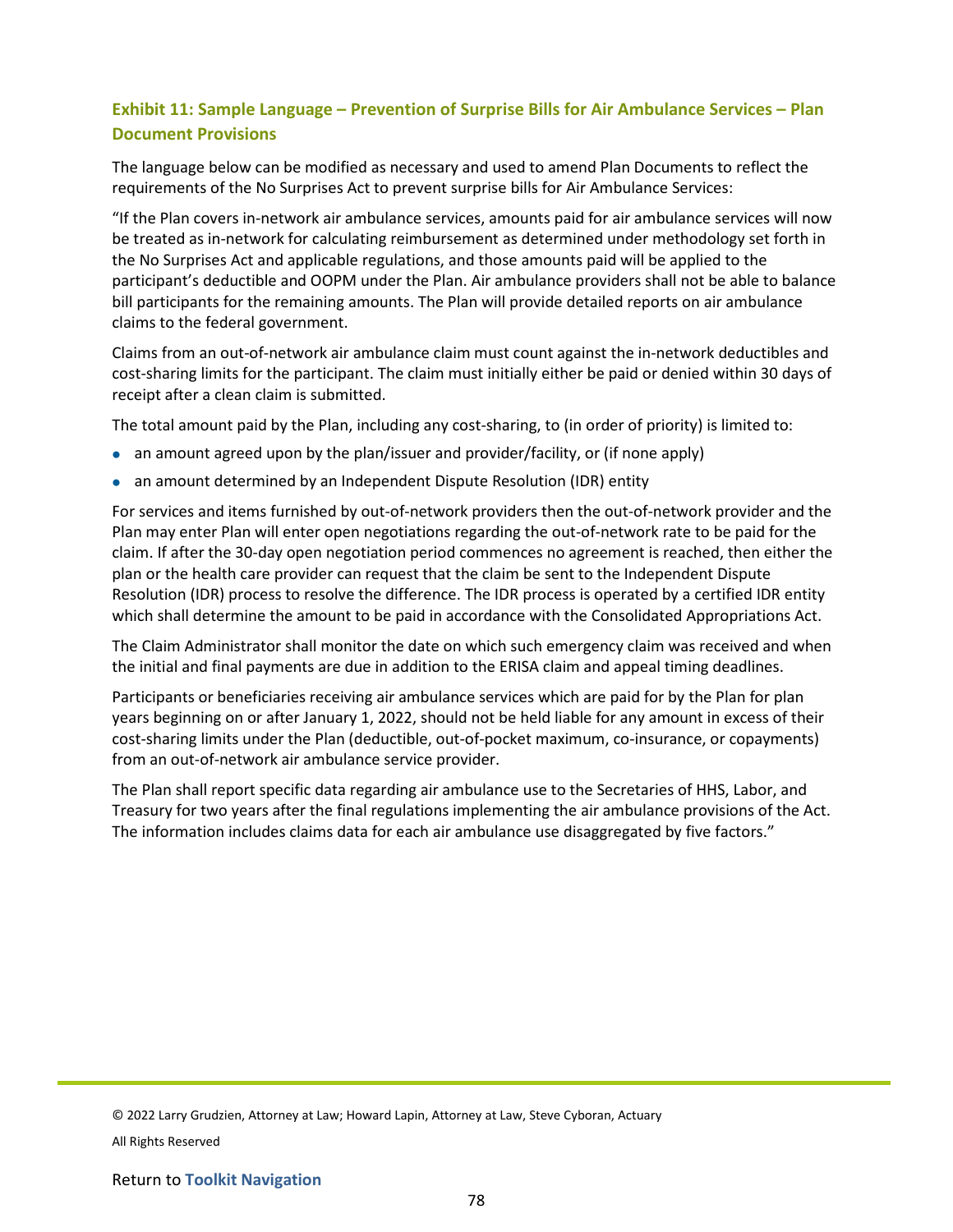### Exhibit 11: Sample Language – Prevention of Surprise Bills for Air Ambulance Services – Plan Document Provisions

The language below can be modified as necessary and used to amend Plan Documents to reflect the requirements of the No Surprises Act to prevent surprise bills for Air Ambulance Services:

"If the Plan covers in-network air ambulance services, amounts paid for air ambulance services will now be treated as in-network for calculating reimbursement as determined under methodology set forth in the No Surprises Act and applicable regulations, and those amounts paid will be applied to the participant's deductible and OOPM under the Plan. Air ambulance providers shall not be able to balance bill participants for the remaining amounts. The Plan will provide detailed reports on air ambulance claims to the federal government.

Claims from an out-of-network air ambulance claim must count against the in-network deductibles and cost-sharing limits for the participant. The claim must initially either be paid or denied within 30 days of receipt after a clean claim is submitted.

The total amount paid by the Plan, including any cost-sharing, to (in order of priority) is limited to:

- an amount agreed upon by the plan/issuer and provider/facility, or (if none apply)
- an amount determined by an Independent Dispute Resolution (IDR) entity

For services and items furnished by out-of-network providers then the out-of-network provider and the Plan may enter Plan will enter open negotiations regarding the out-of-network rate to be paid for the claim. If after the 30-day open negotiation period commences no agreement is reached, then either the plan or the health care provider can request that the claim be sent to the Independent Dispute Resolution (IDR) process to resolve the difference. The IDR process is operated by a certified IDR entity which shall determine the amount to be paid in accordance with the Consolidated Appropriations Act.

The Claim Administrator shall monitor the date on which such emergency claim was received and when the initial and final payments are due in addition to the ERISA claim and appeal timing deadlines.

Participants or beneficiaries receiving air ambulance services which are paid for by the Plan for plan years beginning on or after January 1, 2022, should not be held liable for any amount in excess of their cost-sharing limits under the Plan (deductible, out-of-pocket maximum, co-insurance, or copayments) from an out-of-network air ambulance service provider.

The Plan shall report specific data regarding air ambulance use to the Secretaries of HHS, Labor, and Treasury for two years after the final regulations implementing the air ambulance provisions of the Act. The information includes claims data for each air ambulance use disaggregated by five factors."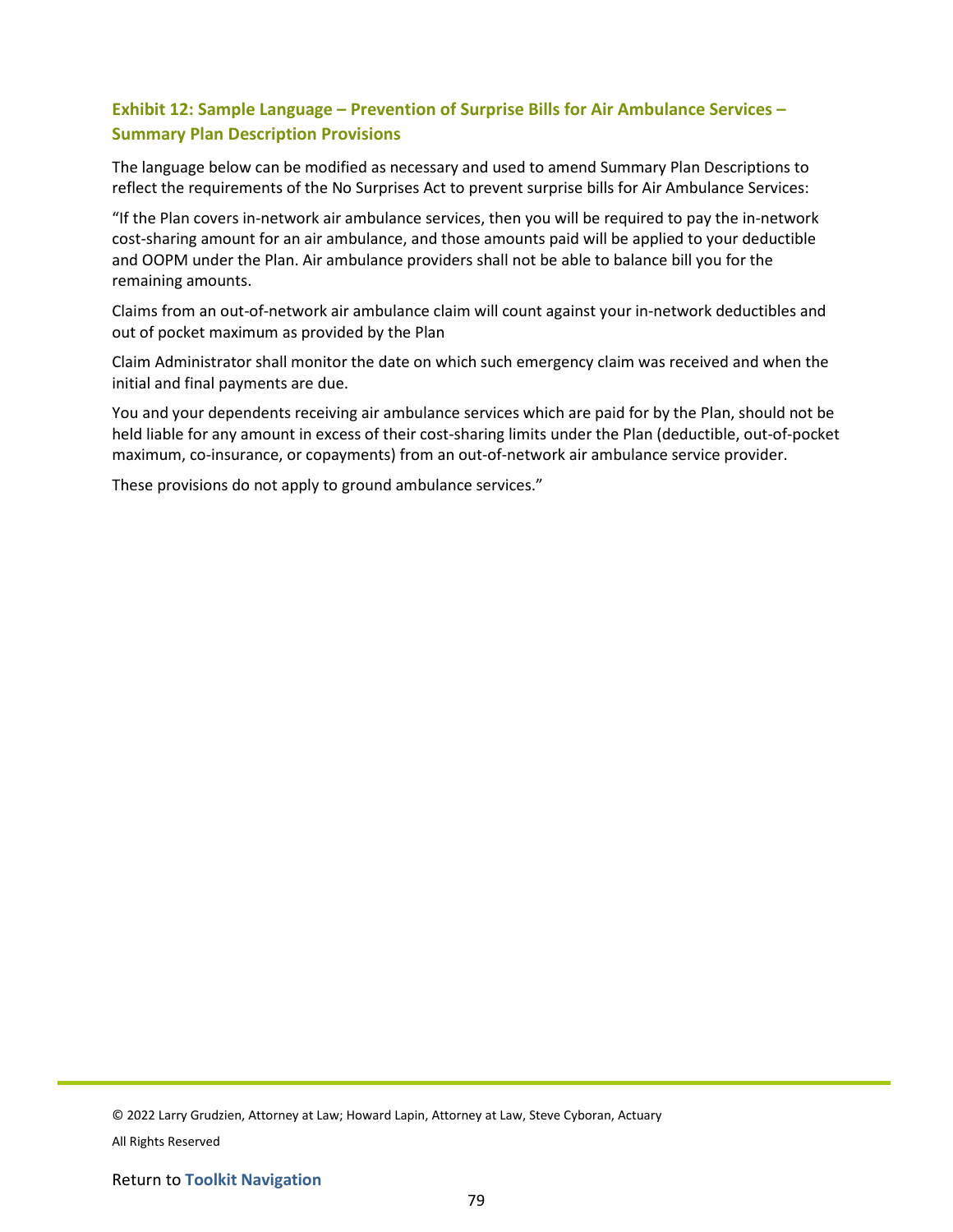### Exhibit 12: Sample Language – Prevention of Surprise Bills for Air Ambulance Services – Summary Plan Description Provisions

The language below can be modified as necessary and used to amend Summary Plan Descriptions to reflect the requirements of the No Surprises Act to prevent surprise bills for Air Ambulance Services:

"If the Plan covers in-network air ambulance services, then you will be required to pay the in-network cost-sharing amount for an air ambulance, and those amounts paid will be applied to your deductible and OOPM under the Plan. Air ambulance providers shall not be able to balance bill you for the remaining amounts.

Claims from an out-of-network air ambulance claim will count against your in-network deductibles and out of pocket maximum as provided by the Plan

Claim Administrator shall monitor the date on which such emergency claim was received and when the initial and final payments are due.

You and your dependents receiving air ambulance services which are paid for by the Plan, should not be held liable for any amount in excess of their cost-sharing limits under the Plan (deductible, out-of-pocket maximum, co-insurance, or copayments) from an out-of-network air ambulance service provider.

These provisions do not apply to ground ambulance services."

© 2022 Larry Grudzien, Attorney at Law; Howard Lapin, Attorney at Law, Steve Cyboran, Actuary

All Rights Reserved

Return to **Toolkit Navigation**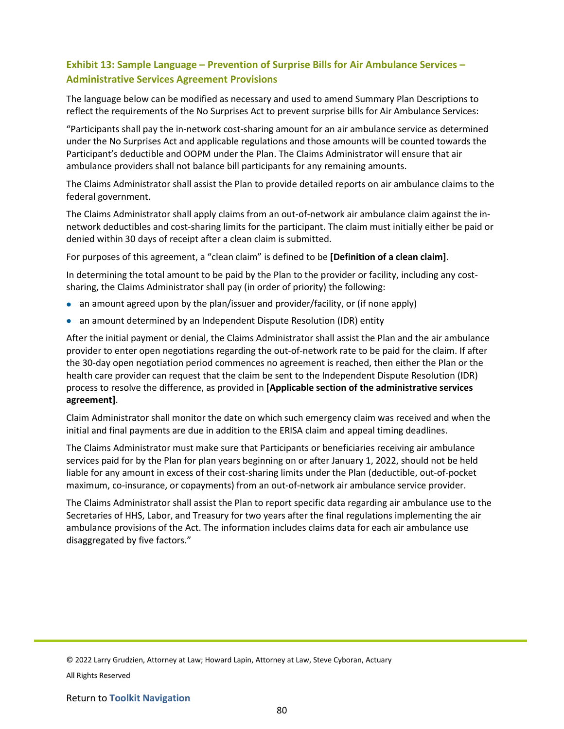## Exhibit 13: Sample Language – Prevention of Surprise Bills for Air Ambulance Services – Administrative Services Agreement Provisions

The language below can be modified as necessary and used to amend Summary Plan Descriptions to reflect the requirements of the No Surprises Act to prevent surprise bills for Air Ambulance Services:

"Participants shall pay the in-network cost-sharing amount for an air ambulance service as determined under the No Surprises Act and applicable regulations and those amounts will be counted towards the Participant's deductible and OOPM under the Plan. The Claims Administrator will ensure that air ambulance providers shall not balance bill participants for any remaining amounts.

The Claims Administrator shall assist the Plan to provide detailed reports on air ambulance claims to the federal government.

The Claims Administrator shall apply claims from an out-of-network air ambulance claim against the in-network deductibles and cost-sharing limits for the participant. The claim must initially either be paid or denied within 30 days of receipt after a clean claim is submitted.

For purposes of this agreement, a "clean claim" is defined to be **[Definition of a clean claim]**.

In determining the total amount to be paid by the Plan to the provider or facility, including any cost-sharing, the Claims Administrator shall pay (in order of priority) the following:

- an amount agreed upon by the plan/issuer and provider/facility, or (if none apply)
- an amount determined by an Independent Dispute Resolution (IDR) entity

After the initial payment or denial, the Claims Administrator shall assist the Plan and the air ambulance provider to enter open negotiations regarding the out-of-network rate to be paid for the claim. If after the 30-day open negotiation period commences no agreement is reached, then either the Plan or the health care provider can request that the claim be sent to the Independent Dispute Resolution (IDR) process to resolve the difference, as provided in **[Applicable section of the administrative services agreement]**.

Claim Administrator shall monitor the date on which such emergency claim was received and when the initial and final payments are due in addition to the ERISA claim and appeal timing deadlines.

The Claims Administrator must make sure that Participants or beneficiaries receiving air ambulance services paid for by the Plan for plan years beginning on or after January 1, 2022, should not be held liable for any amount in excess of their cost-sharing limits under the Plan (deductible, out-of-pocket maximum, co-insurance, or copayments) from an out-of-network air ambulance service provider.

The Claims Administrator shall assist the Plan to report specific data regarding air ambulance use to the Secretaries of HHS, Labor, and Treasury for two years after the final regulations implementing the air ambulance provisions of the Act. The information includes claims data for each air ambulance use disaggregated by five factors."

© 2022 Larry Grudzien, Attorney at Law; Howard Lapin, Attorney at Law, Steve Cyboran, Actuary

All Rights Reserved

Return to **Toolkit Navigation**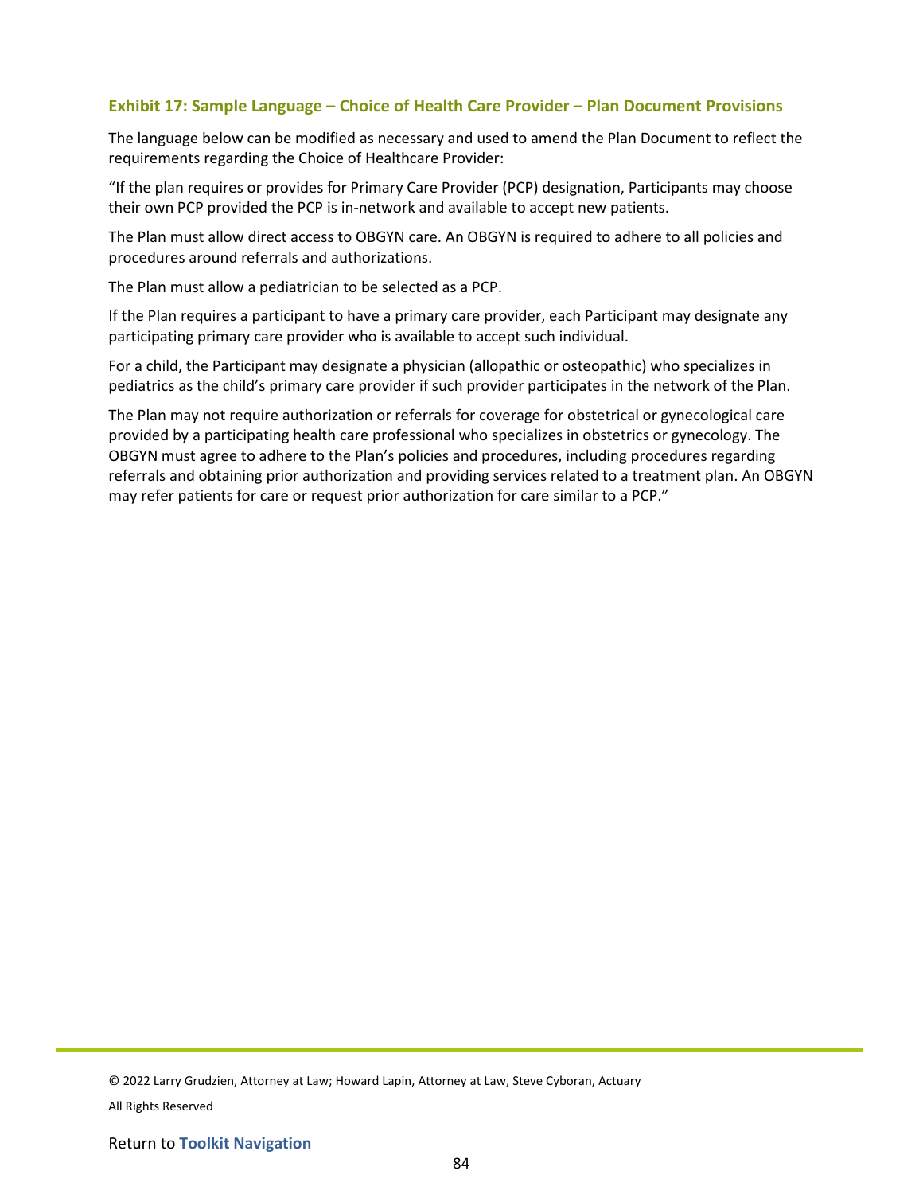### Exhibit 17: Sample Language – Choice of Health Care Provider – Plan Document Provisions

The language below can be modified as necessary and used to amend the Plan Document to reflect the requirements regarding the Choice of Healthcare Provider:

"If the plan requires or provides for Primary Care Provider (PCP) designation, Participants may choose their own PCP provided the PCP is in-network and available to accept new patients.

The Plan must allow direct access to OBGYN care. An OBGYN is required to adhere to all policies and procedures around referrals and authorizations.

The Plan must allow a pediatrician to be selected as a PCP.

If the Plan requires a participant to have a primary care provider, each Participant may designate any participating primary care provider who is available to accept such individual.

For a child, the Participant may designate a physician (allopathic or osteopathic) who specializes in pediatrics as the child's primary care provider if such provider participates in the network of the Plan.

The Plan may not require authorization or referrals for coverage for obstetrical or gynecological care provided by a participating health care professional who specializes in obstetrics or gynecology. The OBGYN must agree to adhere to the Plan's policies and procedures, including procedures regarding referrals and obtaining prior authorization and providing services related to a treatment plan. An OBGYN may refer patients for care or request prior authorization for care similar to a PCP."

© 2022 Larry Grudzien, Attorney at Law; Howard Lapin, Attorney at Law, Steve Cyboran, Actuary

All Rights Reserved

Return to **Toolkit Navigation**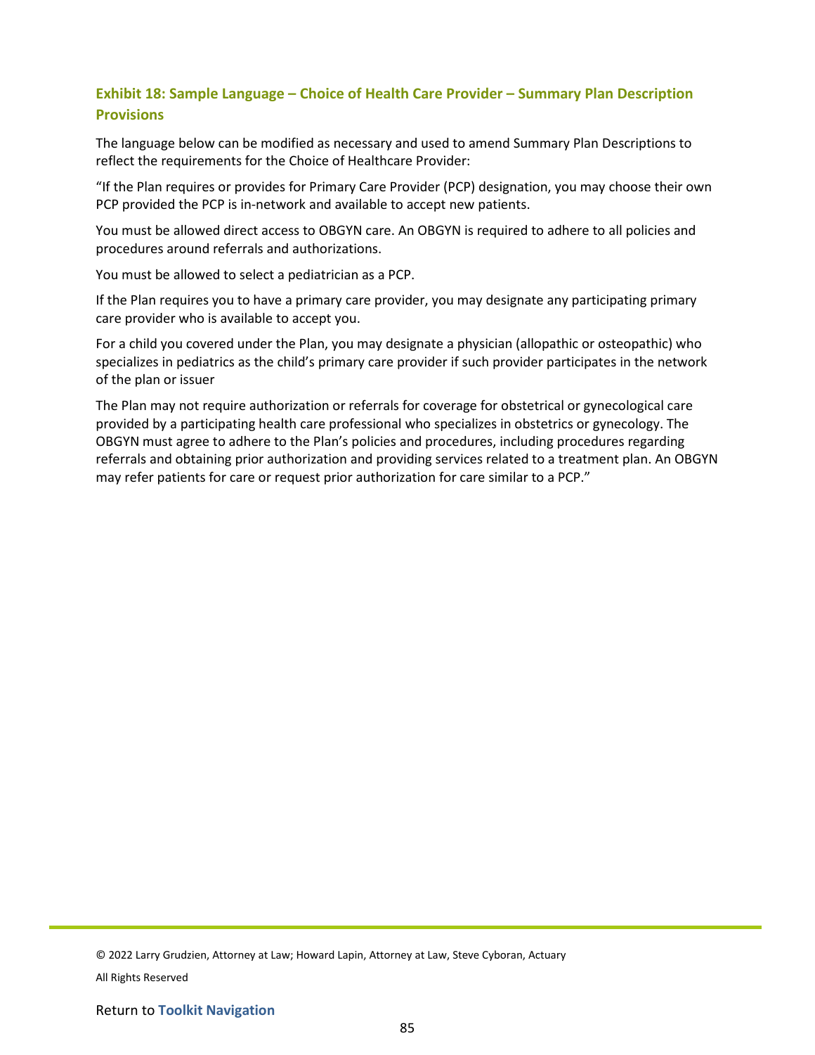### Exhibit 18: Sample Language – Choice of Health Care Provider – Summary Plan Description Provisions

The language below can be modified as necessary and used to amend Summary Plan Descriptions to reflect the requirements for the Choice of Healthcare Provider:

"If the Plan requires or provides for Primary Care Provider (PCP) designation, you may choose their own PCP provided the PCP is in-network and available to accept new patients.

You must be allowed direct access to OBGYN care. An OBGYN is required to adhere to all policies and procedures around referrals and authorizations.

You must be allowed to select a pediatrician as a PCP.

If the Plan requires you to have a primary care provider, you may designate any participating primary care provider who is available to accept you.

For a child you covered under the Plan, you may designate a physician (allopathic or osteopathic) who specializes in pediatrics as the child's primary care provider if such provider participates in the network of the plan or issuer

The Plan may not require authorization or referrals for coverage for obstetrical or gynecological care provided by a participating health care professional who specializes in obstetrics or gynecology. The OBGYN must agree to adhere to the Plan's policies and procedures, including procedures regarding referrals and obtaining prior authorization and providing services related to a treatment plan. An OBGYN may refer patients for care or request prior authorization for care similar to a PCP."

© 2022 Larry Grudzien, Attorney at Law; Howard Lapin, Attorney at Law, Steve Cyboran, Actuary

All Rights Reserved

Return to **Toolkit Navigation**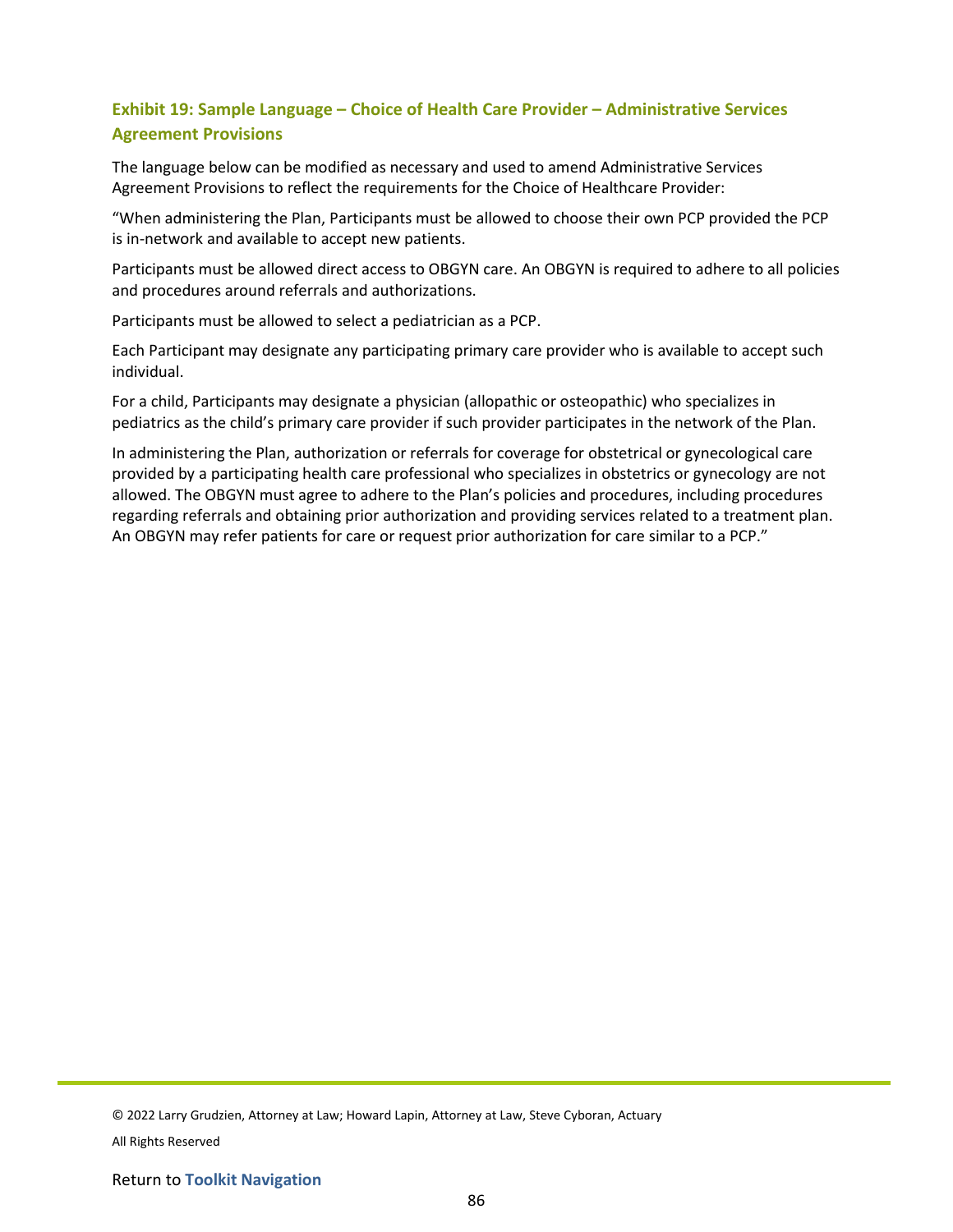### Exhibit 19: Sample Language – Choice of Health Care Provider – Administrative Services Agreement Provisions

The language below can be modified as necessary and used to amend Administrative Services Agreement Provisions to reflect the requirements for the Choice of Healthcare Provider:

"When administering the Plan, Participants must be allowed to choose their own PCP provided the PCP is in-network and available to accept new patients.

Participants must be allowed direct access to OBGYN care. An OBGYN is required to adhere to all policies and procedures around referrals and authorizations.

Participants must be allowed to select a pediatrician as a PCP.

Each Participant may designate any participating primary care provider who is available to accept such individual.

For a child, Participants may designate a physician (allopathic or osteopathic) who specializes in pediatrics as the child's primary care provider if such provider participates in the network of the Plan.

In administering the Plan, authorization or referrals for coverage for obstetrical or gynecological care provided by a participating health care professional who specializes in obstetrics or gynecology are not allowed. The OBGYN must agree to adhere to the Plan's policies and procedures, including procedures regarding referrals and obtaining prior authorization and providing services related to a treatment plan. An OBGYN may refer patients for care or request prior authorization for care similar to a PCP."

© 2022 Larry Grudzien, Attorney at Law; Howard Lapin, Attorney at Law, Steve Cyboran, Actuary

All Rights Reserved

Return to **Toolkit Navigation**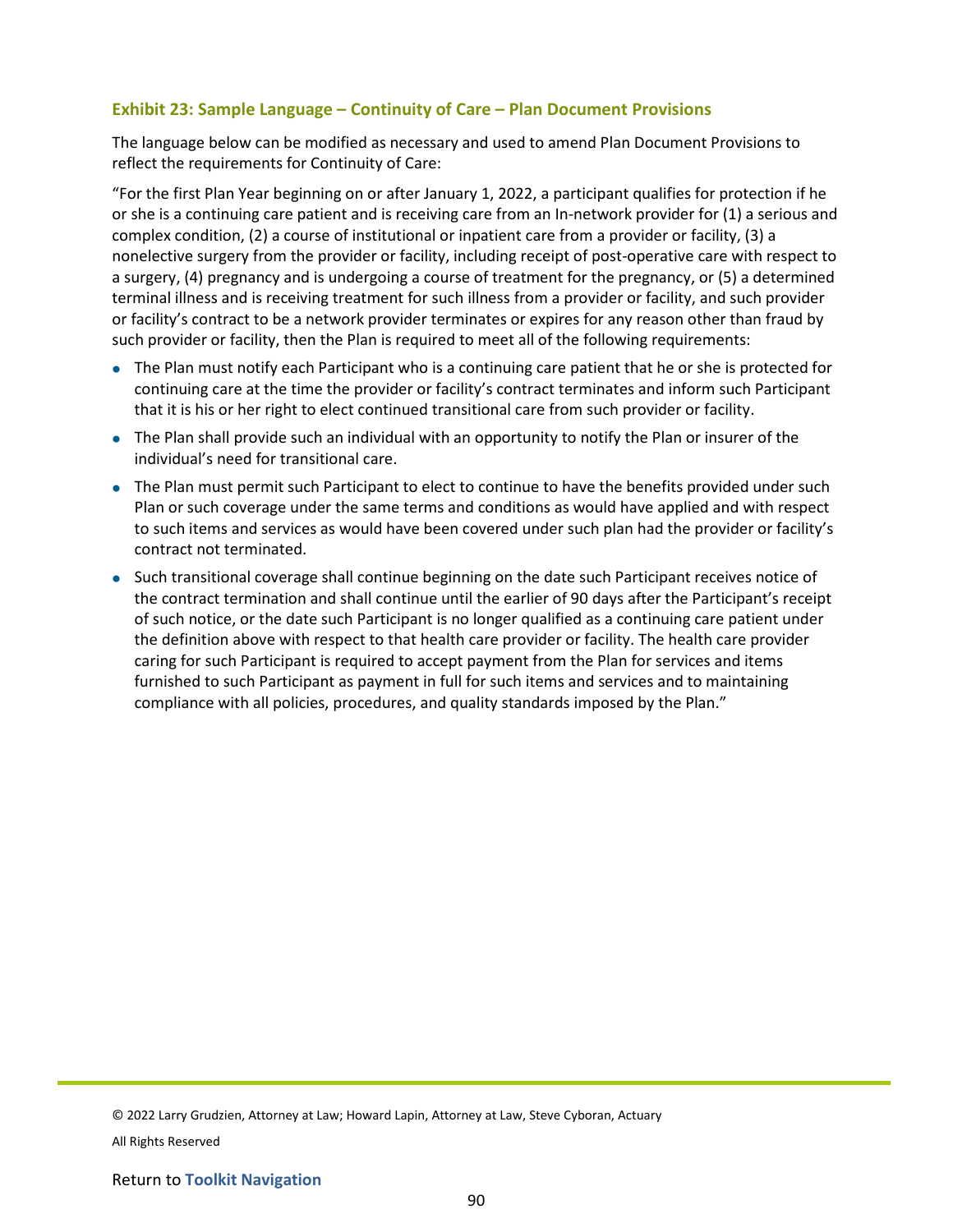### Exhibit 23: Sample Language – Continuity of Care – Plan Document Provisions

The language below can be modified as necessary and used to amend Plan Document Provisions to reflect the requirements for Continuity of Care:

"For the first Plan Year beginning on or after January 1, 2022, a participant qualifies for protection if he or she is a continuing care patient and is receiving care from an In-network provider for (1) a serious and complex condition, (2) a course of institutional or inpatient care from a provider or facility, (3) a nonelective surgery from the provider or facility, including receipt of post-operative care with respect to a surgery, (4) pregnancy and is undergoing a course of treatment for the pregnancy, or (5) a determined terminal illness and is receiving treatment for such illness from a provider or facility, and such provider or facility's contract to be a network provider terminates or expires for any reason other than fraud by such provider or facility, then the Plan is required to meet all of the following requirements:

- The Plan must notify each Participant who is a continuing care patient that he or she is protected for continuing care at the time the provider or facility's contract terminates and inform such Participant that it is his or her right to elect continued transitional care from such provider or facility.
- The Plan shall provide such an individual with an opportunity to notify the Plan or insurer of the individual's need for transitional care.
- The Plan must permit such Participant to elect to continue to have the benefits provided under such Plan or such coverage under the same terms and conditions as would have applied and with respect to such items and services as would have been covered under such plan had the provider or facility's contract not terminated.
- Such transitional coverage shall continue beginning on the date such Participant receives notice of the contract termination and shall continue until the earlier of 90 days after the Participant's receipt of such notice, or the date such Participant is no longer qualified as a continuing care patient under the definition above with respect to that health care provider or facility. The health care provider caring for such Participant is required to accept payment from the Plan for services and items furnished to such Participant as payment in full for such items and services and to maintaining compliance with all policies, procedures, and quality standards imposed by the Plan."

© 2022 Larry Grudzien, Attorney at Law; Howard Lapin, Attorney at Law, Steve Cyboran, Actuary

All Rights Reserved

Return to **Toolkit Navigation**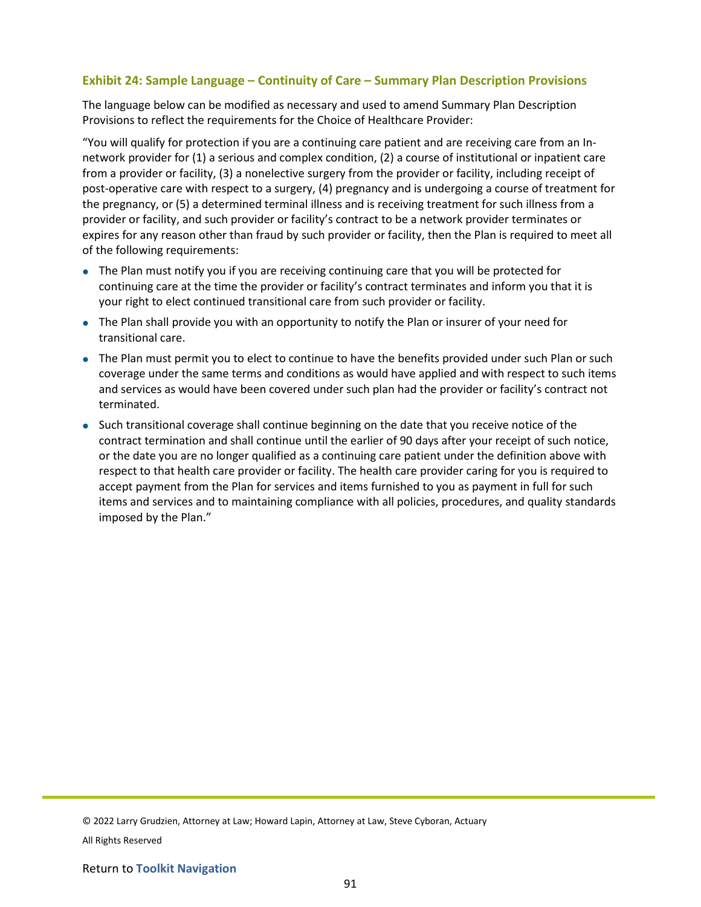### Exhibit 24: Sample Language – Continuity of Care – Summary Plan Description Provisions

The language below can be modified as necessary and used to amend Summary Plan Description Provisions to reflect the requirements for the Choice of Healthcare Provider:

"You will qualify for protection if you are a continuing care patient and are receiving care from an In-network provider for (1) a serious and complex condition, (2) a course of institutional or inpatient care from a provider or facility, (3) a nonelective surgery from the provider or facility, including receipt of post-operative care with respect to a surgery, (4) pregnancy and is undergoing a course of treatment for the pregnancy, or (5) a determined terminal illness and is receiving treatment for such illness from a provider or facility, and such provider or facility's contract to be a network provider terminates or expires for any reason other than fraud by such provider or facility, then the Plan is required to meet all of the following requirements:

- The Plan must notify you if you are receiving continuing care that you will be protected for continuing care at the time the provider or facility's contract terminates and inform you that it is your right to elect continued transitional care from such provider or facility.
- The Plan shall provide you with an opportunity to notify the Plan or insurer of your need for transitional care.
- The Plan must permit you to elect to continue to have the benefits provided under such Plan or such coverage under the same terms and conditions as would have applied and with respect to such items and services as would have been covered under such plan had the provider or facility's contract not terminated.
- Such transitional coverage shall continue beginning on the date that you receive notice of the contract termination and shall continue until the earlier of 90 days after your receipt of such notice, or the date you are no longer qualified as a continuing care patient under the definition above with respect to that health care provider or facility. The health care provider caring for you is required to accept payment from the Plan for services and items furnished to you as payment in full for such items and services and to maintaining compliance with all policies, procedures, and quality standards imposed by the Plan."

© 2022 Larry Grudzien, Attorney at Law; Howard Lapin, Attorney at Law, Steve Cyboran, Actuary

All Rights Reserved

Return to **Toolkit Navigation**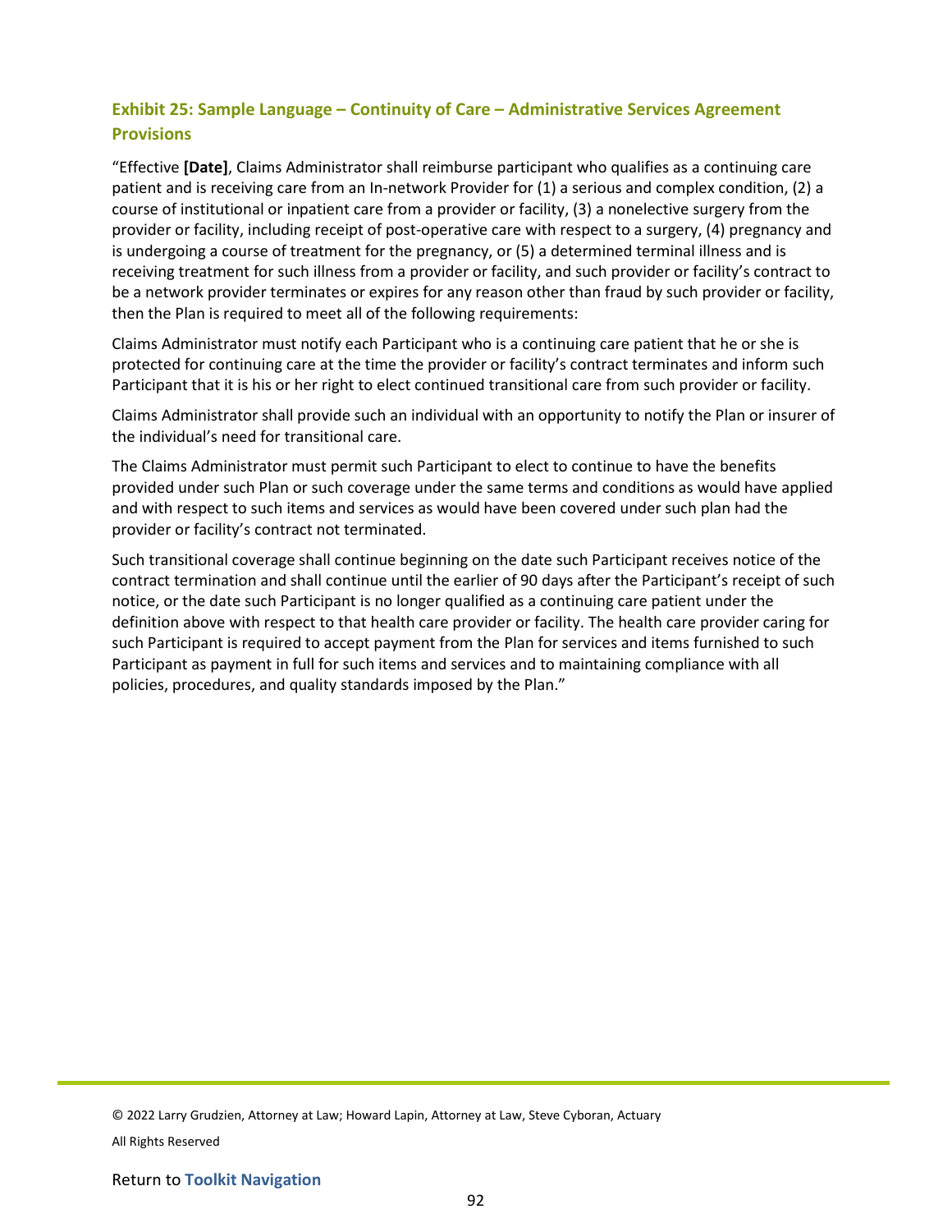### Exhibit 25: Sample Language – Continuity of Care – Administrative Services Agreement Provisions

"Effective **[Date]**, Claims Administrator shall reimburse participant who qualifies as a continuing care patient and is receiving care from an In-network Provider for (1) a serious and complex condition, (2) a course of institutional or inpatient care from a provider or facility, (3) a nonelective surgery from the provider or facility, including receipt of post-operative care with respect to a surgery, (4) pregnancy and is undergoing a course of treatment for the pregnancy, or (5) a determined terminal illness and is receiving treatment for such illness from a provider or facility, and such provider or facility's contract to be a network provider terminates or expires for any reason other than fraud by such provider or facility, then the Plan is required to meet all of the following requirements:

Claims Administrator must notify each Participant who is a continuing care patient that he or she is protected for continuing care at the time the provider or facility's contract terminates and inform such Participant that it is his or her right to elect continued transitional care from such provider or facility.

Claims Administrator shall provide such an individual with an opportunity to notify the Plan or insurer of the individual's need for transitional care.

The Claims Administrator must permit such Participant to elect to continue to have the benefits provided under such Plan or such coverage under the same terms and conditions as would have applied and with respect to such items and services as would have been covered under such plan had the provider or facility's contract not terminated.

Such transitional coverage shall continue beginning on the date such Participant receives notice of the contract termination and shall continue until the earlier of 90 days after the Participant's receipt of such notice, or the date such Participant is no longer qualified as a continuing care patient under the definition above with respect to that health care provider or facility. The health care provider caring for such Participant is required to accept payment from the Plan for services and items furnished to such Participant as payment in full for such items and services and to maintaining compliance with all policies, procedures, and quality standards imposed by the Plan."

© 2022 Larry Grudzien, Attorney at Law; Howard Lapin, Attorney at Law, Steve Cyboran, Actuary

All Rights Reserved

Return to **Toolkit Navigation**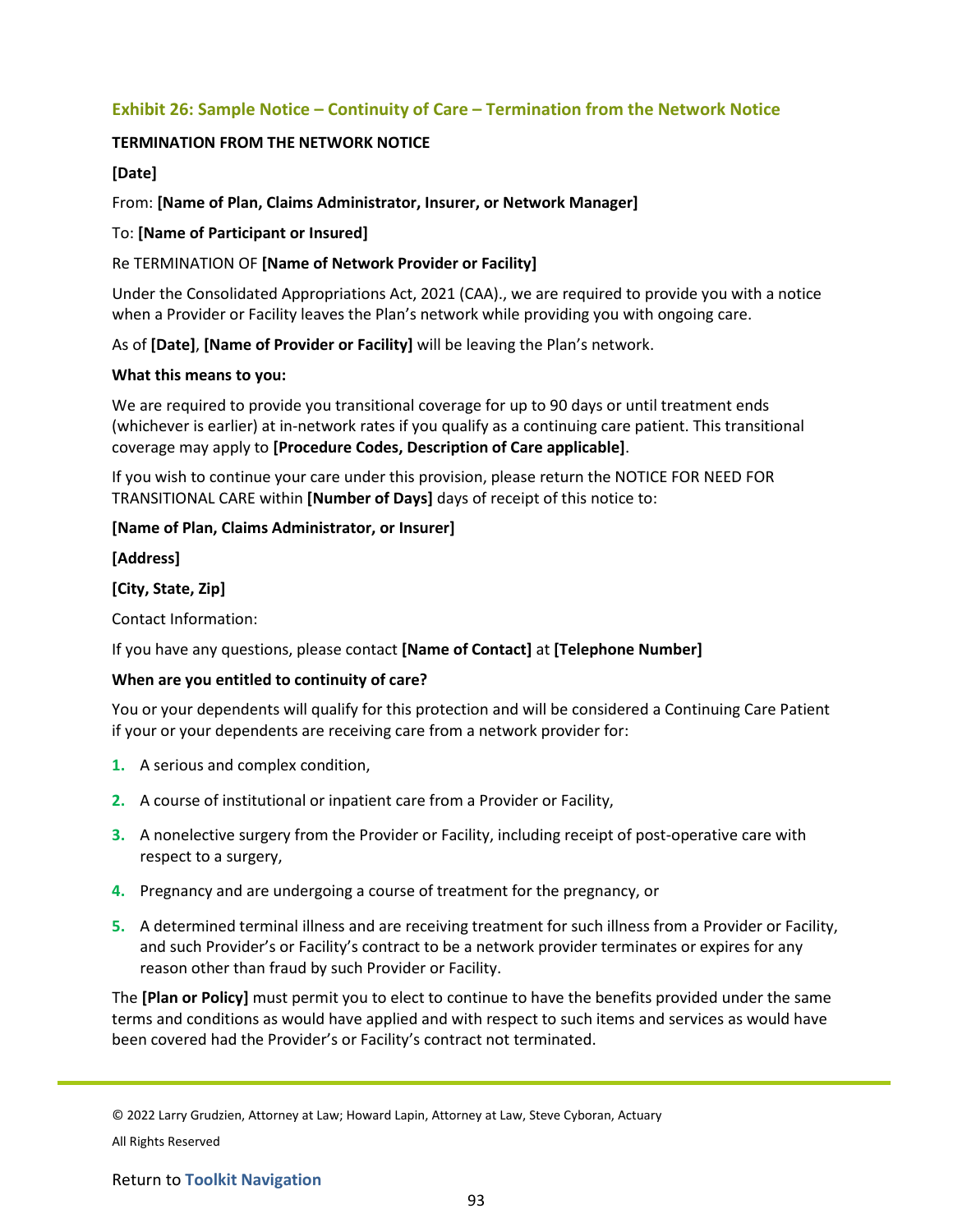## Exhibit 26: Sample Notice – Continuity of Care – Termination from the Network Notice

**TERMINATION FROM THE NETWORK NOTICE**

**[Date]**

From: **[Name of Plan, Claims Administrator, Insurer, or Network Manager]**

To: **[Name of Participant or Insured]**

Re TERMINATION OF **[Name of Network Provider or Facility]**

Under the Consolidated Appropriations Act, 2021 (CAA)., we are required to provide you with a notice when a Provider or Facility leaves the Plan's network while providing you with ongoing care.

As of **[Date]**, **[Name of Provider or Facility]** will be leaving the Plan's network.

**What this means to you:**

We are required to provide you transitional coverage for up to 90 days or until treatment ends (whichever is earlier) at in-network rates if you qualify as a continuing care patient. This transitional coverage may apply to **[Procedure Codes, Description of Care applicable]**.

If you wish to continue your care under this provision, please return the NOTICE FOR NEED FOR TRANSITIONAL CARE within **[Number of Days]** days of receipt of this notice to:

**[Name of Plan, Claims Administrator, or Insurer]**

**[Address]**

**[City, State, Zip]**

Contact Information:

If you have any questions, please contact **[Name of Contact]** at **[Telephone Number]**

**When are you entitled to continuity of care?**

You or your dependents will qualify for this protection and will be considered a Continuing Care Patient if your or your dependents are receiving care from a network provider for:

1. A serious and complex condition,
2. A course of institutional or inpatient care from a Provider or Facility,
3. A nonelective surgery from the Provider or Facility, including receipt of post-operative care with respect to a surgery,
4. Pregnancy and are undergoing a course of treatment for the pregnancy, or
5. A determined terminal illness and are receiving treatment for such illness from a Provider or Facility, and such Provider's or Facility's contract to be a network provider terminates or expires for any reason other than fraud by such Provider or Facility.

The **[Plan or Policy]** must permit you to elect to continue to have the benefits provided under the same terms and conditions as would have applied and with respect to such items and services as would have been covered had the Provider's or Facility's contract not terminated.

© 2022 Larry Grudzien, Attorney at Law; Howard Lapin, Attorney at Law, Steve Cyboran, Actuary

All Rights Reserved

Return to **Toolkit Navigation**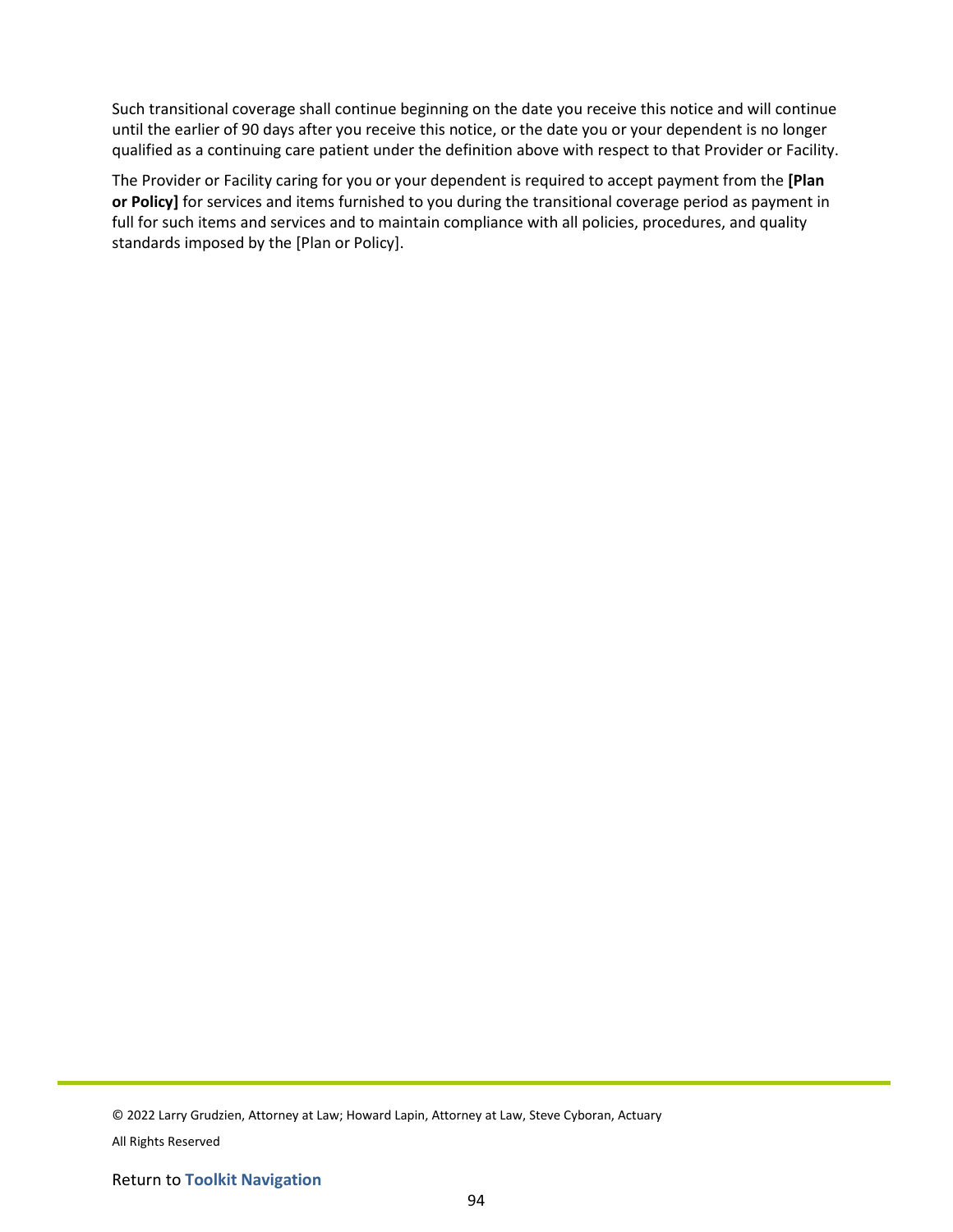Such transitional coverage shall continue beginning on the date you receive this notice and will continue until the earlier of 90 days after you receive this notice, or the date you or your dependent is no longer qualified as a continuing care patient under the definition above with respect to that Provider or Facility.

The Provider or Facility caring for you or your dependent is required to accept payment from the **[Plan or Policy]** for services and items furnished to you during the transitional coverage period as payment in full for such items and services and to maintain compliance with all policies, procedures, and quality standards imposed by the [Plan or Policy].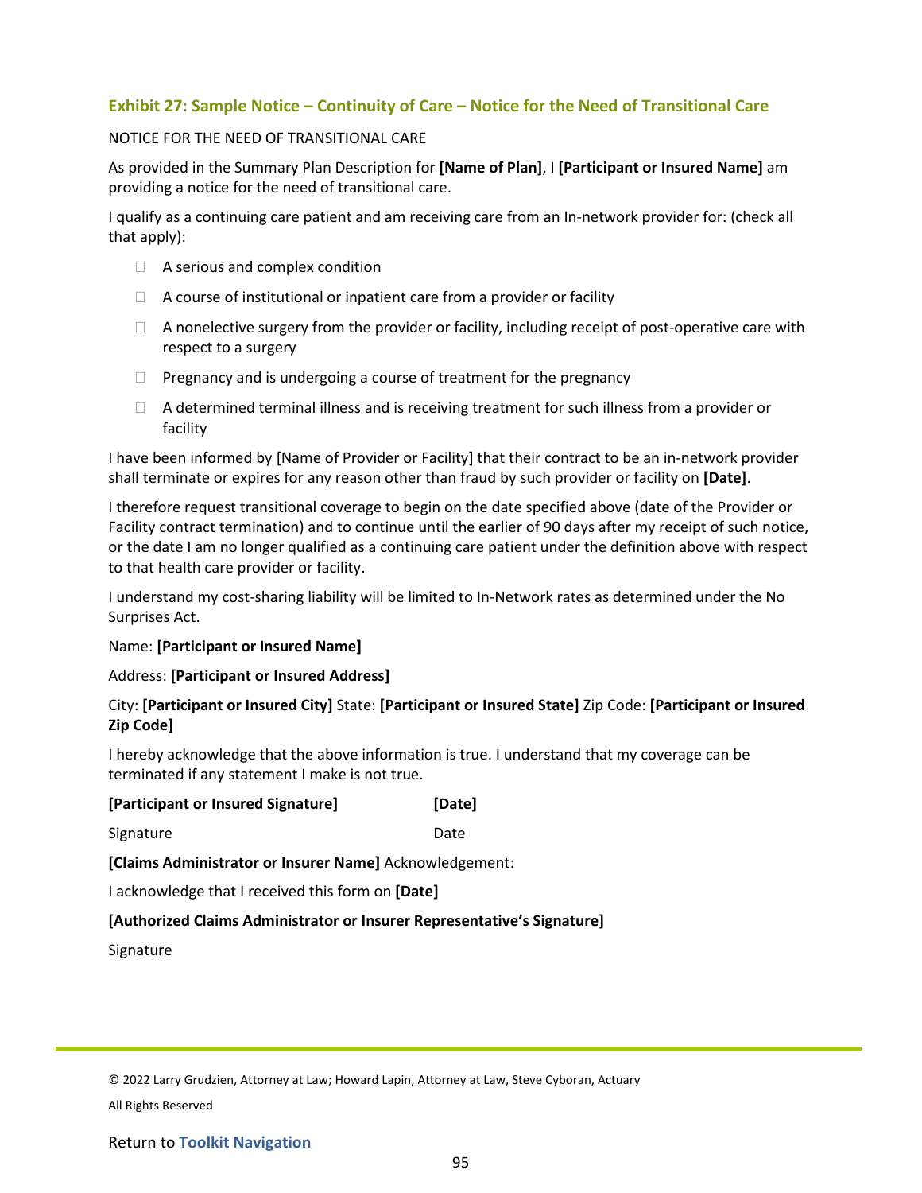### Exhibit 27: Sample Notice – Continuity of Care – Notice for the Need of Transitional Care

NOTICE FOR THE NEED OF TRANSITIONAL CARE

As provided in the Summary Plan Description for **[Name of Plan]**, I **[Participant or Insured Name]** am providing a notice for the need of transitional care.

I qualify as a continuing care patient and am receiving care from an In-network provider for: (check all that apply):

- ☐ A serious and complex condition
- ☐ A course of institutional or inpatient care from a provider or facility
- ☐ A nonelective surgery from the provider or facility, including receipt of post-operative care with respect to a surgery
- ☐ Pregnancy and is undergoing a course of treatment for the pregnancy
- ☐ A determined terminal illness and is receiving treatment for such illness from a provider or facility

I have been informed by [Name of Provider or Facility] that their contract to be an in-network provider shall terminate or expires for any reason other than fraud by such provider or facility on **[Date]**.

I therefore request transitional coverage to begin on the date specified above (date of the Provider or Facility contract termination) and to continue until the earlier of 90 days after my receipt of such notice, or the date I am no longer qualified as a continuing care patient under the definition above with respect to that health care provider or facility.

I understand my cost-sharing liability will be limited to In-Network rates as determined under the No Surprises Act.

Name: **[Participant or Insured Name]**

Address: **[Participant or Insured Address]**

City: **[Participant or Insured City]** State: **[Participant or Insured State]** Zip Code: **[Participant or Insured Zip Code]**

I hereby acknowledge that the above information is true. I understand that my coverage can be terminated if any statement I make is not true.

**[Participant or Insured Signature]** **[Date]**

Signature Date

**[Claims Administrator or Insurer Name]** Acknowledgement:

I acknowledge that I received this form on **[Date]**

**[Authorized Claims Administrator or Insurer Representative's Signature]**

Signature

© 2022 Larry Grudzien, Attorney at Law; Howard Lapin, Attorney at Law, Steve Cyboran, Actuary

All Rights Reserved

Return to **Toolkit Navigation**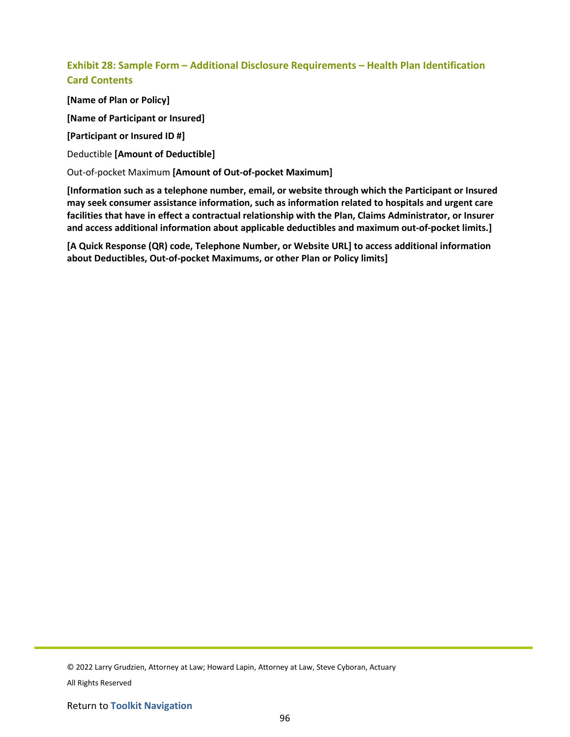### Exhibit 28: Sample Form – Additional Disclosure Requirements – Health Plan Identification Card Contents

**[Name of Plan or Policy]**

**[Name of Participant or Insured]**

**[Participant or Insured ID #]**

Deductible **[Amount of Deductible]**

Out-of-pocket Maximum **[Amount of Out-of-pocket Maximum]**

**[Information such as a telephone number, email, or website through which the Participant or Insured may seek consumer assistance information, such as information related to hospitals and urgent care facilities that have in effect a contractual relationship with the Plan, Claims Administrator, or Insurer and access additional information about applicable deductibles and maximum out-of-pocket limits.]**

**[A Quick Response (QR) code, Telephone Number, or Website URL] to access additional information about Deductibles, Out-of-pocket Maximums, or other Plan or Policy limits]**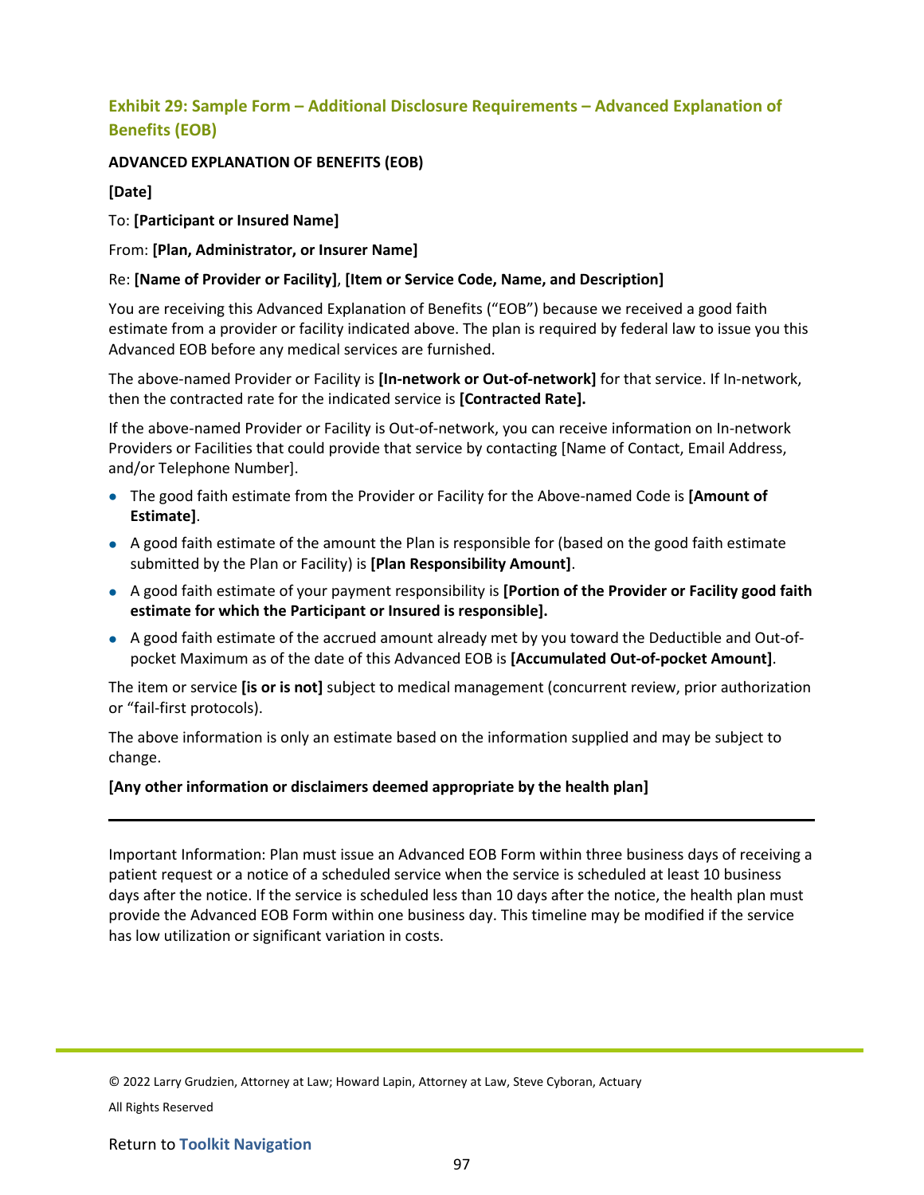## Exhibit 29: Sample Form – Additional Disclosure Requirements – Advanced Explanation of Benefits (EOB)

**ADVANCED EXPLANATION OF BENEFITS (EOB)**

**[Date]**

To: **[Participant or Insured Name]**

From: **[Plan, Administrator, or Insurer Name]**

Re: **[Name of Provider or Facility]**, **[Item or Service Code, Name, and Description]**

You are receiving this Advanced Explanation of Benefits ("EOB") because we received a good faith estimate from a provider or facility indicated above. The plan is required by federal law to issue you this Advanced EOB before any medical services are furnished.

The above-named Provider or Facility is **[In-network or Out-of-network]** for that service. If In-network, then the contracted rate for the indicated service is **[Contracted Rate].**

If the above-named Provider or Facility is Out-of-network, you can receive information on In-network Providers or Facilities that could provide that service by contacting [Name of Contact, Email Address, and/or Telephone Number].

- The good faith estimate from the Provider or Facility for the Above-named Code is **[Amount of Estimate]**.
- A good faith estimate of the amount the Plan is responsible for (based on the good faith estimate submitted by the Plan or Facility) is **[Plan Responsibility Amount]**.
- A good faith estimate of your payment responsibility is **[Portion of the Provider or Facility good faith estimate for which the Participant or Insured is responsible].**
- A good faith estimate of the accrued amount already met by you toward the Deductible and Out-of-pocket Maximum as of the date of this Advanced EOB is **[Accumulated Out-of-pocket Amount]**.

The item or service **[is or is not]** subject to medical management (concurrent review, prior authorization or "fail-first protocols).

The above information is only an estimate based on the information supplied and may be subject to change.

**[Any other information or disclaimers deemed appropriate by the health plan]**

---

Important Information: Plan must issue an Advanced EOB Form within three business days of receiving a patient request or a notice of a scheduled service when the service is scheduled at least 10 business days after the notice. If the service is scheduled less than 10 days after the notice, the health plan must provide the Advanced EOB Form within one business day. This timeline may be modified if the service has low utilization or significant variation in costs.

© 2022 Larry Grudzien, Attorney at Law; Howard Lapin, Attorney at Law, Steve Cyboran, Actuary

All Rights Reserved

Return to **Toolkit Navigation**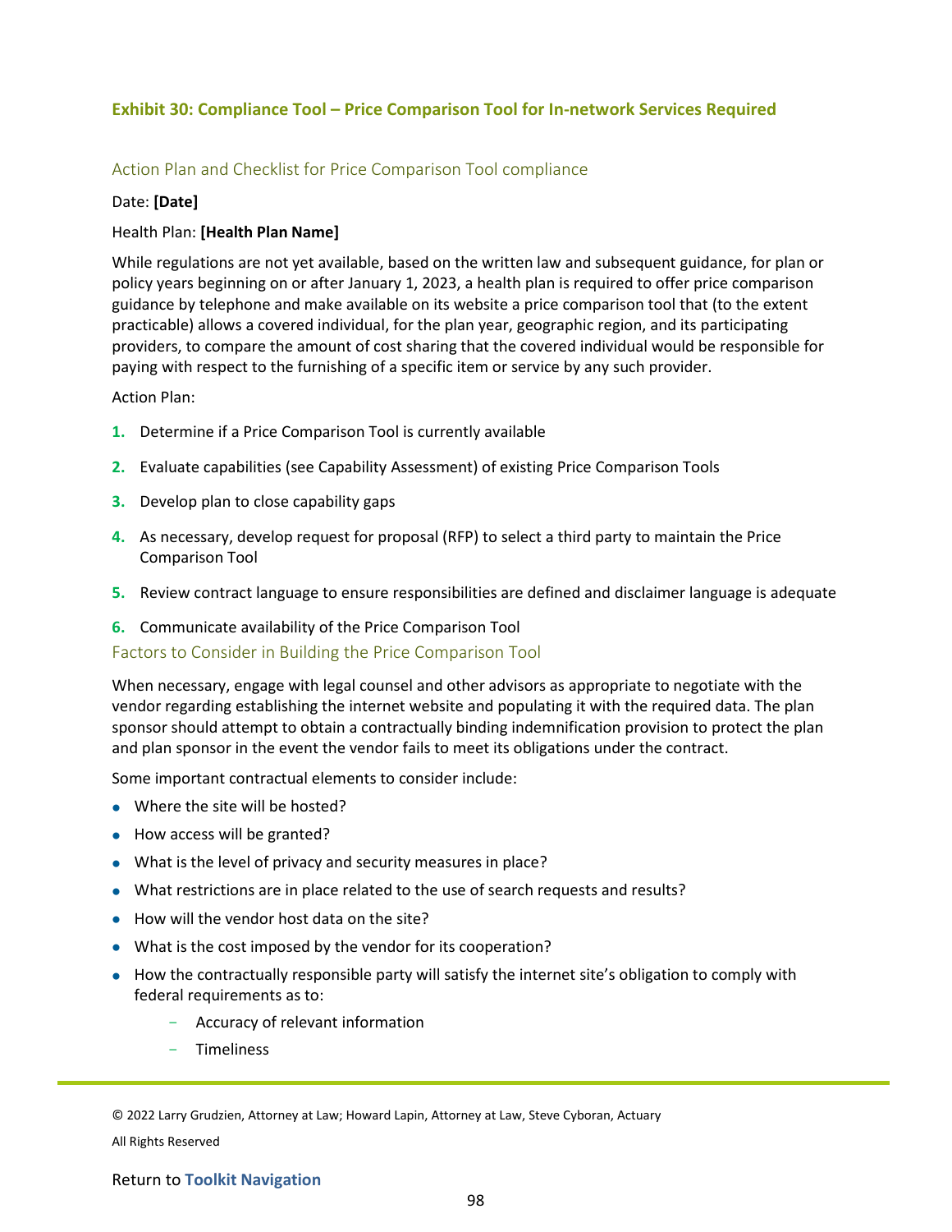## Exhibit 30: Compliance Tool – Price Comparison Tool for In-network Services Required

### Action Plan and Checklist for Price Comparison Tool compliance

Date: **[Date]**

Health Plan: **[Health Plan Name]**

While regulations are not yet available, based on the written law and subsequent guidance, for plan or policy years beginning on or after January 1, 2023, a health plan is required to offer price comparison guidance by telephone and make available on its website a price comparison tool that (to the extent practicable) allows a covered individual, for the plan year, geographic region, and its participating providers, to compare the amount of cost sharing that the covered individual would be responsible for paying with respect to the furnishing of a specific item or service by any such provider.

Action Plan:

1. Determine if a Price Comparison Tool is currently available
2. Evaluate capabilities (see Capability Assessment) of existing Price Comparison Tools
3. Develop plan to close capability gaps
4. As necessary, develop request for proposal (RFP) to select a third party to maintain the Price Comparison Tool
5. Review contract language to ensure responsibilities are defined and disclaimer language is adequate
6. Communicate availability of the Price Comparison Tool

### Factors to Consider in Building the Price Comparison Tool

When necessary, engage with legal counsel and other advisors as appropriate to negotiate with the vendor regarding establishing the internet website and populating it with the required data. The plan sponsor should attempt to obtain a contractually binding indemnification provision to protect the plan and plan sponsor in the event the vendor fails to meet its obligations under the contract.

Some important contractual elements to consider include:

- Where the site will be hosted?
- How access will be granted?
- What is the level of privacy and security measures in place?
- What restrictions are in place related to the use of search requests and results?
- How will the vendor host data on the site?
- What is the cost imposed by the vendor for its cooperation?
- How the contractually responsible party will satisfy the internet site's obligation to comply with federal requirements as to:
  - Accuracy of relevant information
  - Timeliness

© 2022 Larry Grudzien, Attorney at Law; Howard Lapin, Attorney at Law, Steve Cyboran, Actuary

All Rights Reserved

Return to **Toolkit Navigation**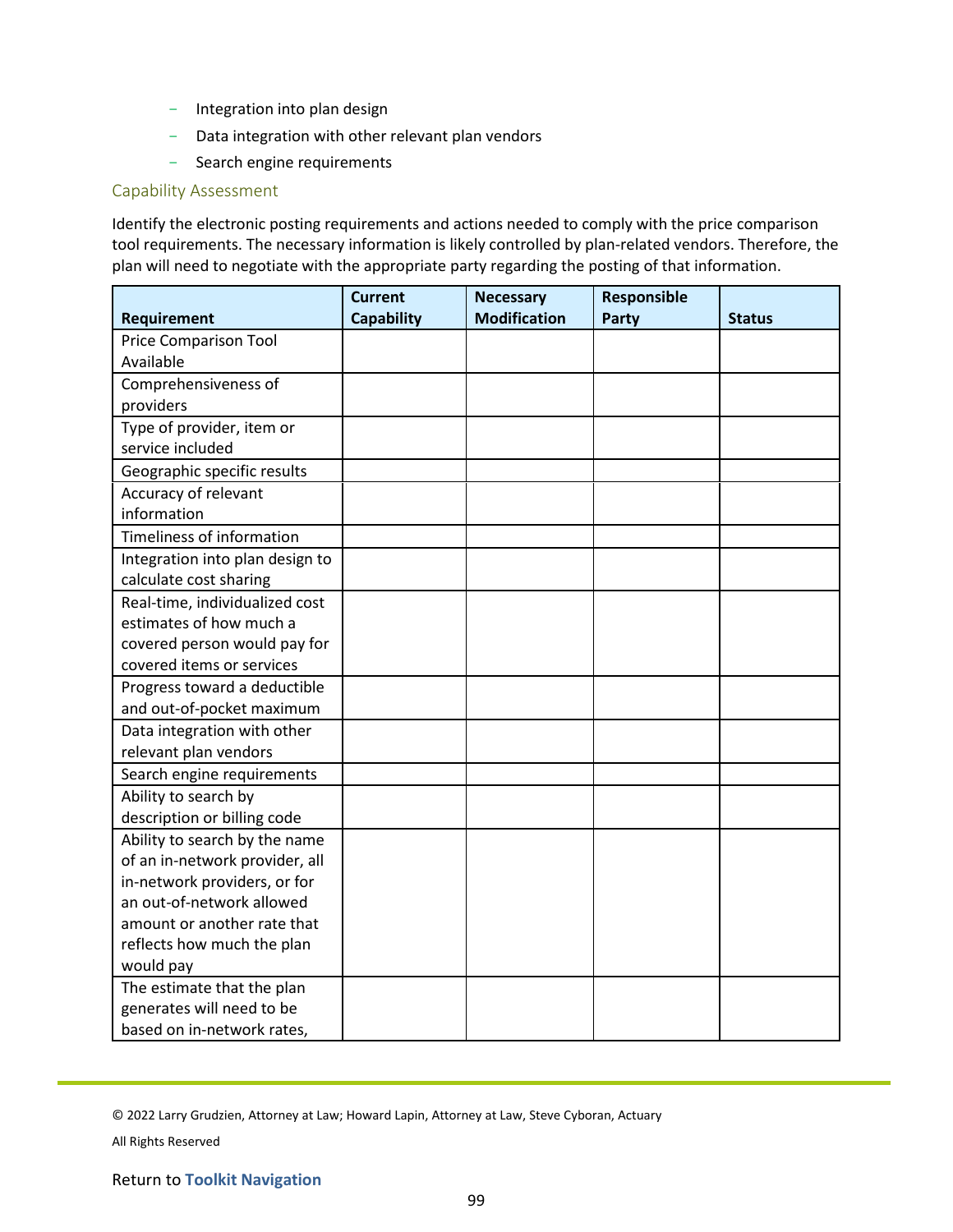- Integration into plan design
- Data integration with other relevant plan vendors
- Search engine requirements

### Capability Assessment

Identify the electronic posting requirements and actions needed to comply with the price comparison tool requirements. The necessary information is likely controlled by plan-related vendors. Therefore, the plan will need to negotiate with the appropriate party regarding the posting of that information.

| Requirement | Current Capability | Necessary Modification | Responsible Party | Status |
|---|---|---|---|---|
| Price Comparison Tool Available | | | | |
| Comprehensiveness of providers | | | | |
| Type of provider, item or service included | | | | |
| Geographic specific results | | | | |
| Accuracy of relevant information | | | | |
| Timeliness of information | | | | |
| Integration into plan design to calculate cost sharing | | | | |
| Real-time, individualized cost estimates of how much a covered person would pay for covered items or services | | | | |
| Progress toward a deductible and out-of-pocket maximum | | | | |
| Data integration with other relevant plan vendors | | | | |
| Search engine requirements | | | | |
| Ability to search by description or billing code | | | | |
| Ability to search by the name of an in-network provider, all in-network providers, or for an out-of-network allowed amount or another rate that reflects how much the plan would pay | | | | |
| The estimate that the plan generates will need to be based on in-network rates, | | | | |

© 2022 Larry Grudzien, Attorney at Law; Howard Lapin, Attorney at Law, Steve Cyboran, Actuary

All Rights Reserved

Return to **Toolkit Navigation**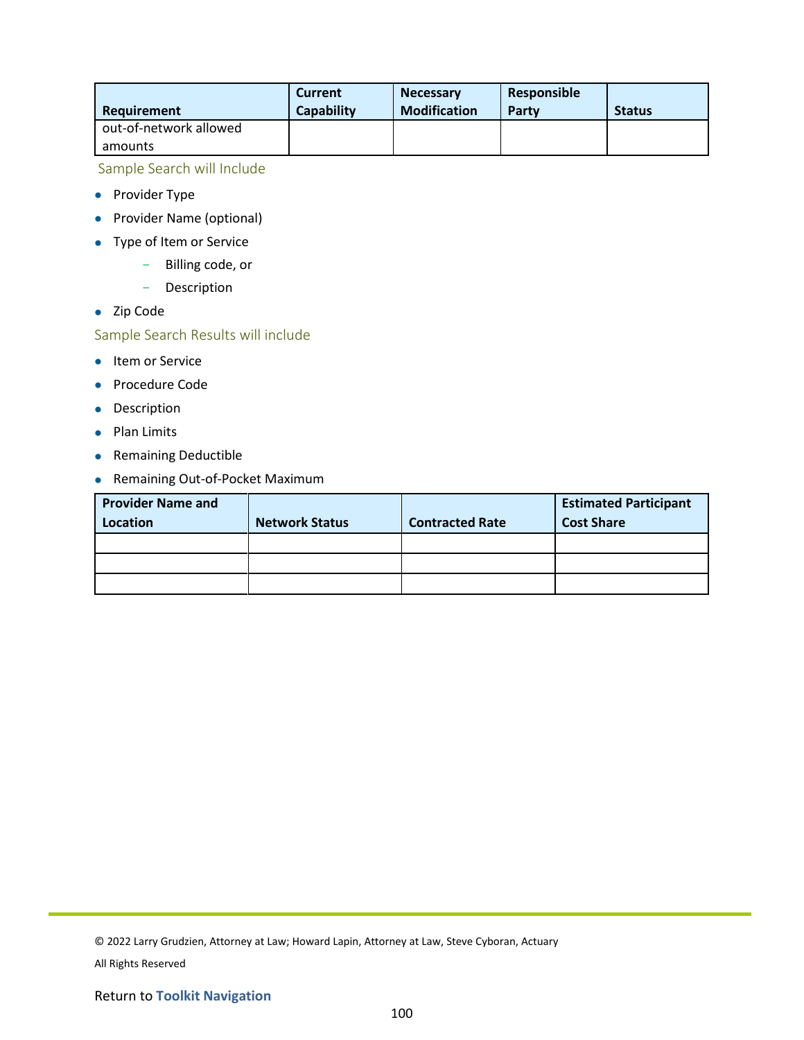| Requirement | Current Capability | Necessary Modification | Responsible Party | Status |
| --- | --- | --- | --- | --- |
| out-of-network allowed amounts | | | | |

### Sample Search will Include

- Provider Type
- Provider Name (optional)
- Type of Item or Service
  - Billing code, or
  - Description
- Zip Code

### Sample Search Results will include

- Item or Service
- Procedure Code
- Description
- Plan Limits
- Remaining Deductible
- Remaining Out-of-Pocket Maximum

| Provider Name and Location | Network Status | Contracted Rate | Estimated Participant Cost Share |
| --- | --- | --- | --- |
| | | | |
| | | | |
| | | | |

© 2022 Larry Grudzien, Attorney at Law; Howard Lapin, Attorney at Law, Steve Cyboran, Actuary

All Rights Reserved

Return to **Toolkit Navigation**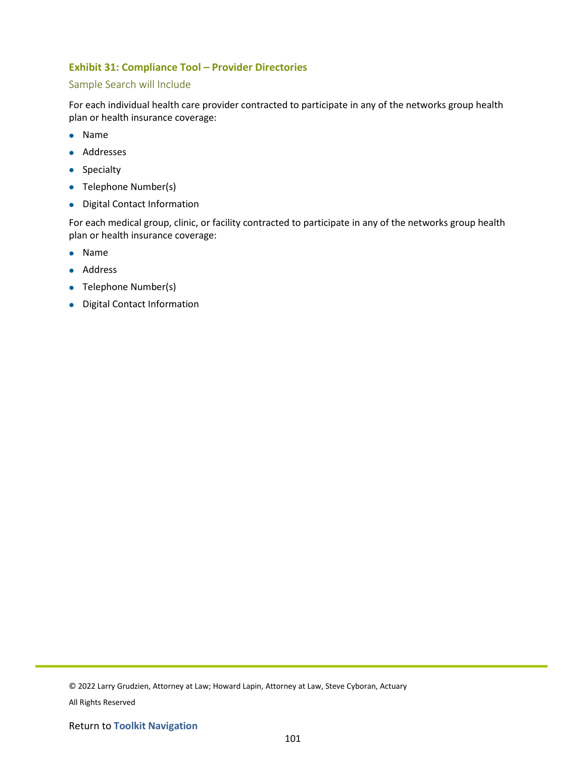### Exhibit 31: Compliance Tool – Provider Directories

#### Sample Search will Include

For each individual health care provider contracted to participate in any of the networks group health plan or health insurance coverage:

- Name
- Addresses
- Specialty
- Telephone Number(s)
- Digital Contact Information

For each medical group, clinic, or facility contracted to participate in any of the networks group health plan or health insurance coverage:

- Name
- Address
- Telephone Number(s)
- Digital Contact Information

© 2022 Larry Grudzien, Attorney at Law; Howard Lapin, Attorney at Law, Steve Cyboran, Actuary

All Rights Reserved

Return to **Toolkit Navigation**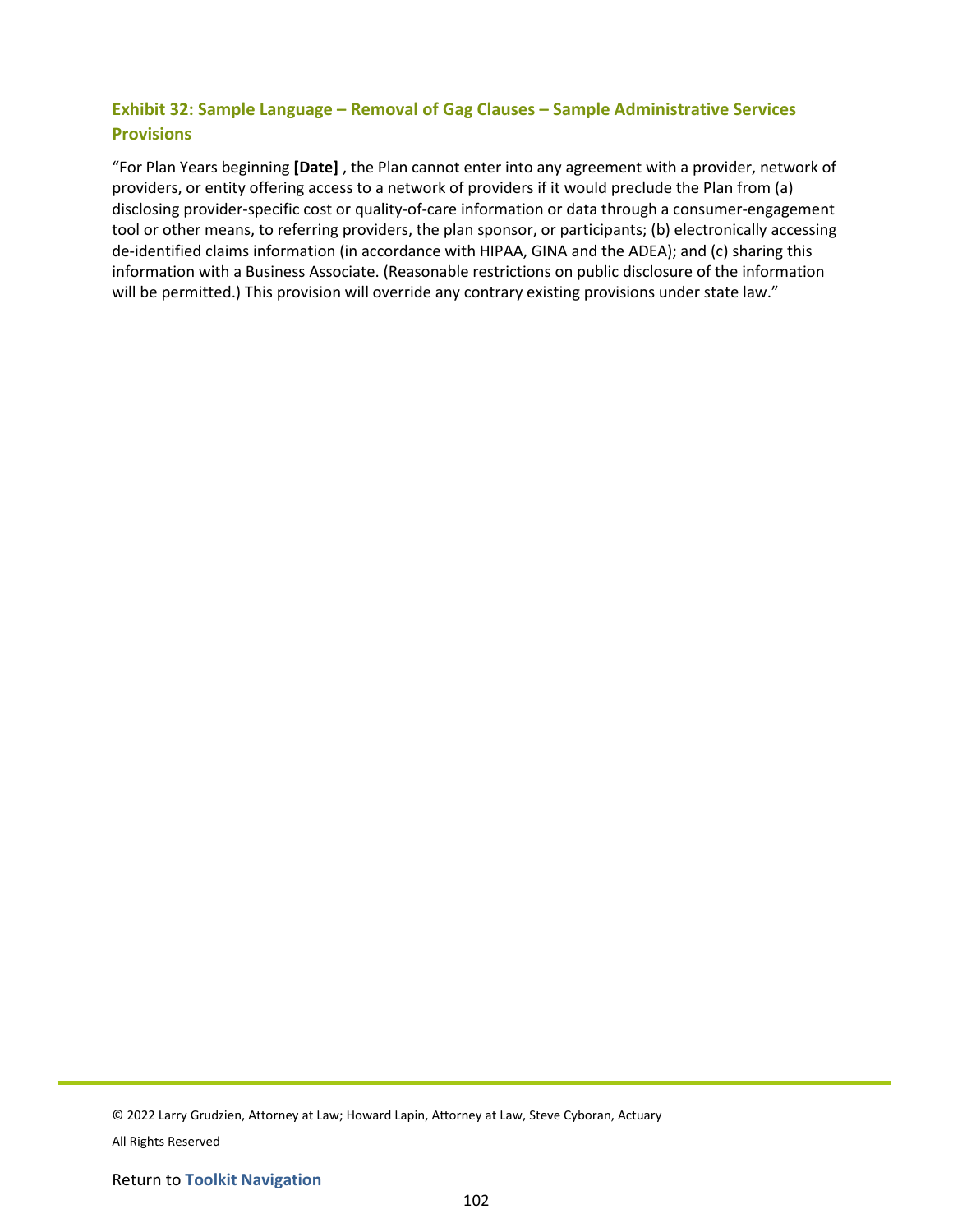### Exhibit 32: Sample Language – Removal of Gag Clauses – Sample Administrative Services Provisions

"For Plan Years beginning **[Date]** , the Plan cannot enter into any agreement with a provider, network of providers, or entity offering access to a network of providers if it would preclude the Plan from (a) disclosing provider-specific cost or quality-of-care information or data through a consumer-engagement tool or other means, to referring providers, the plan sponsor, or participants; (b) electronically accessing de-identified claims information (in accordance with HIPAA, GINA and the ADEA); and (c) sharing this information with a Business Associate. (Reasonable restrictions on public disclosure of the information will be permitted.) This provision will override any contrary existing provisions under state law."

© 2022 Larry Grudzien, Attorney at Law; Howard Lapin, Attorney at Law, Steve Cyboran, Actuary

All Rights Reserved

Return to **Toolkit Navigation**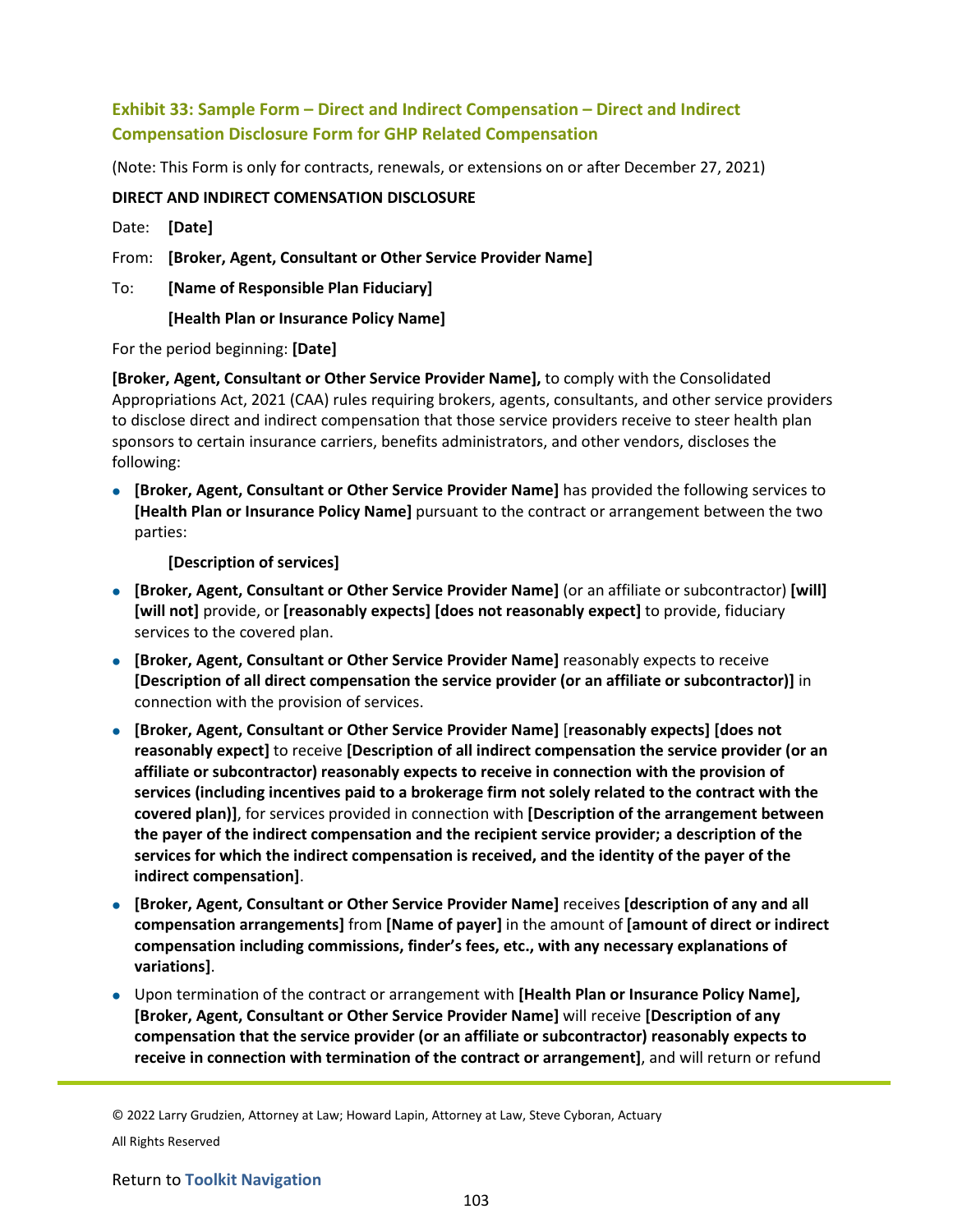### Exhibit 33: Sample Form – Direct and Indirect Compensation – Direct and Indirect Compensation Disclosure Form for GHP Related Compensation

(Note: This Form is only for contracts, renewals, or extensions on or after December 27, 2021)

**DIRECT AND INDIRECT COMENSATION DISCLOSURE**

Date: **[Date]**

From: **[Broker, Agent, Consultant or Other Service Provider Name]**

To: **[Name of Responsible Plan Fiduciary]**

**[Health Plan or Insurance Policy Name]**

For the period beginning: **[Date]**

**[Broker, Agent, Consultant or Other Service Provider Name],** to comply with the Consolidated Appropriations Act, 2021 (CAA) rules requiring brokers, agents, consultants, and other service providers to disclose direct and indirect compensation that those service providers receive to steer health plan sponsors to certain insurance carriers, benefits administrators, and other vendors, discloses the following:

- **[Broker, Agent, Consultant or Other Service Provider Name]** has provided the following services to **[Health Plan or Insurance Policy Name]** pursuant to the contract or arrangement between the two parties:

  **[Description of services]**

- **[Broker, Agent, Consultant or Other Service Provider Name]** (or an affiliate or subcontractor) **[will] [will not]** provide, or **[reasonably expects] [does not reasonably expect]** to provide, fiduciary services to the covered plan.
- **[Broker, Agent, Consultant or Other Service Provider Name]** reasonably expects to receive **[Description of all direct compensation the service provider (or an affiliate or subcontractor)]** in connection with the provision of services.
- **[Broker, Agent, Consultant or Other Service Provider Name]** [**reasonably expects] [does not reasonably expect]** to receive **[Description of all indirect compensation the service provider (or an affiliate or subcontractor) reasonably expects to receive in connection with the provision of services (including incentives paid to a brokerage firm not solely related to the contract with the covered plan)]**, for services provided in connection with **[Description of the arrangement between the payer of the indirect compensation and the recipient service provider; a description of the services for which the indirect compensation is received, and the identity of the payer of the indirect compensation]**.
- **[Broker, Agent, Consultant or Other Service Provider Name]** receives **[description of any and all compensation arrangements]** from **[Name of payer]** in the amount of **[amount of direct or indirect compensation including commissions, finder's fees, etc., with any necessary explanations of variations]**.
- Upon termination of the contract or arrangement with **[Health Plan or Insurance Policy Name], [Broker, Agent, Consultant or Other Service Provider Name]** will receive **[Description of any compensation that the service provider (or an affiliate or subcontractor) reasonably expects to receive in connection with termination of the contract or arrangement]**, and will return or refund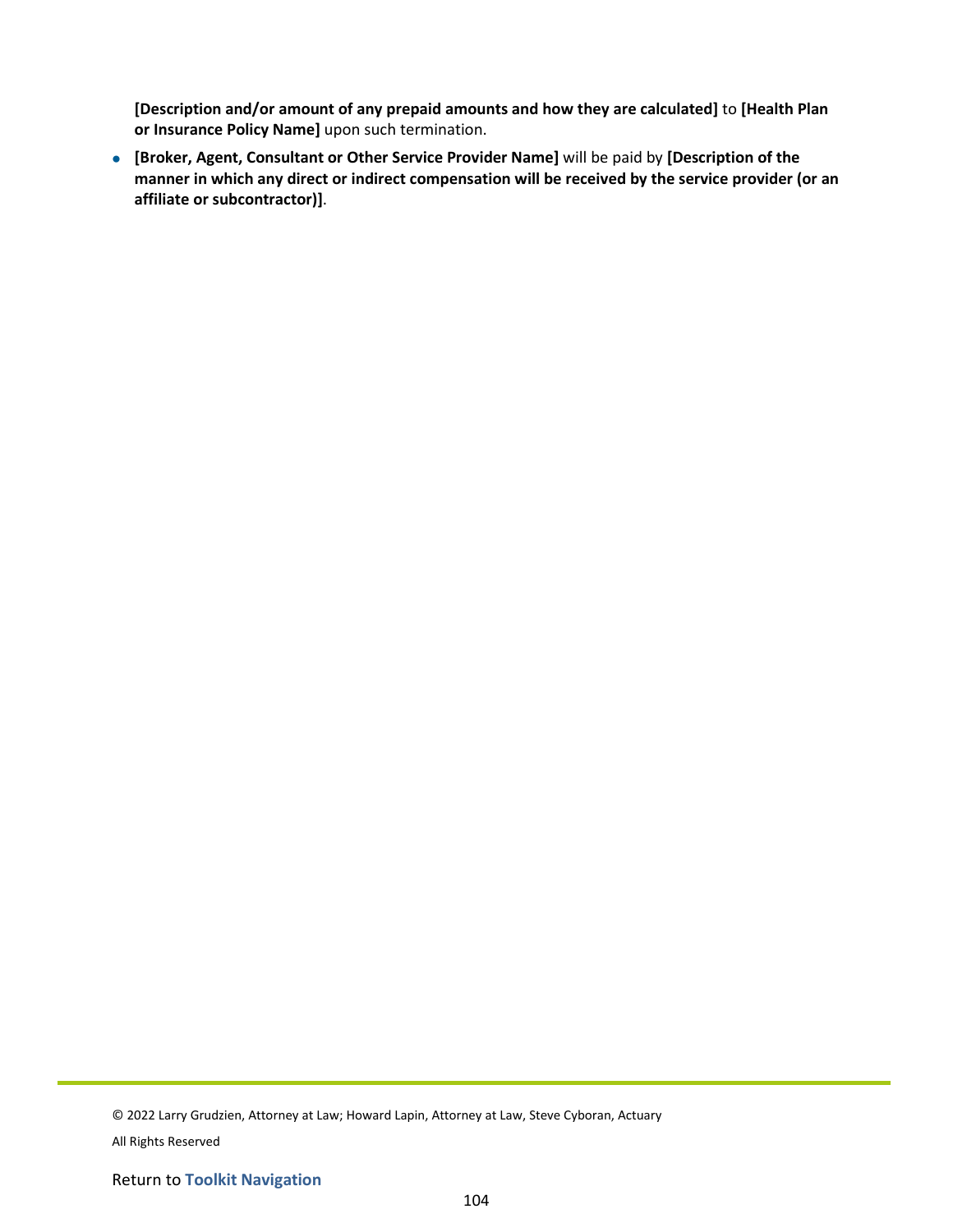**[Description and/or amount of any prepaid amounts and how they are calculated]** to **[Health Plan or Insurance Policy Name]** upon such termination.

- **[Broker, Agent, Consultant or Other Service Provider Name]** will be paid by **[Description of the manner in which any direct or indirect compensation will be received by the service provider (or an affiliate or subcontractor)]**.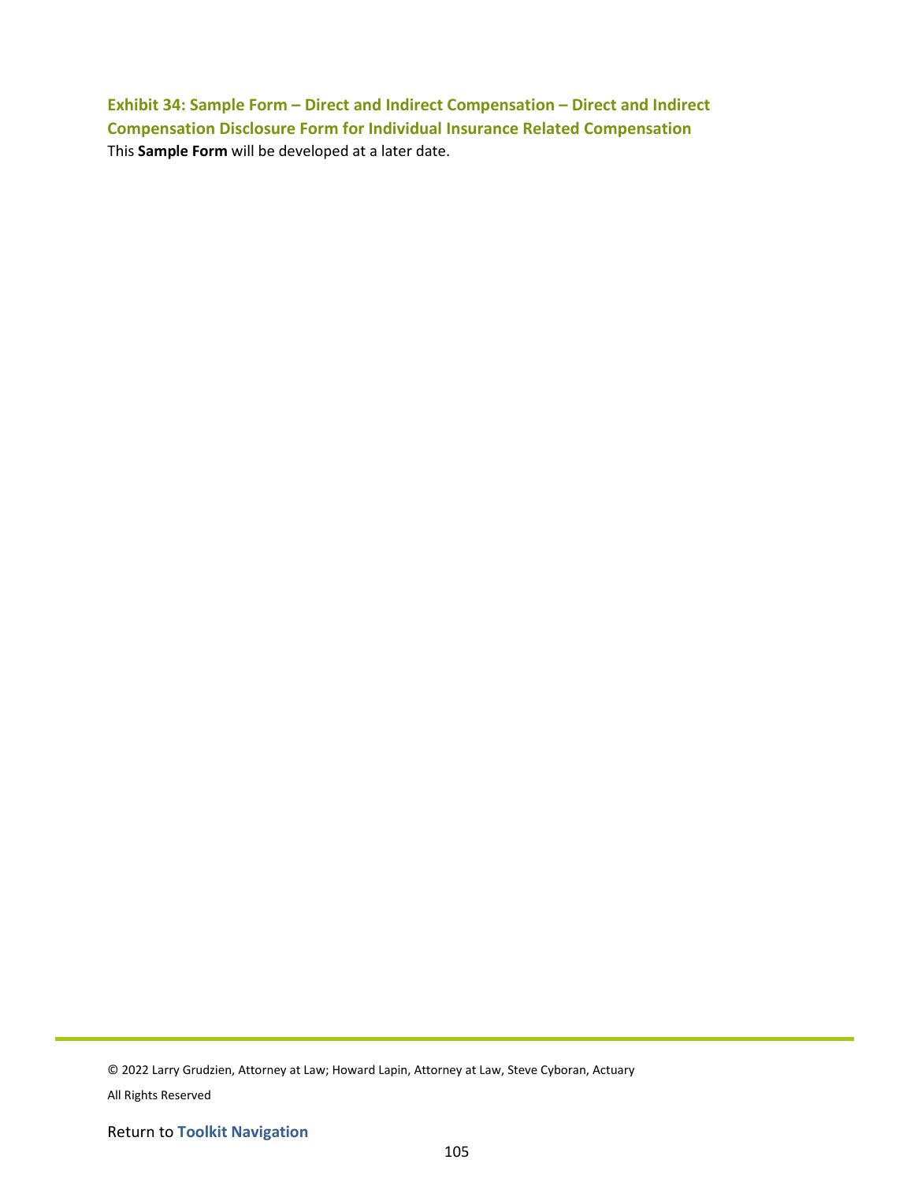### Exhibit 34: Sample Form – Direct and Indirect Compensation – Direct and Indirect Compensation Disclosure Form for Individual Insurance Related Compensation

This **Sample Form** will be developed at a later date.

© 2022 Larry Grudzien, Attorney at Law; Howard Lapin, Attorney at Law, Steve Cyboran, Actuary

All Rights Reserved

Return to **Toolkit Navigation**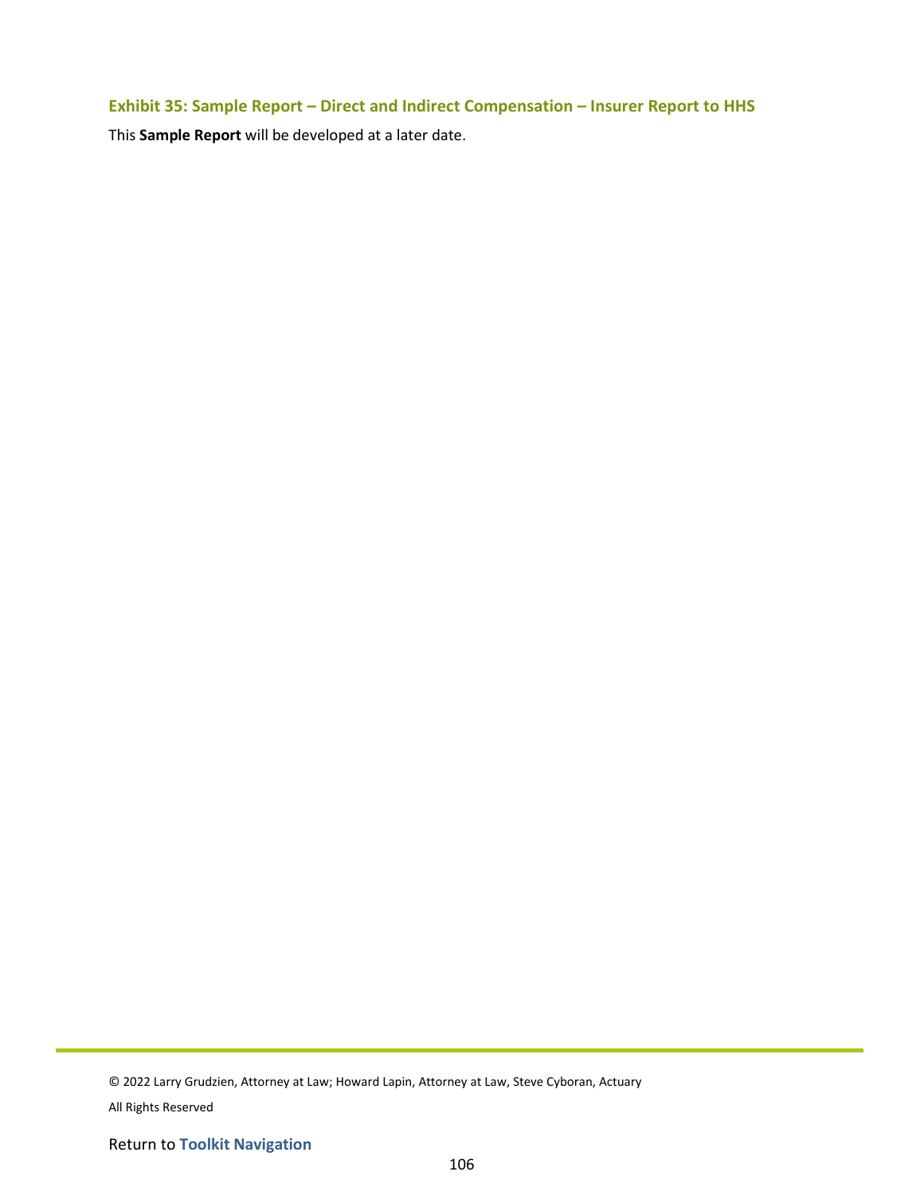### Exhibit 35: Sample Report – Direct and Indirect Compensation – Insurer Report to HHS

This **Sample Report** will be developed at a later date.

© 2022 Larry Grudzien, Attorney at Law; Howard Lapin, Attorney at Law, Steve Cyboran, Actuary

All Rights Reserved

Return to **Toolkit Navigation**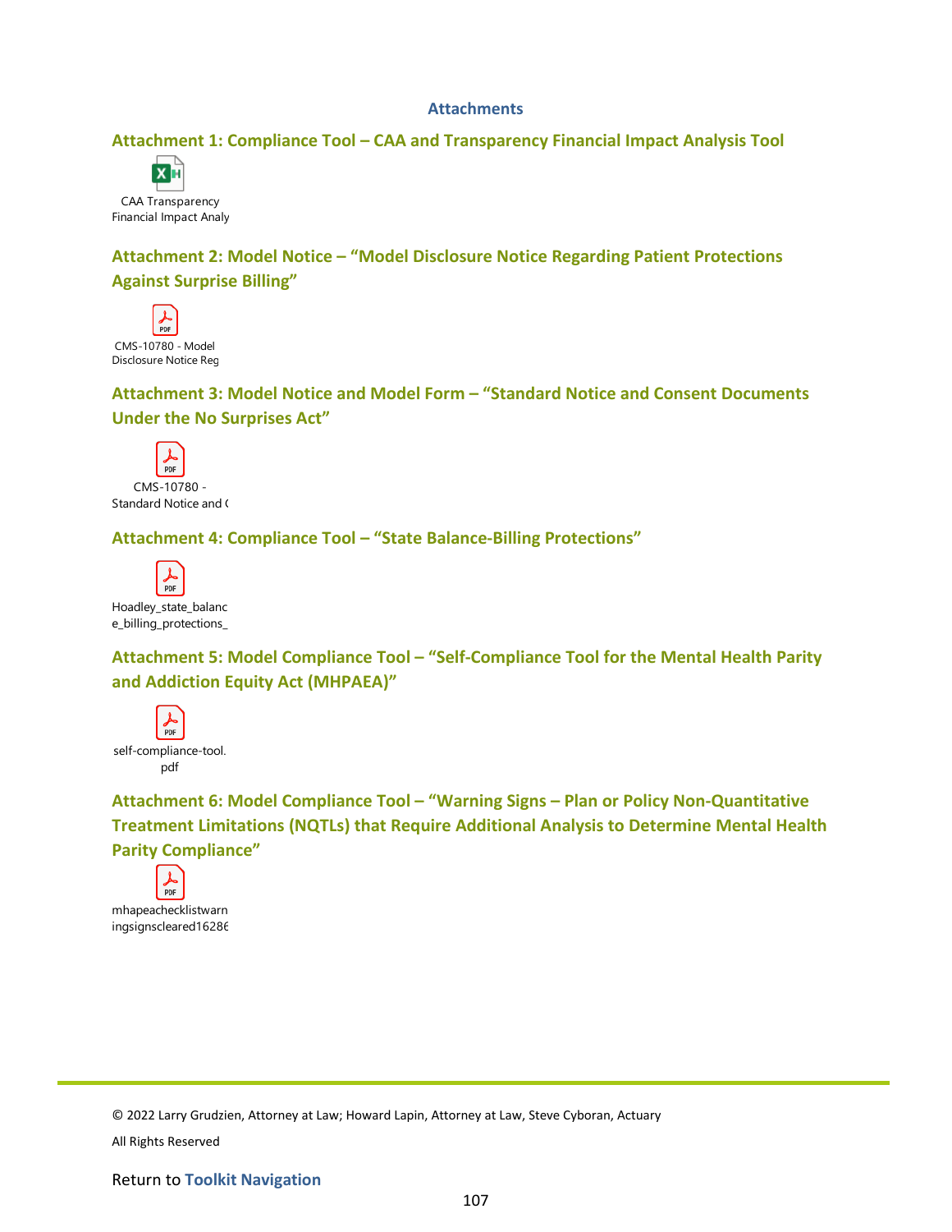## Attachments

### Attachment 1: Compliance Tool – CAA and Transparency Financial Impact Analysis Tool

CAA Transparency Financial Impact Analy

### Attachment 2: Model Notice – "Model Disclosure Notice Regarding Patient Protections Against Surprise Billing"

CMS-10780 - Model Disclosure Notice Reg

### Attachment 3: Model Notice and Model Form – "Standard Notice and Consent Documents Under the No Surprises Act"

CMS-10780 - Standard Notice and (

### Attachment 4: Compliance Tool – "State Balance-Billing Protections"

Hoadley_state_balance_billing_protections_

### Attachment 5: Model Compliance Tool – "Self-Compliance Tool for the Mental Health Parity and Addiction Equity Act (MHPAEA)"

self-compliance-tool.pdf

### Attachment 6: Model Compliance Tool – "Warning Signs – Plan or Policy Non-Quantitative Treatment Limitations (NQTLs) that Require Additional Analysis to Determine Mental Health Parity Compliance"

mhapeachecklistwarningsignscleared16286

© 2022 Larry Grudzien, Attorney at Law; Howard Lapin, Attorney at Law, Steve Cyboran, Actuary

All Rights Reserved

Return to **Toolkit Navigation**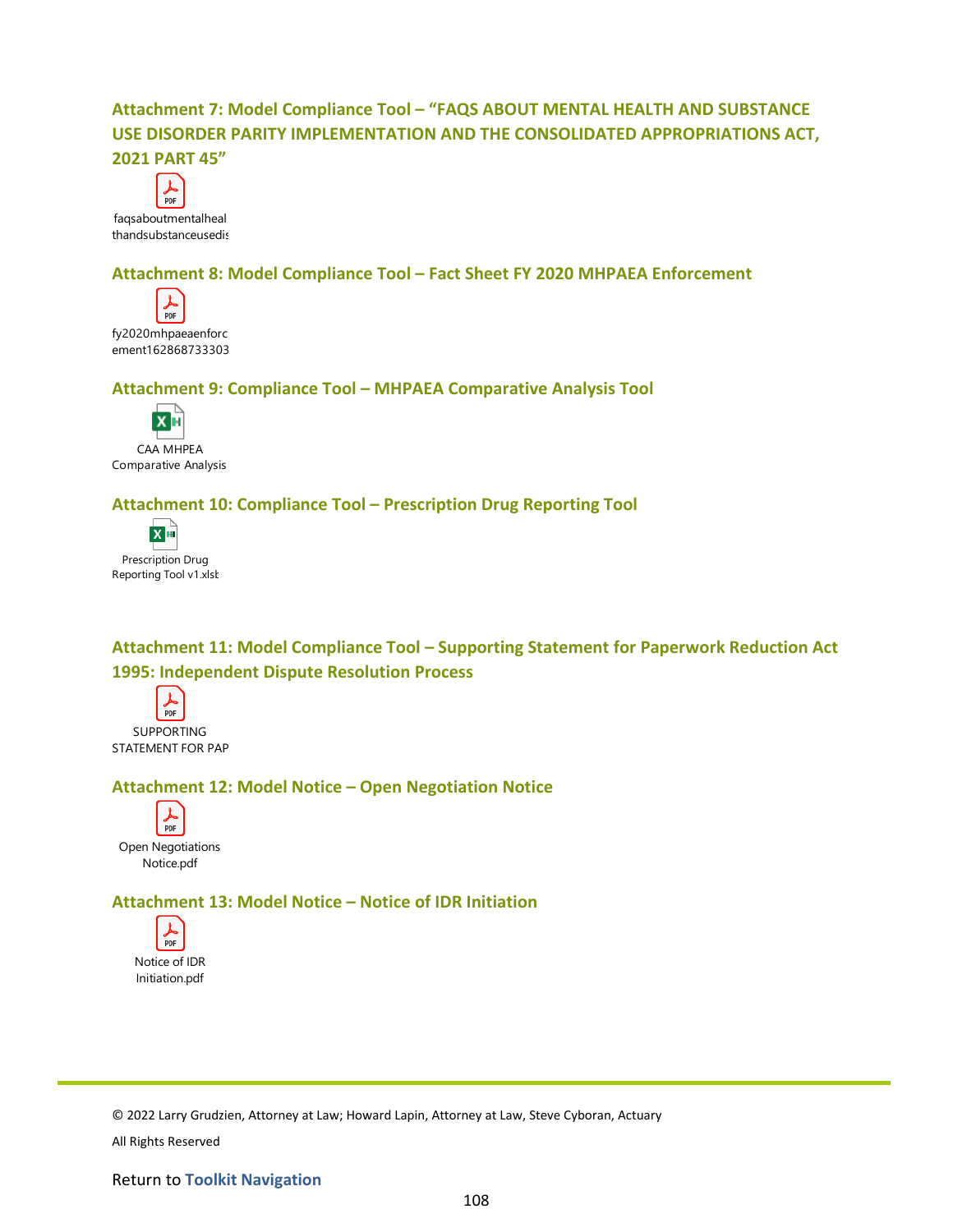### Attachment 7: Model Compliance Tool – "FAQS ABOUT MENTAL HEALTH AND SUBSTANCE USE DISORDER PARITY IMPLEMENTATION AND THE CONSOLIDATED APPROPRIATIONS ACT, 2021 PART 45"

faqsaboutmentalhealthandsubstanceusedis

### Attachment 8: Model Compliance Tool – Fact Sheet FY 2020 MHPAEA Enforcement

fy2020mhpaeaenforcement162868733303

### Attachment 9: Compliance Tool – MHPAEA Comparative Analysis Tool

CAA MHPEA Comparative Analysis

### Attachment 10: Compliance Tool – Prescription Drug Reporting Tool

Prescription Drug Reporting Tool v1.xlsx

### Attachment 11: Model Compliance Tool – Supporting Statement for Paperwork Reduction Act 1995: Independent Dispute Resolution Process

SUPPORTING STATEMENT FOR PAP

### Attachment 12: Model Notice – Open Negotiation Notice

Open Negotiations Notice.pdf

### Attachment 13: Model Notice – Notice of IDR Initiation

Notice of IDR Initiation.pdf

© 2022 Larry Grudzien, Attorney at Law; Howard Lapin, Attorney at Law, Steve Cyboran, Actuary

All Rights Reserved

Return to **Toolkit Navigation**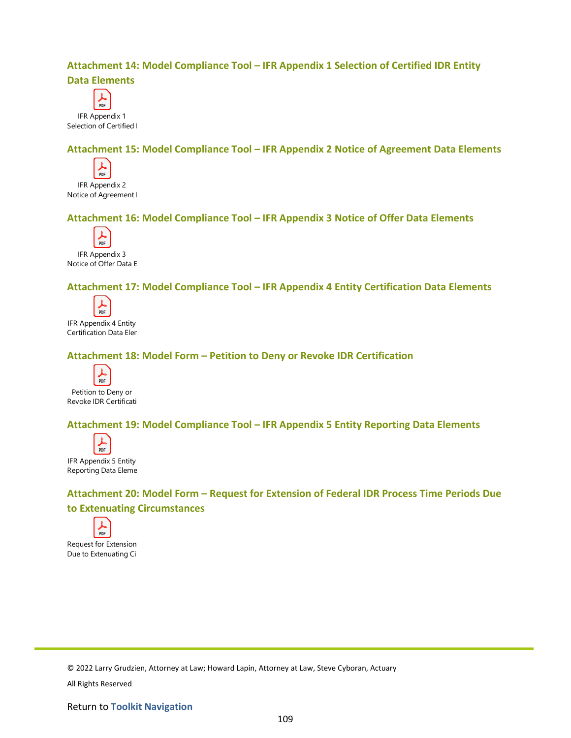### Attachment 14: Model Compliance Tool – IFR Appendix 1 Selection of Certified IDR Entity Data Elements

IFR Appendix 1 Selection of Certified I

### Attachment 15: Model Compliance Tool – IFR Appendix 2 Notice of Agreement Data Elements

IFR Appendix 2 Notice of Agreement I

### Attachment 16: Model Compliance Tool – IFR Appendix 3 Notice of Offer Data Elements

IFR Appendix 3 Notice of Offer Data E

### Attachment 17: Model Compliance Tool – IFR Appendix 4 Entity Certification Data Elements

IFR Appendix 4 Entity Certification Data Eler

### Attachment 18: Model Form – Petition to Deny or Revoke IDR Certification

Petition to Deny or Revoke IDR Certificati

### Attachment 19: Model Compliance Tool – IFR Appendix 5 Entity Reporting Data Elements

IFR Appendix 5 Entity Reporting Data Eleme

### Attachment 20: Model Form – Request for Extension of Federal IDR Process Time Periods Due to Extenuating Circumstances

Request for Extension Due to Extenuating Ci

© 2022 Larry Grudzien, Attorney at Law; Howard Lapin, Attorney at Law, Steve Cyboran, Actuary

All Rights Reserved

Return to **Toolkit Navigation**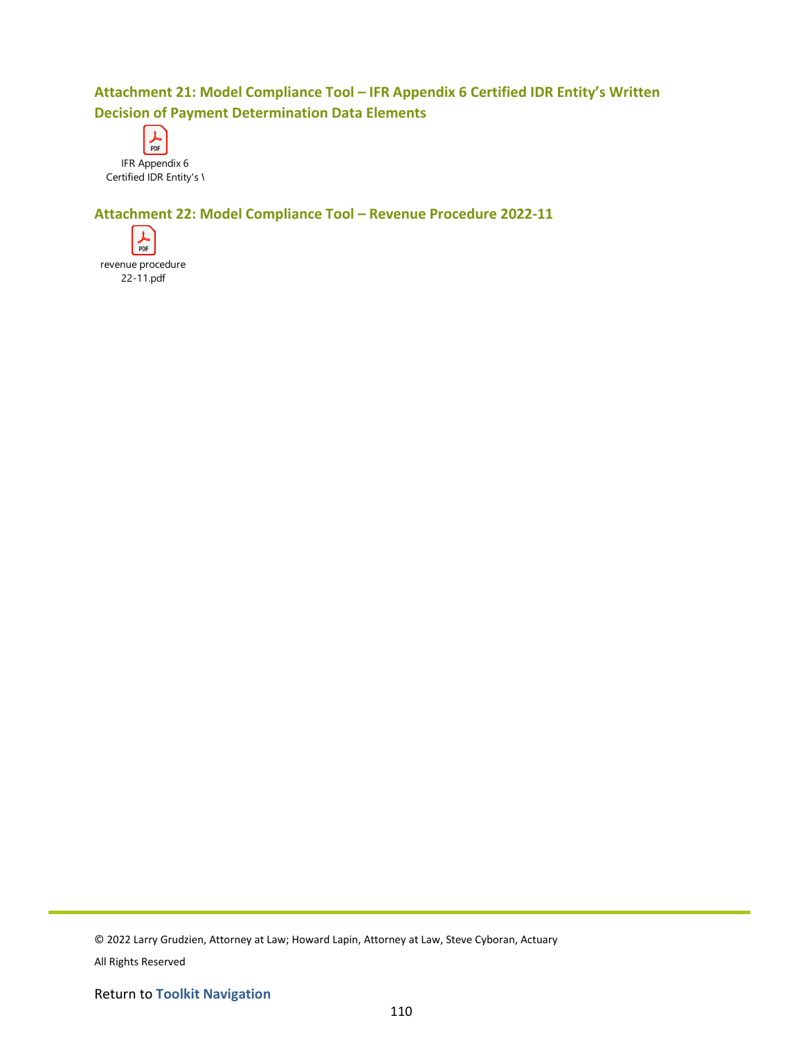### Attachment 21: Model Compliance Tool – IFR Appendix 6 Certified IDR Entity's Written Decision of Payment Determination Data Elements

IFR Appendix 6 Certified IDR Entity's \

### Attachment 22: Model Compliance Tool – Revenue Procedure 2022-11

revenue procedure 22-11.pdf

© 2022 Larry Grudzien, Attorney at Law; Howard Lapin, Attorney at Law, Steve Cyboran, Actuary

All Rights Reserved

Return to **Toolkit Navigation**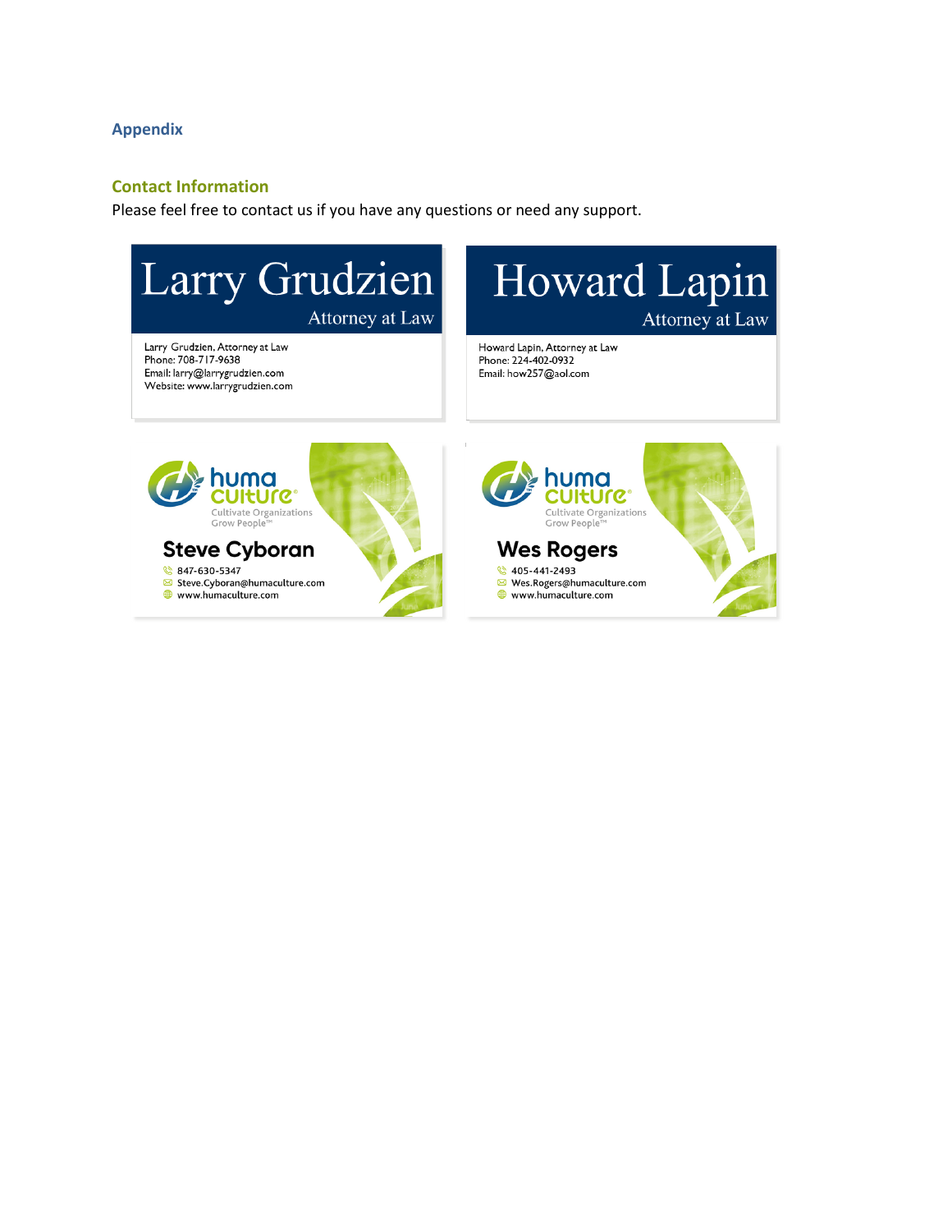## Appendix

### Contact Information

Please feel free to contact us if you have any questions or need any support.

Larry Grudzien
Attorney at Law

Larry Grudzien, Attorney at Law
Phone: 708-717-9638
Email: larry@larrygrudzien.com
Website: www.larrygrudzien.com

Howard Lapin
Attorney at Law

Howard Lapin, Attorney at Law
Phone: 224-402-0932
Email: how257@aol.com

huma culture®
Cultivate Organizations
Grow People™

Steve Cyboran
847-630-5347
Steve.Cyboran@humaculture.com
www.humaculture.com

huma culture®
Cultivate Organizations
Grow People™

Wes Rogers
405-441-2493
Wes.Rogers@humaculture.com
www.humaculture.com